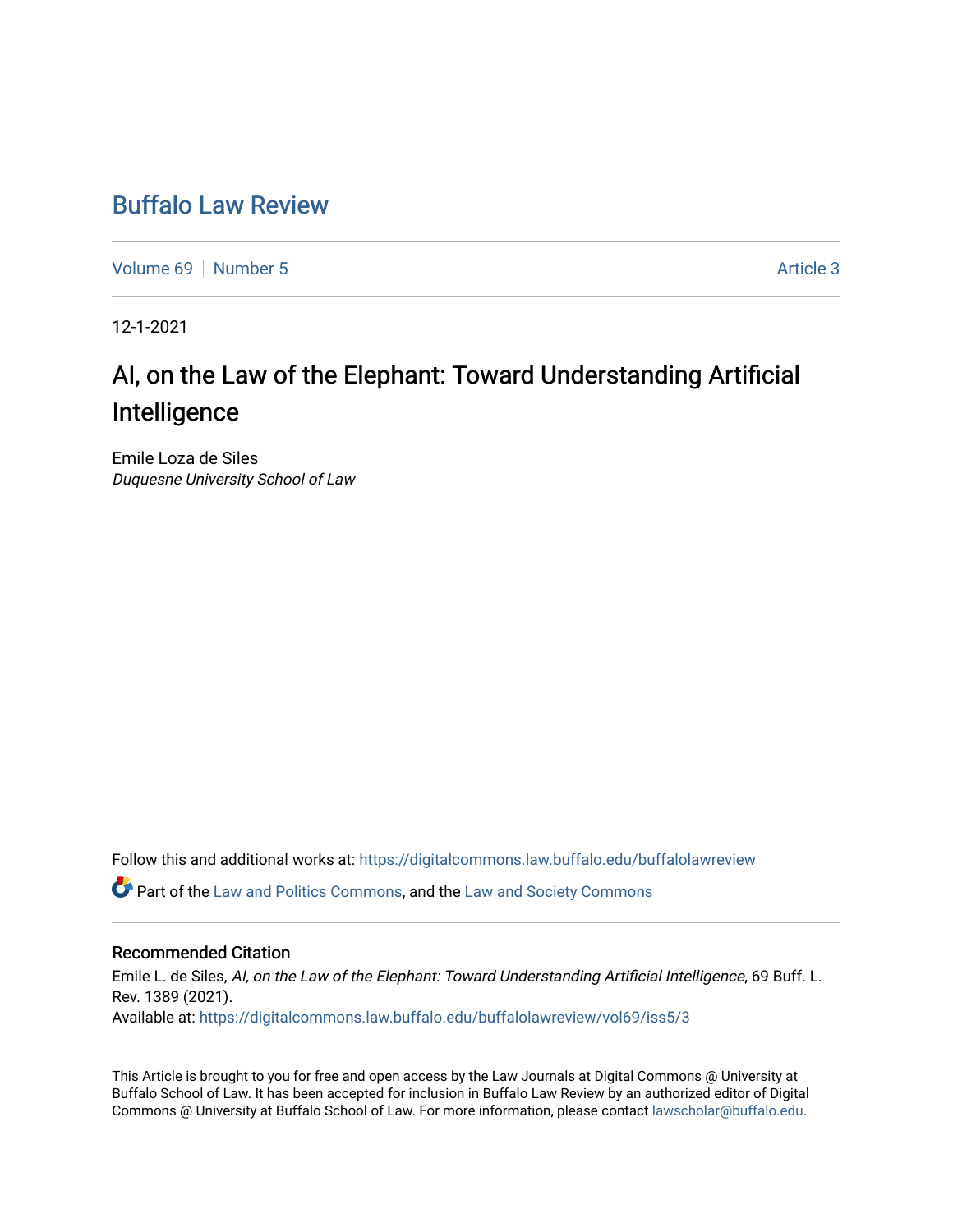# Buffalo Law Review

Volume 69 | Number 5 | Article 3

12-1-2021

## AI, on the Law of the Elephant: Toward Understanding Artificial Intelligence

Emile Loza de Siles
*Duquesne University School of Law*

Follow this and additional works at: https://digitalcommons.law.buffalo.edu/buffalolawreview

Part of the Law and Politics Commons, and the Law and Society Commons

### Recommended Citation

Emile L. de Siles, *AI, on the Law of the Elephant: Toward Understanding Artificial Intelligence*, 69 Buff. L. Rev. 1389 (2021).
Available at: https://digitalcommons.law.buffalo.edu/buffalolawreview/vol69/iss5/3

This Article is brought to you for free and open access by the Law Journals at Digital Commons @ University at Buffalo School of Law. It has been accepted for inclusion in Buffalo Law Review by an authorized editor of Digital Commons @ University at Buffalo School of Law. For more information, please contact lawscholar@buffalo.edu.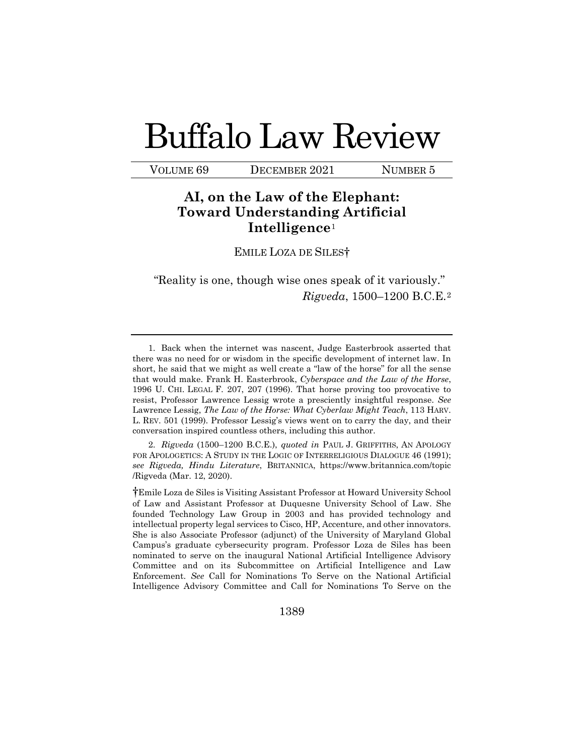# Buffalo Law Review

VOLUME 69 DECEMBER 2021 NUMBER 5

## AI, on the Law of the Elephant: Toward Understanding Artificial Intelligence[1]

EMILE LOZA DE SILES†

"Reality is one, though wise ones speak of it variously."
*Rigveda*, 1500–1200 B.C.E.[2]

---

1. Back when the internet was nascent, Judge Easterbrook asserted that there was no need for or wisdom in the specific development of internet law. In short, he said that we might as well create a "law of the horse" for all the sense that would make. Frank H. Easterbrook, *Cyberspace and the Law of the Horse*, 1996 U. CHI. LEGAL F. 207, 207 (1996). That horse proving too provocative to resist, Professor Lawrence Lessig wrote a presciently insightful response. *See* Lawrence Lessig, *The Law of the Horse: What Cyberlaw Might Teach*, 113 HARV. L. REV. 501 (1999). Professor Lessig's views went on to carry the day, and their conversation inspired countless others, including this author.

2. *Rigveda* (1500–1200 B.C.E.), *quoted in* PAUL J. GRIFFITHS, AN APOLOGY FOR APOLOGETICS: A STUDY IN THE LOGIC OF INTERRELIGIOUS DIALOGUE 46 (1991); *see Rigveda, Hindu Literature*, BRITANNICA, https://www.britannica.com/topic/Rigveda (Mar. 12, 2020).

†Emile Loza de Siles is Visiting Assistant Professor at Howard University School of Law and Assistant Professor at Duquesne University School of Law. She founded Technology Law Group in 2003 and has provided technology and intellectual property legal services to Cisco, HP, Accenture, and other innovators. She is also Associate Professor (adjunct) of the University of Maryland Global Campus's graduate cybersecurity program. Professor Loza de Siles has been nominated to serve on the inaugural National Artificial Intelligence Advisory Committee and on its Subcommittee on Artificial Intelligence and Law Enforcement. *See* Call for Nominations To Serve on the National Artificial Intelligence Advisory Committee and Call for Nominations To Serve on the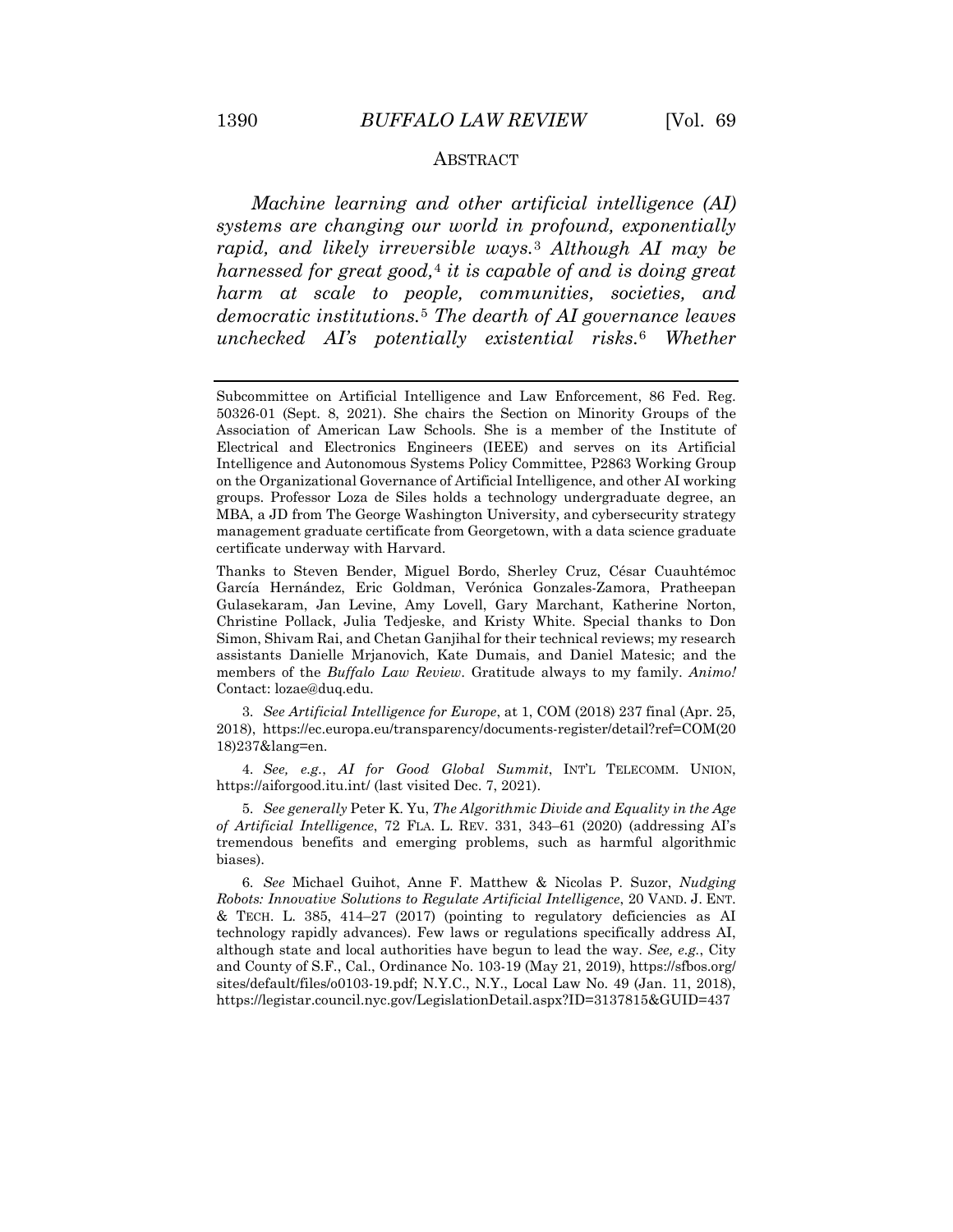## ABSTRACT

*Machine learning and other artificial intelligence (AI) systems are changing our world in profound, exponentially rapid, and likely irreversible ways.*[3] *Although AI may be harnessed for great good,*[4] *it is capable of and is doing great harm at scale to people, communities, societies, and democratic institutions.*[5] *The dearth of AI governance leaves unchecked AI's potentially existential risks.*[6] *Whether*

---

Subcommittee on Artificial Intelligence and Law Enforcement, 86 Fed. Reg. 50326-01 (Sept. 8, 2021). She chairs the Section on Minority Groups of the Association of American Law Schools. She is a member of the Institute of Electrical and Electronics Engineers (IEEE) and serves on its Artificial Intelligence and Autonomous Systems Policy Committee, P2863 Working Group on the Organizational Governance of Artificial Intelligence, and other AI working groups. Professor Loza de Siles holds a technology undergraduate degree, an MBA, a JD from The George Washington University, and cybersecurity strategy management graduate certificate from Georgetown, with a data science graduate certificate underway with Harvard.

Thanks to Steven Bender, Miguel Bordo, Sherley Cruz, César Cuauhtémoc García Hernández, Eric Goldman, Verónica Gonzales-Zamora, Pratheepan Gulasekaram, Jan Levine, Amy Lovell, Gary Marchant, Katherine Norton, Christine Pollack, Julia Tedjeske, and Kristy White. Special thanks to Don Simon, Shivam Rai, and Chetan Ganjihal for their technical reviews; my research assistants Danielle Mrjanovich, Kate Dumais, and Daniel Matesic; and the members of the *Buffalo Law Review*. Gratitude always to my family. *Animo!* Contact: lozae@duq.edu.

3. *See Artificial Intelligence for Europe*, at 1, COM (2018) 237 final (Apr. 25, 2018), https://ec.europa.eu/transparency/documents-register/detail?ref=COM(2018)237&lang=en.

4. *See, e.g.*, *AI for Good Global Summit*, INT'L TELECOMM. UNION, https://aiforgood.itu.int/ (last visited Dec. 7, 2021).

5. *See generally* Peter K. Yu, *The Algorithmic Divide and Equality in the Age of Artificial Intelligence*, 72 FLA. L. REV. 331, 343–61 (2020) (addressing AI's tremendous benefits and emerging problems, such as harmful algorithmic biases).

6. *See* Michael Guihot, Anne F. Matthew & Nicolas P. Suzor, *Nudging Robots: Innovative Solutions to Regulate Artificial Intelligence*, 20 VAND. J. ENT. & TECH. L. 385, 414–27 (2017) (pointing to regulatory deficiencies as AI technology rapidly advances). Few laws or regulations specifically address AI, although state and local authorities have begun to lead the way. *See, e.g.*, City and County of S.F., Cal., Ordinance No. 103-19 (May 21, 2019), https://sfbos.org/sites/default/files/o0103-19.pdf; N.Y.C., N.Y., Local Law No. 49 (Jan. 11, 2018), https://legistar.council.nyc.gov/LegislationDetail.aspx?ID=3137815&GUID=437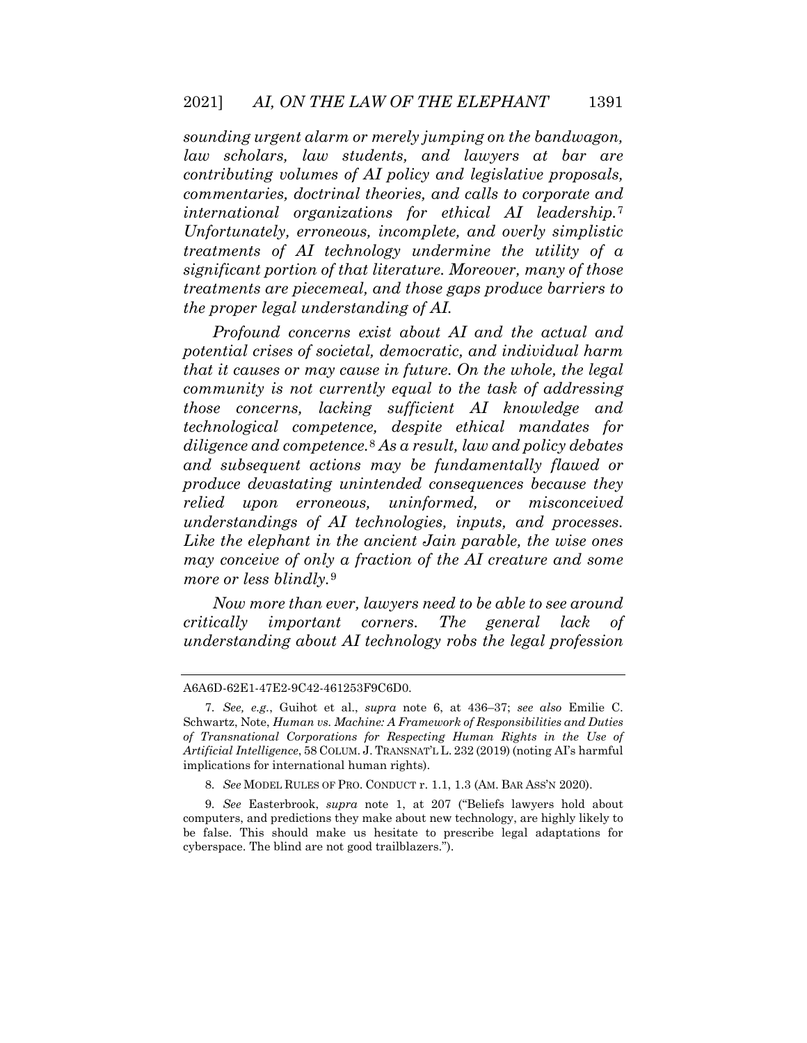*sounding urgent alarm or merely jumping on the bandwagon, law scholars, law students, and lawyers at bar are contributing volumes of AI policy and legislative proposals, commentaries, doctrinal theories, and calls to corporate and international organizations for ethical AI leadership.*[7] *Unfortunately, erroneous, incomplete, and overly simplistic treatments of AI technology undermine the utility of a significant portion of that literature. Moreover, many of those treatments are piecemeal, and those gaps produce barriers to the proper legal understanding of AI.*

*Profound concerns exist about AI and the actual and potential crises of societal, democratic, and individual harm that it causes or may cause in future. On the whole, the legal community is not currently equal to the task of addressing those concerns, lacking sufficient AI knowledge and technological competence, despite ethical mandates for diligence and competence.*[8] *As a result, law and policy debates and subsequent actions may be fundamentally flawed or produce devastating unintended consequences because they relied upon erroneous, uninformed, or misconceived understandings of AI technologies, inputs, and processes. Like the elephant in the ancient Jain parable, the wise ones may conceive of only a fraction of the AI creature and some more or less blindly.*[9]

*Now more than ever, lawyers need to be able to see around critically important corners. The general lack of understanding about AI technology robs the legal profession*

---

A6A6D-62E1-47E2-9C42-461253F9C6D0.

7. *See, e.g.*, Guihot et al., *supra* note 6, at 436–37; *see also* Emilie C. Schwartz, Note, *Human vs. Machine: A Framework of Responsibilities and Duties of Transnational Corporations for Respecting Human Rights in the Use of Artificial Intelligence*, 58 COLUM. J. TRANSNAT'L L. 232 (2019) (noting AI's harmful implications for international human rights).

8. *See* MODEL RULES OF PRO. CONDUCT r. 1.1, 1.3 (AM. BAR ASS'N 2020).

9. *See* Easterbrook, *supra* note 1, at 207 ("Beliefs lawyers hold about computers, and predictions they make about new technology, are highly likely to be false. This should make us hesitate to prescribe legal adaptations for cyberspace. The blind are not good trailblazers.").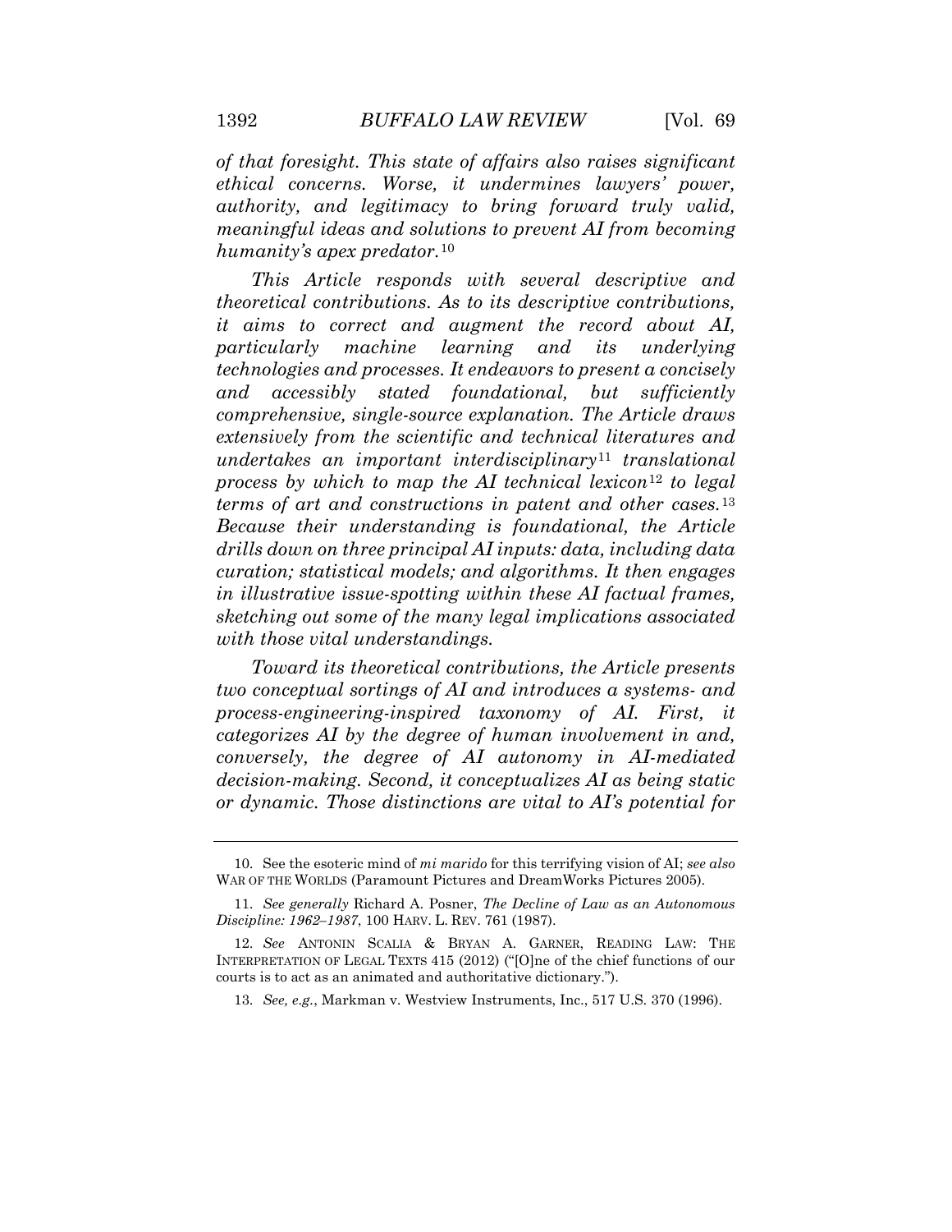*of that foresight. This state of affairs also raises significant ethical concerns. Worse, it undermines lawyers' power, authority, and legitimacy to bring forward truly valid, meaningful ideas and solutions to prevent AI from becoming humanity's apex predator.*[10]

*This Article responds with several descriptive and theoretical contributions. As to its descriptive contributions, it aims to correct and augment the record about AI, particularly machine learning and its underlying technologies and processes. It endeavors to present a concisely and accessibly stated foundational, but sufficiently comprehensive, single-source explanation. The Article draws extensively from the scientific and technical literatures and undertakes an important interdisciplinary*[11] *translational process by which to map the AI technical lexicon*[12] *to legal terms of art and constructions in patent and other cases.*[13] *Because their understanding is foundational, the Article drills down on three principal AI inputs: data, including data curation; statistical models; and algorithms. It then engages in illustrative issue-spotting within these AI factual frames, sketching out some of the many legal implications associated with those vital understandings.*

*Toward its theoretical contributions, the Article presents two conceptual sortings of AI and introduces a systems- and process-engineering-inspired taxonomy of AI. First, it categorizes AI by the degree of human involvement in and, conversely, the degree of AI autonomy in AI-mediated decision-making. Second, it conceptualizes AI as being static or dynamic. Those distinctions are vital to AI's potential for*

---

10. See the esoteric mind of *mi marido* for this terrifying vision of AI; *see also* WAR OF THE WORLDS (Paramount Pictures and DreamWorks Pictures 2005).

11. *See generally* Richard A. Posner, *The Decline of Law as an Autonomous Discipline: 1962–1987*, 100 HARV. L. REV. 761 (1987).

12. *See* ANTONIN SCALIA & BRYAN A. GARNER, READING LAW: THE INTERPRETATION OF LEGAL TEXTS 415 (2012) ("[O]ne of the chief functions of our courts is to act as an animated and authoritative dictionary.").

13. *See, e.g.*, Markman v. Westview Instruments, Inc., 517 U.S. 370 (1996).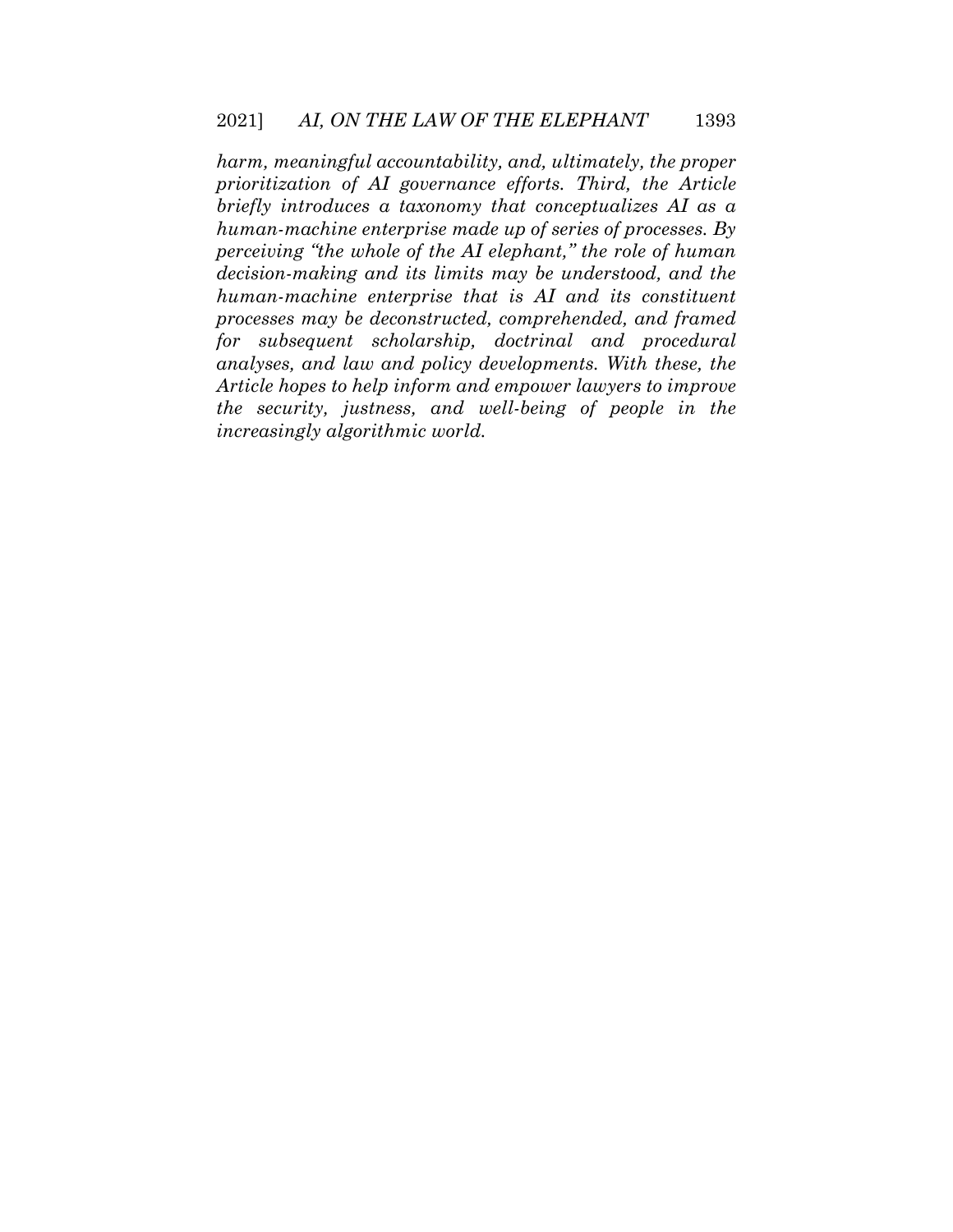*harm, meaningful accountability, and, ultimately, the proper prioritization of AI governance efforts. Third, the Article briefly introduces a taxonomy that conceptualizes AI as a human-machine enterprise made up of series of processes. By perceiving "the whole of the AI elephant," the role of human decision-making and its limits may be understood, and the human-machine enterprise that is AI and its constituent processes may be deconstructed, comprehended, and framed for subsequent scholarship, doctrinal and procedural analyses, and law and policy developments. With these, the Article hopes to help inform and empower lawyers to improve the security, justness, and well-being of people in the increasingly algorithmic world.*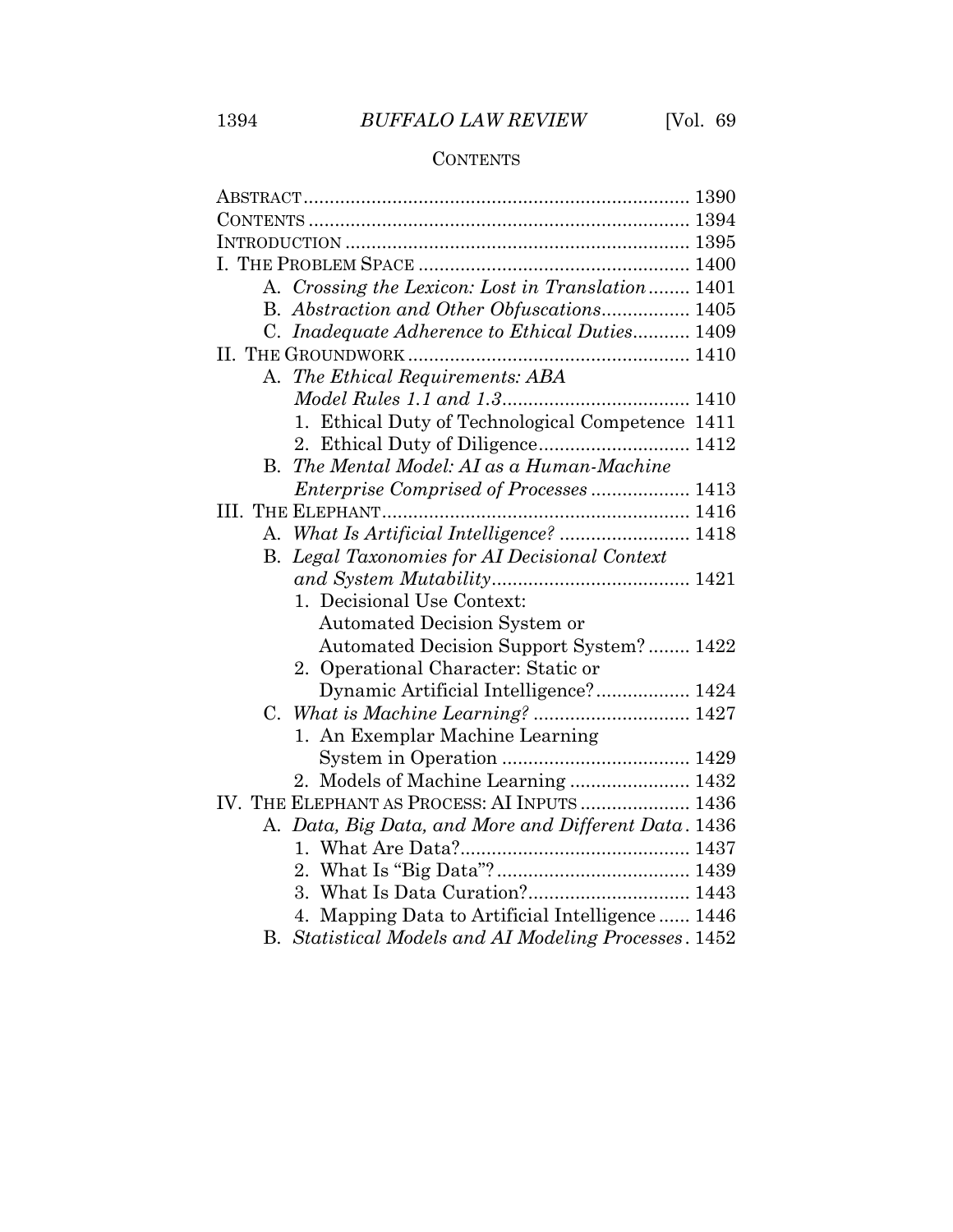# CONTENTS

ABSTRACT ........................................................................ 1390
CONTENTS ........................................................................ 1394
INTRODUCTION ................................................................ 1395
I. THE PROBLEM SPACE .................................................. 1400
  A. *Crossing the Lexicon: Lost in Translation* ........ 1401
  B. *Abstraction and Other Obfuscations*................. 1405
  C. *Inadequate Adherence to Ethical Duties*........... 1409
II. THE GROUNDWORK .................................................... 1410
  A. *The Ethical Requirements: ABA Model Rules 1.1 and 1.3*.................................... 1410
    1. Ethical Duty of Technological Competence 1411
    2. Ethical Duty of Diligence............................. 1412
  B. *The Mental Model: AI as a Human-Machine Enterprise Comprised of Processes* ................... 1413
III. THE ELEPHANT.......................................................... 1416
  A. *What Is Artificial Intelligence?* ......................... 1418
  B. *Legal Taxonomies for AI Decisional Context and System Mutability*...................................... 1421
    1. Decisional Use Context: Automated Decision System or Automated Decision Support System? ........ 1422
    2. Operational Character: Static or Dynamic Artificial Intelligence?.................. 1424
  C. *What is Machine Learning?* .............................. 1427
    1. An Exemplar Machine Learning System in Operation .................................... 1429
    2. Models of Machine Learning ....................... 1432
IV. THE ELEPHANT AS PROCESS: AI INPUTS ..................... 1436
  A. *Data, Big Data, and More and Different Data*. 1436
    1. What Are Data?............................................ 1437
    2. What Is "Big Data"?...................................... 1439
    3. What Is Data Curation?............................... 1443
    4. Mapping Data to Artificial Intelligence ...... 1446
  B. *Statistical Models and AI Modeling Processes*. 1452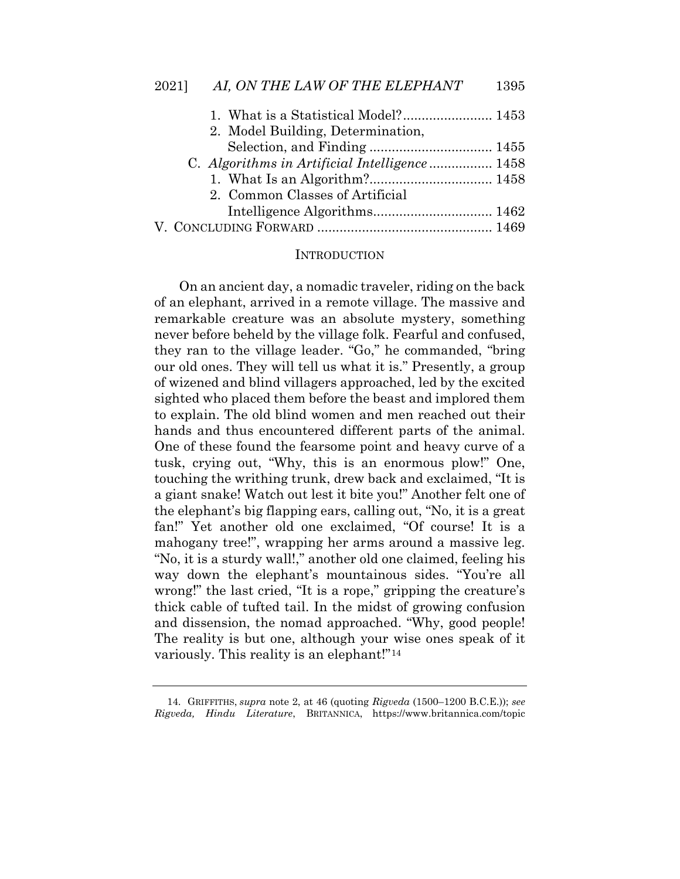1. What is a Statistical Model? ........................ 1453
2. Model Building, Determination, Selection, and Finding ................................ 1455

C. *Algorithms in Artificial Intelligence* ................ 1458
1. What Is an Algorithm? ................................ 1458
2. Common Classes of Artificial Intelligence Algorithms ................................ 1462

V. CONCLUDING FORWARD .............................................. 1469

## INTRODUCTION

On an ancient day, a nomadic traveler, riding on the back of an elephant, arrived in a remote village. The massive and remarkable creature was an absolute mystery, something never before beheld by the village folk. Fearful and confused, they ran to the village leader. "Go," he commanded, "bring our old ones. They will tell us what it is." Presently, a group of wizened and blind villagers approached, led by the excited sighted who placed them before the beast and implored them to explain. The old blind women and men reached out their hands and thus encountered different parts of the animal. One of these found the fearsome point and heavy curve of a tusk, crying out, "Why, this is an enormous plow!" One, touching the writhing trunk, drew back and exclaimed, "It is a giant snake! Watch out lest it bite you!" Another felt one of the elephant's big flapping ears, calling out, "No, it is a great fan!" Yet another old one exclaimed, "Of course! It is a mahogany tree!", wrapping her arms around a massive leg. "No, it is a sturdy wall!," another old one claimed, feeling his way down the elephant's mountainous sides. "You're all wrong!" the last cried, "It is a rope," gripping the creature's thick cable of tufted tail. In the midst of growing confusion and dissension, the nomad approached. "Why, good people! The reality is but one, although your wise ones speak of it variously. This reality is an elephant!"[14]

---

14. GRIFFITHS, *supra* note 2, at 46 (quoting *Rigveda* (1500–1200 B.C.E.)); *see Rigveda, Hindu Literature*, BRITANNICA, https://www.britannica.com/topic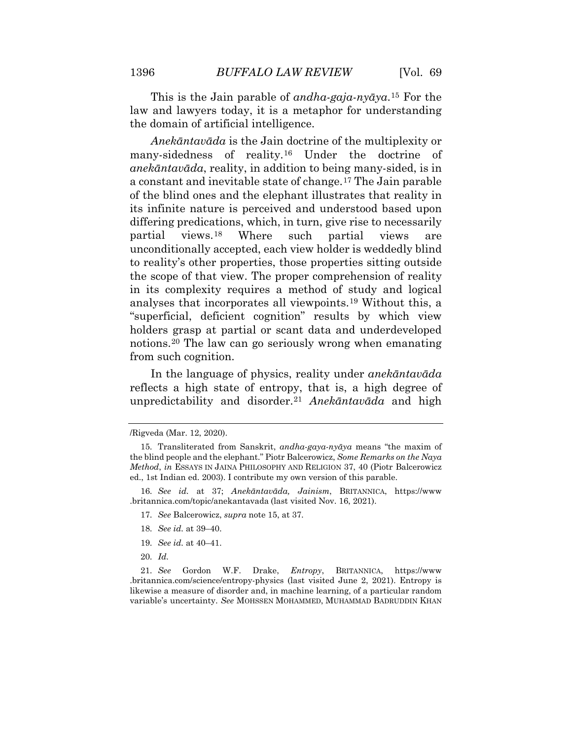This is the Jain parable of *andha-gaja-nyāya*.[15] For the law and lawyers today, it is a metaphor for understanding the domain of artificial intelligence.

*Anekāntavāda* is the Jain doctrine of the multiplexity or many-sidedness of reality.[16] Under the doctrine of *anekāntavāda*, reality, in addition to being many-sided, is in a constant and inevitable state of change.[17] The Jain parable of the blind ones and the elephant illustrates that reality in its infinite nature is perceived and understood based upon differing predications, which, in turn, give rise to necessarily partial views.[18] Where such partial views are unconditionally accepted, each view holder is weddedly blind to reality's other properties, those properties sitting outside the scope of that view. The proper comprehension of reality in its complexity requires a method of study and logical analyses that incorporates all viewpoints.[19] Without this, a "superficial, deficient cognition" results by which view holders grasp at partial or scant data and underdeveloped notions.[20] The law can go seriously wrong when emanating from such cognition.

In the language of physics, reality under *anekāntavāda* reflects a high state of entropy, that is, a high degree of unpredictability and disorder.[21] *Anekāntavāda* and high

---

/Rigveda (Mar. 12, 2020).

15. Transliterated from Sanskrit, *andha-gaya-nyāya* means "the maxim of the blind people and the elephant." Piotr Balcerowicz, *Some Remarks on the Naya Method*, *in* ESSAYS IN JAINA PHILOSOPHY AND RELIGION 37, 40 (Piotr Balcerowicz ed., 1st Indian ed. 2003). I contribute my own version of this parable.

16. *See id.* at 37; *Anekāntavāda, Jainism*, BRITANNICA, https://www.britannica.com/topic/anekantavada (last visited Nov. 16, 2021).

17. *See* Balcerowicz, *supra* note 15, at 37.

18. *See id.* at 39–40.

19. *See id.* at 40–41.

20. *Id.*

21. *See* Gordon W.F. Drake, *Entropy*, BRITANNICA, https://www.britannica.com/science/entropy-physics (last visited June 2, 2021). Entropy is likewise a measure of disorder and, in machine learning, of a particular random variable's uncertainty. *See* MOHSSEN MOHAMMED, MUHAMMAD BADRUDDIN KHAN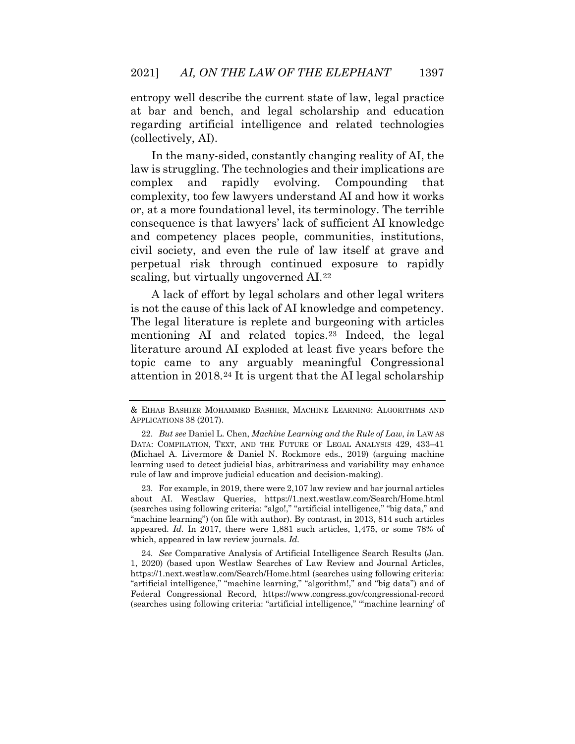entropy well describe the current state of law, legal practice at bar and bench, and legal scholarship and education regarding artificial intelligence and related technologies (collectively, AI).

In the many-sided, constantly changing reality of AI, the law is struggling. The technologies and their implications are complex and rapidly evolving. Compounding that complexity, too few lawyers understand AI and how it works or, at a more foundational level, its terminology. The terrible consequence is that lawyers' lack of sufficient AI knowledge and competency places people, communities, institutions, civil society, and even the rule of law itself at grave and perpetual risk through continued exposure to rapidly scaling, but virtually ungoverned AI.[22]

A lack of effort by legal scholars and other legal writers is not the cause of this lack of AI knowledge and competency. The legal literature is replete and burgeoning with articles mentioning AI and related topics.[23] Indeed, the legal literature around AI exploded at least five years before the topic came to any arguably meaningful Congressional attention in 2018.[24] It is urgent that the AI legal scholarship

---

& EIHAB BASHIER MOHAMMED BASHIER, MACHINE LEARNING: ALGORITHMS AND APPLICATIONS 38 (2017).

22. *But see* Daniel L. Chen, *Machine Learning and the Rule of Law*, *in* LAW AS DATA: COMPILATION, TEXT, AND THE FUTURE OF LEGAL ANALYSIS 429, 433–41 (Michael A. Livermore & Daniel N. Rockmore eds., 2019) (arguing machine learning used to detect judicial bias, arbitrariness and variability may enhance rule of law and improve judicial education and decision-making).

23. For example, in 2019, there were 2,107 law review and bar journal articles about AI. Westlaw Queries, https://1.next.westlaw.com/Search/Home.html (searches using following criteria: "algo!," "artificial intelligence," "big data," and "machine learning") (on file with author). By contrast, in 2013, 814 such articles appeared. *Id.* In 2017, there were 1,881 such articles, 1,475, or some 78% of which, appeared in law review journals. *Id.*

24. *See* Comparative Analysis of Artificial Intelligence Search Results (Jan. 1, 2020) (based upon Westlaw Searches of Law Review and Journal Articles, https://1.next.westlaw.com/Search/Home.html (searches using following criteria: "artificial intelligence," "machine learning," "algorithm!," and "big data") and of Federal Congressional Record, https://www.congress.gov/congressional-record (searches using following criteria: "artificial intelligence," "'machine learning' of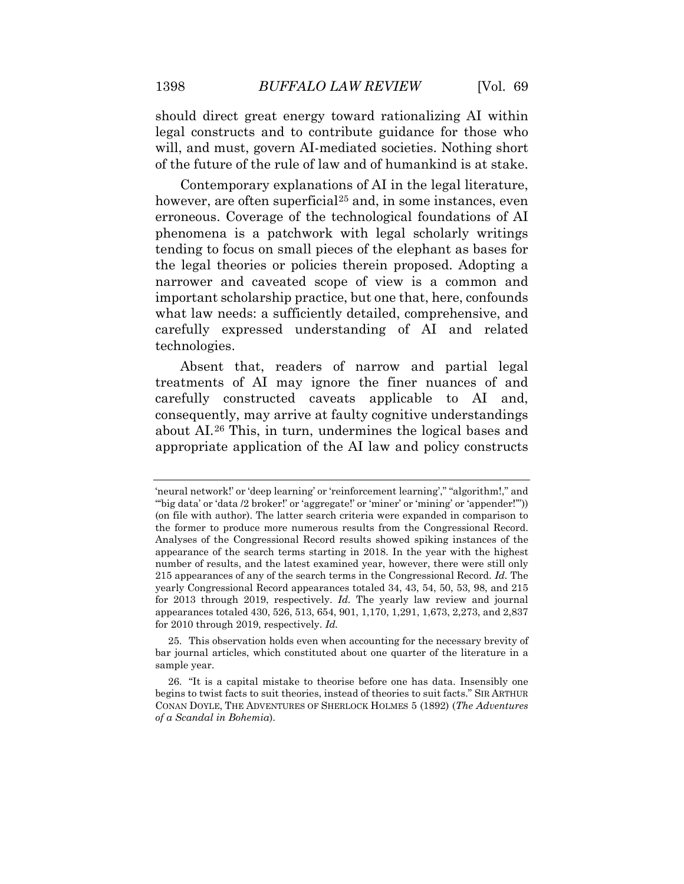should direct great energy toward rationalizing AI within legal constructs and to contribute guidance for those who will, and must, govern AI-mediated societies. Nothing short of the future of the rule of law and of humankind is at stake.

Contemporary explanations of AI in the legal literature, however, are often superficial[25] and, in some instances, even erroneous. Coverage of the technological foundations of AI phenomena is a patchwork with legal scholarly writings tending to focus on small pieces of the elephant as bases for the legal theories or policies therein proposed. Adopting a narrower and caveated scope of view is a common and important scholarship practice, but one that, here, confounds what law needs: a sufficiently detailed, comprehensive, and carefully expressed understanding of AI and related technologies.

Absent that, readers of narrow and partial legal treatments of AI may ignore the finer nuances of and carefully constructed caveats applicable to AI and, consequently, may arrive at faulty cognitive understandings about AI.[26] This, in turn, undermines the logical bases and appropriate application of the AI law and policy constructs

---

'neural network!' or 'deep learning' or 'reinforcement learning'," "algorithm!," and "'big data' or 'data /2 broker!' or 'aggregate!' or 'miner' or 'mining' or 'appender!'")) (on file with author). The latter search criteria were expanded in comparison to the former to produce more numerous results from the Congressional Record. Analyses of the Congressional Record results showed spiking instances of the appearance of the search terms starting in 2018. In the year with the highest number of results, and the latest examined year, however, there were still only 215 appearances of any of the search terms in the Congressional Record. *Id.* The yearly Congressional Record appearances totaled 34, 43, 54, 50, 53, 98, and 215 for 2013 through 2019, respectively. *Id.* The yearly law review and journal appearances totaled 430, 526, 513, 654, 901, 1,170, 1,291, 1,673, 2,273, and 2,837 for 2010 through 2019, respectively. *Id.*

25. This observation holds even when accounting for the necessary brevity of bar journal articles, which constituted about one quarter of the literature in a sample year.

26. "It is a capital mistake to theorise before one has data. Insensibly one begins to twist facts to suit theories, instead of theories to suit facts." SIR ARTHUR CONAN DOYLE, THE ADVENTURES OF SHERLOCK HOLMES 5 (1892) (*The Adventures of a Scandal in Bohemia*).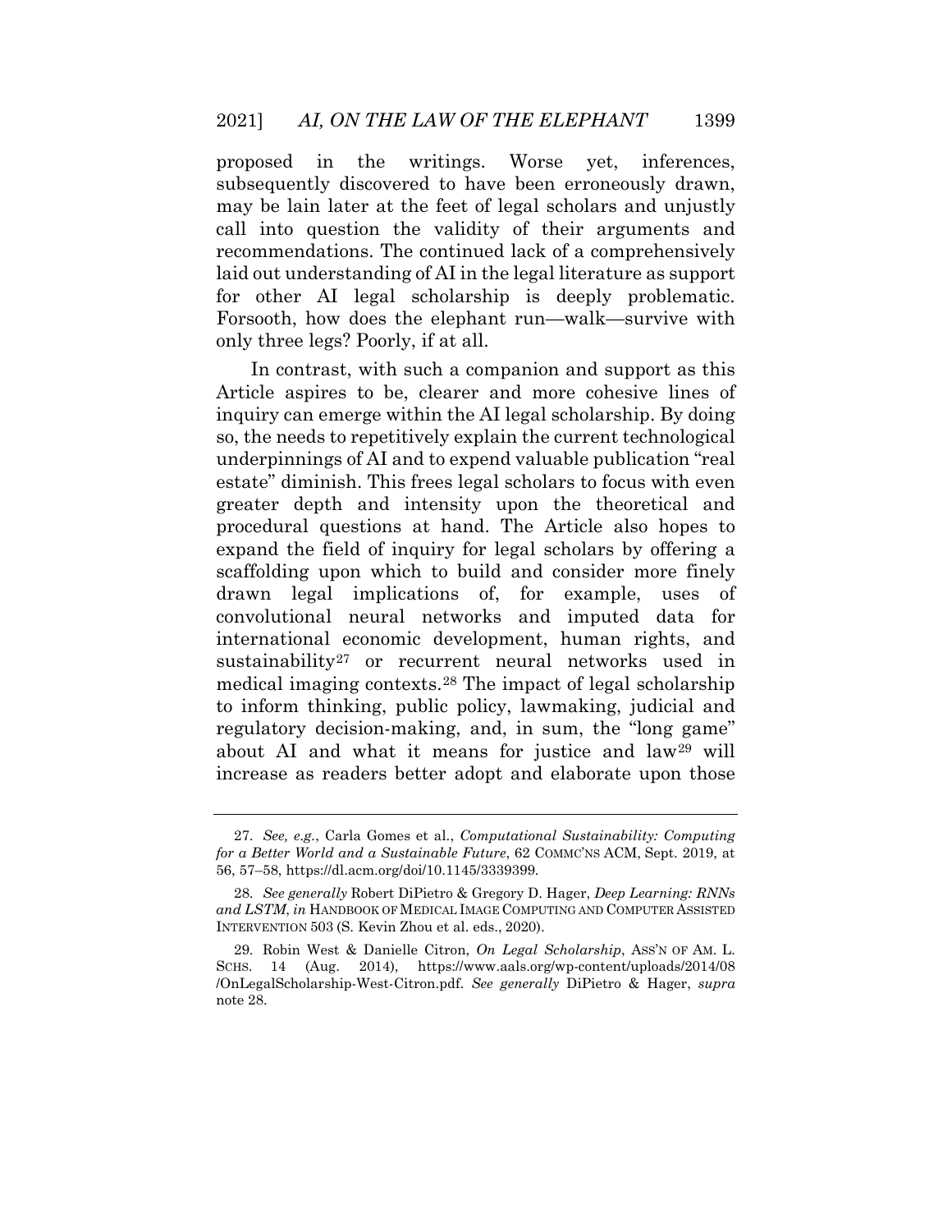proposed in the writings. Worse yet, inferences, subsequently discovered to have been erroneously drawn, may be lain later at the feet of legal scholars and unjustly call into question the validity of their arguments and recommendations. The continued lack of a comprehensively laid out understanding of AI in the legal literature as support for other AI legal scholarship is deeply problematic. Forsooth, how does the elephant run—walk—survive with only three legs? Poorly, if at all.

In contrast, with such a companion and support as this Article aspires to be, clearer and more cohesive lines of inquiry can emerge within the AI legal scholarship. By doing so, the needs to repetitively explain the current technological underpinnings of AI and to expend valuable publication "real estate" diminish. This frees legal scholars to focus with even greater depth and intensity upon the theoretical and procedural questions at hand. The Article also hopes to expand the field of inquiry for legal scholars by offering a scaffolding upon which to build and consider more finely drawn legal implications of, for example, uses of convolutional neural networks and imputed data for international economic development, human rights, and sustainability[27] or recurrent neural networks used in medical imaging contexts.[28] The impact of legal scholarship to inform thinking, public policy, lawmaking, judicial and regulatory decision-making, and, in sum, the "long game" about AI and what it means for justice and law[29] will increase as readers better adopt and elaborate upon those

---

27. *See, e.g.*, Carla Gomes et al., *Computational Sustainability: Computing for a Better World and a Sustainable Future*, 62 COMMC'NS ACM, Sept. 2019, at 56, 57–58, https://dl.acm.org/doi/10.1145/3339399.

28. *See generally* Robert DiPietro & Gregory D. Hager, *Deep Learning: RNNs and LSTM*, *in* HANDBOOK OF MEDICAL IMAGE COMPUTING AND COMPUTER ASSISTED INTERVENTION 503 (S. Kevin Zhou et al. eds., 2020).

29. Robin West & Danielle Citron, *On Legal Scholarship*, ASS'N OF AM. L. SCHS. 14 (Aug. 2014), https://www.aals.org/wp-content/uploads/2014/08/OnLegalScholarship-West-Citron.pdf. *See generally* DiPietro & Hager, *supra* note 28.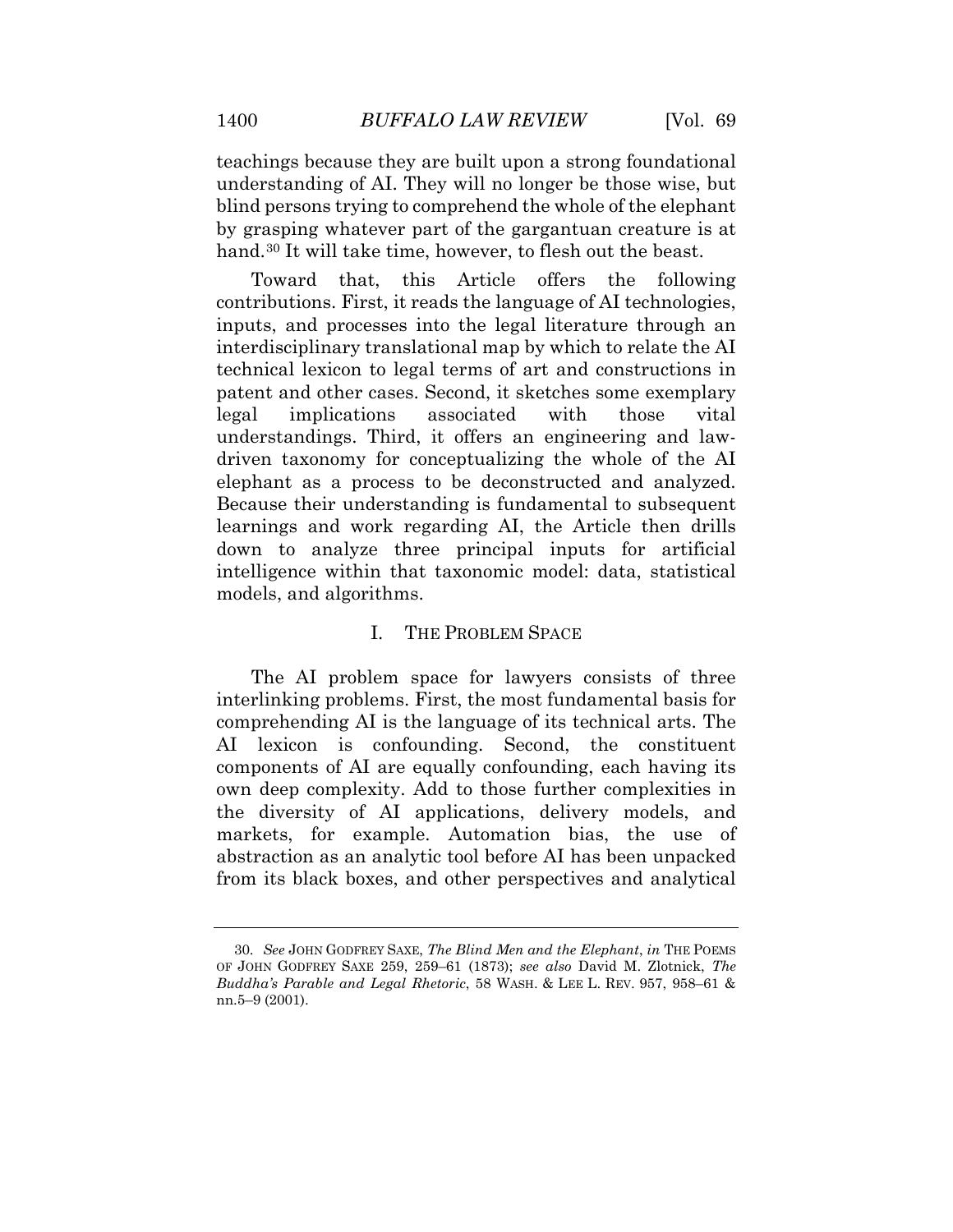teachings because they are built upon a strong foundational understanding of AI. They will no longer be those wise, but blind persons trying to comprehend the whole of the elephant by grasping whatever part of the gargantuan creature is at hand.[30] It will take time, however, to flesh out the beast.

Toward that, this Article offers the following contributions. First, it reads the language of AI technologies, inputs, and processes into the legal literature through an interdisciplinary translational map by which to relate the AI technical lexicon to legal terms of art and constructions in patent and other cases. Second, it sketches some exemplary legal implications associated with those vital understandings. Third, it offers an engineering and law-driven taxonomy for conceptualizing the whole of the AI elephant as a process to be deconstructed and analyzed. Because their understanding is fundamental to subsequent learnings and work regarding AI, the Article then drills down to analyze three principal inputs for artificial intelligence within that taxonomic model: data, statistical models, and algorithms.

## I. THE PROBLEM SPACE

The AI problem space for lawyers consists of three interlinking problems. First, the most fundamental basis for comprehending AI is the language of its technical arts. The AI lexicon is confounding. Second, the constituent components of AI are equally confounding, each having its own deep complexity. Add to those further complexities in the diversity of AI applications, delivery models, and markets, for example. Automation bias, the use of abstraction as an analytic tool before AI has been unpacked from its black boxes, and other perspectives and analytical

---

30. *See* JOHN GODFREY SAXE, *The Blind Men and the Elephant*, *in* THE POEMS OF JOHN GODFREY SAXE 259, 259–61 (1873); *see also* David M. Zlotnick, *The Buddha's Parable and Legal Rhetoric*, 58 WASH. & LEE L. REV. 957, 958–61 & nn.5–9 (2001).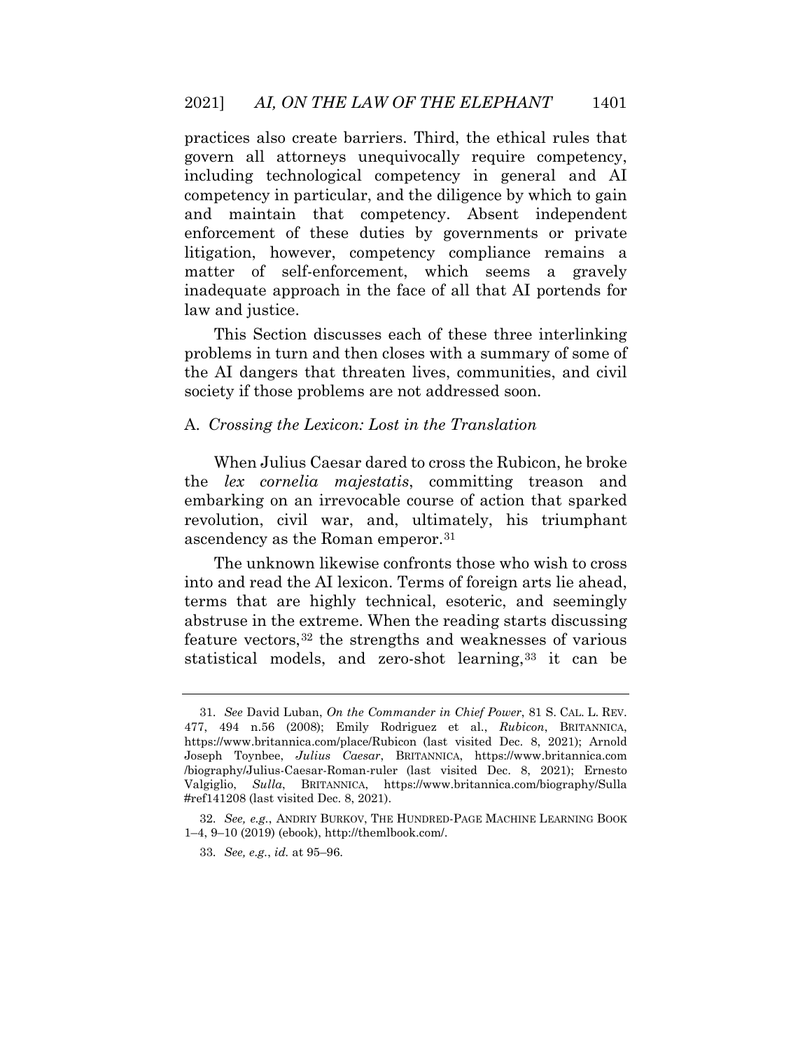practices also create barriers. Third, the ethical rules that govern all attorneys unequivocally require competency, including technological competency in general and AI competency in particular, and the diligence by which to gain and maintain that competency. Absent independent enforcement of these duties by governments or private litigation, however, competency compliance remains a matter of self-enforcement, which seems a gravely inadequate approach in the face of all that AI portends for law and justice.

This Section discusses each of these three interlinking problems in turn and then closes with a summary of some of the AI dangers that threaten lives, communities, and civil society if those problems are not addressed soon.

### A. *Crossing the Lexicon: Lost in the Translation*

When Julius Caesar dared to cross the Rubicon, he broke the *lex cornelia majestatis*, committing treason and embarking on an irrevocable course of action that sparked revolution, civil war, and, ultimately, his triumphant ascendency as the Roman emperor.[31]

The unknown likewise confronts those who wish to cross into and read the AI lexicon. Terms of foreign arts lie ahead, terms that are highly technical, esoteric, and seemingly abstruse in the extreme. When the reading starts discussing feature vectors,[32] the strengths and weaknesses of various statistical models, and zero-shot learning,[33] it can be

---

31. *See* David Luban, *On the Commander in Chief Power*, 81 S. CAL. L. REV. 477, 494 n.56 (2008); Emily Rodriguez et al., *Rubicon*, BRITANNICA, https://www.britannica.com/place/Rubicon (last visited Dec. 8, 2021); Arnold Joseph Toynbee, *Julius Caesar*, BRITANNICA, https://www.britannica.com/biography/Julius-Caesar-Roman-ruler (last visited Dec. 8, 2021); Ernesto Valgiglio, *Sulla*, BRITANNICA, https://www.britannica.com/biography/Sulla#ref141208 (last visited Dec. 8, 2021).

32. *See, e.g.*, ANDRIY BURKOV, THE HUNDRED-PAGE MACHINE LEARNING BOOK 1–4, 9–10 (2019) (ebook), http://themlbook.com/.

33. *See, e.g.*, *id.* at 95–96.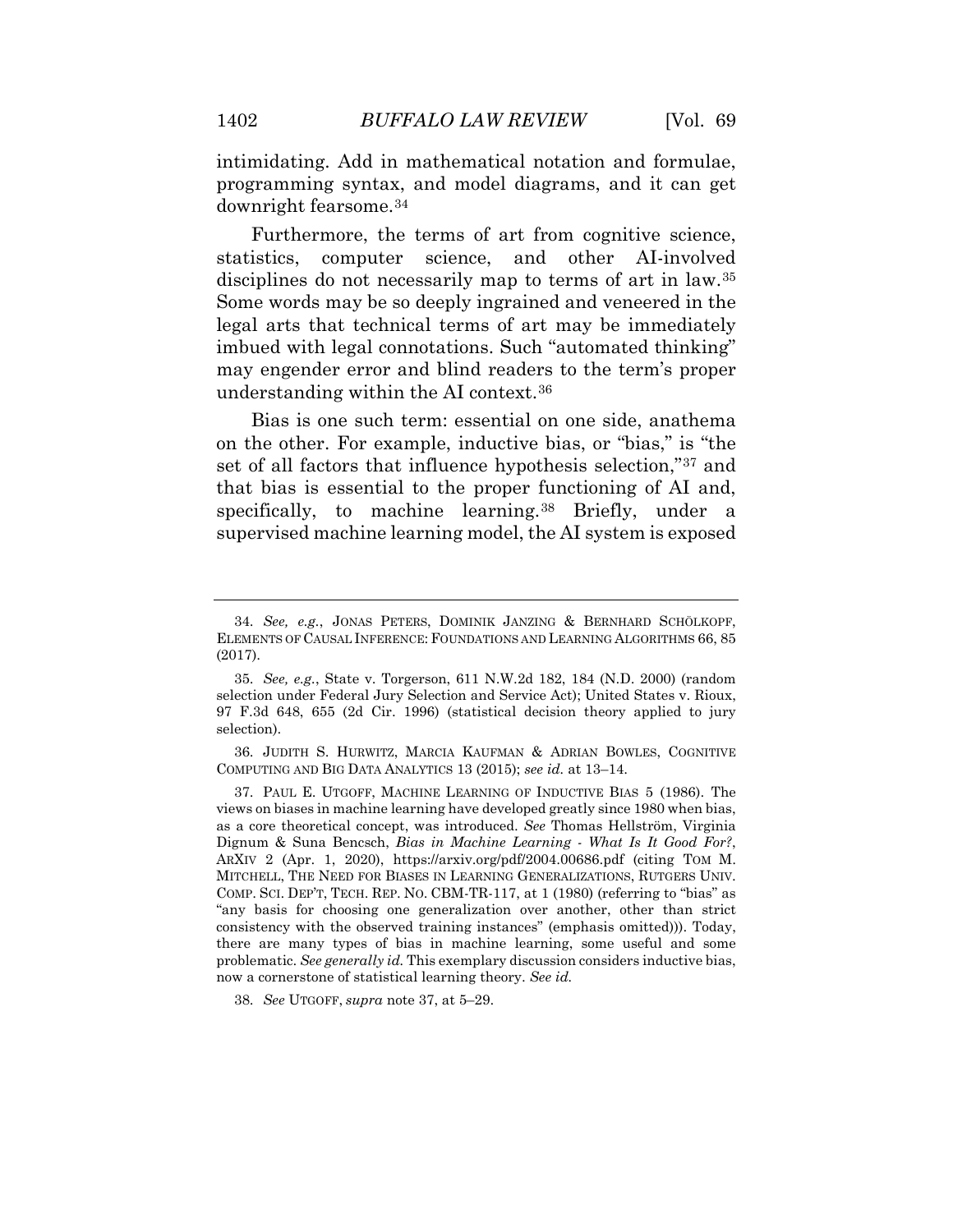intimidating. Add in mathematical notation and formulae, programming syntax, and model diagrams, and it can get downright fearsome.[34]

Furthermore, the terms of art from cognitive science, statistics, computer science, and other AI-involved disciplines do not necessarily map to terms of art in law.[35] Some words may be so deeply ingrained and veneered in the legal arts that technical terms of art may be immediately imbued with legal connotations. Such "automated thinking" may engender error and blind readers to the term's proper understanding within the AI context.[36]

Bias is one such term: essential on one side, anathema on the other. For example, inductive bias, or "bias," is "the set of all factors that influence hypothesis selection,"[37] and that bias is essential to the proper functioning of AI and, specifically, to machine learning.[38] Briefly, under a supervised machine learning model, the AI system is exposed

---

34. *See, e.g.*, JONAS PETERS, DOMINIK JANZING & BERNHARD SCHÖLKOPF, ELEMENTS OF CAUSAL INFERENCE: FOUNDATIONS AND LEARNING ALGORITHMS 66, 85 (2017).

35. *See, e.g.*, State v. Torgerson, 611 N.W.2d 182, 184 (N.D. 2000) (random selection under Federal Jury Selection and Service Act); United States v. Rioux, 97 F.3d 648, 655 (2d Cir. 1996) (statistical decision theory applied to jury selection).

36. JUDITH S. HURWITZ, MARCIA KAUFMAN & ADRIAN BOWLES, COGNITIVE COMPUTING AND BIG DATA ANALYTICS 13 (2015); *see id.* at 13–14.

37. PAUL E. UTGOFF, MACHINE LEARNING OF INDUCTIVE BIAS 5 (1986). The views on biases in machine learning have developed greatly since 1980 when bias, as a core theoretical concept, was introduced. *See* Thomas Hellström, Virginia Dignum & Suna Bencsch, *Bias in Machine Learning - What Is It Good For?*, ARXIV 2 (Apr. 1, 2020), https://arxiv.org/pdf/2004.00686.pdf (citing TOM M. MITCHELL, THE NEED FOR BIASES IN LEARNING GENERALIZATIONS, RUTGERS UNIV. COMP. SCI. DEP'T, TECH. REP. NO. CBM-TR-117, at 1 (1980) (referring to "bias" as "any basis for choosing one generalization over another, other than strict consistency with the observed training instances" (emphasis omitted))). Today, there are many types of bias in machine learning, some useful and some problematic. *See generally id.* This exemplary discussion considers inductive bias, now a cornerstone of statistical learning theory. *See id.*

38. *See* UTGOFF, *supra* note 37, at 5–29.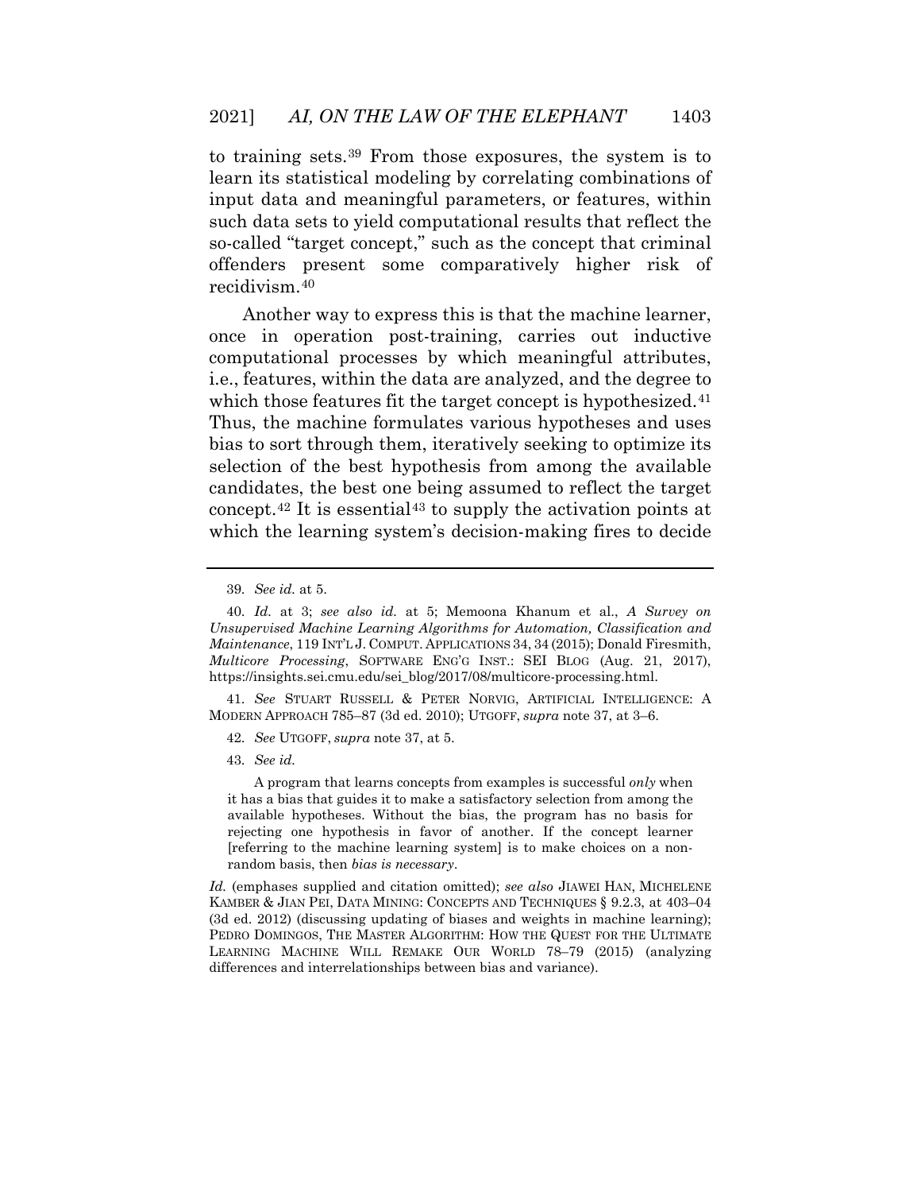to training sets.[39] From those exposures, the system is to learn its statistical modeling by correlating combinations of input data and meaningful parameters, or features, within such data sets to yield computational results that reflect the so-called "target concept," such as the concept that criminal offenders present some comparatively higher risk of recidivism.[40]

Another way to express this is that the machine learner, once in operation post-training, carries out inductive computational processes by which meaningful attributes, i.e., features, within the data are analyzed, and the degree to which those features fit the target concept is hypothesized.[41] Thus, the machine formulates various hypotheses and uses bias to sort through them, iteratively seeking to optimize its selection of the best hypothesis from among the available candidates, the best one being assumed to reflect the target concept.[42] It is essential[43] to supply the activation points at which the learning system's decision-making fires to decide

---

39. *See id.* at 5.

40. *Id.* at 3; *see also id.* at 5; Memoona Khanum et al., *A Survey on Unsupervised Machine Learning Algorithms for Automation, Classification and Maintenance*, 119 INT'L J. COMPUT. APPLICATIONS 34, 34 (2015); Donald Firesmith, *Multicore Processing*, SOFTWARE ENG'G INST.: SEI BLOG (Aug. 21, 2017), https://insights.sei.cmu.edu/sei_blog/2017/08/multicore-processing.html.

41. *See* STUART RUSSELL & PETER NORVIG, ARTIFICIAL INTELLIGENCE: A MODERN APPROACH 785–87 (3d ed. 2010); UTGOFF, *supra* note 37, at 3–6.

42. *See* UTGOFF, *supra* note 37, at 5.

43. *See id.*

> A program that learns concepts from examples is successful *only* when it has a bias that guides it to make a satisfactory selection from among the available hypotheses. Without the bias, the program has no basis for rejecting one hypothesis in favor of another. If the concept learner [referring to the machine learning system] is to make choices on a non-random basis, then *bias is necessary*.

*Id.* (emphases supplied and citation omitted); *see also* JIAWEI HAN, MICHELENE KAMBER & JIAN PEI, DATA MINING: CONCEPTS AND TECHNIQUES § 9.2.3, at 403–04 (3d ed. 2012) (discussing updating of biases and weights in machine learning); PEDRO DOMINGOS, THE MASTER ALGORITHM: HOW THE QUEST FOR THE ULTIMATE LEARNING MACHINE WILL REMAKE OUR WORLD 78–79 (2015) (analyzing differences and interrelationships between bias and variance).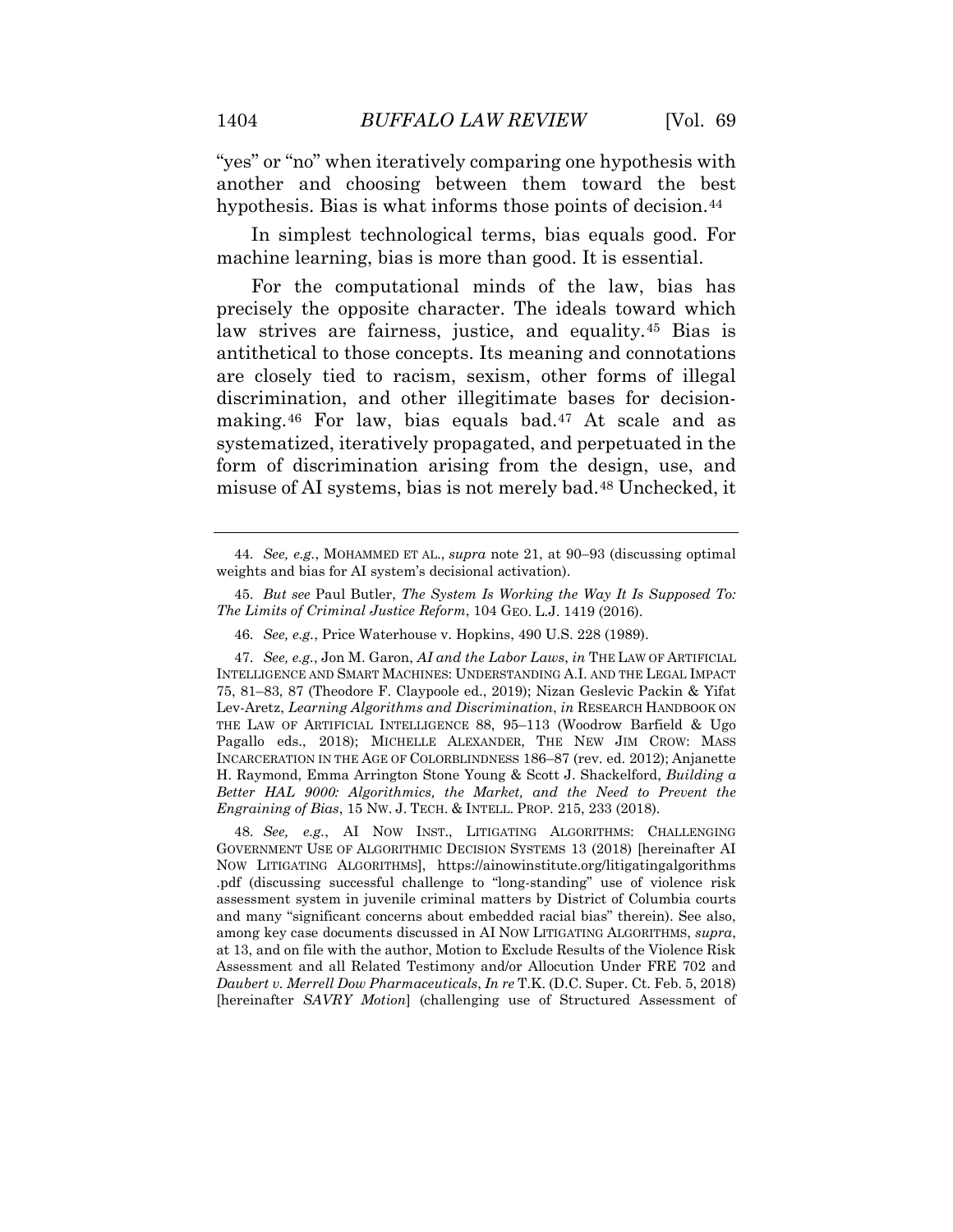"yes" or "no" when iteratively comparing one hypothesis with another and choosing between them toward the best hypothesis. Bias is what informs those points of decision.[44]

In simplest technological terms, bias equals good. For machine learning, bias is more than good. It is essential.

For the computational minds of the law, bias has precisely the opposite character. The ideals toward which law strives are fairness, justice, and equality.[45] Bias is antithetical to those concepts. Its meaning and connotations are closely tied to racism, sexism, other forms of illegal discrimination, and other illegitimate bases for decision-making.[46] For law, bias equals bad.[47] At scale and as systematized, iteratively propagated, and perpetuated in the form of discrimination arising from the design, use, and misuse of AI systems, bias is not merely bad.[48] Unchecked, it

---

44. *See, e.g.*, MOHAMMED ET AL., *supra* note 21, at 90–93 (discussing optimal weights and bias for AI system's decisional activation).

45. *But see* Paul Butler, *The System Is Working the Way It Is Supposed To: The Limits of Criminal Justice Reform*, 104 GEO. L.J. 1419 (2016).

46. *See, e.g.*, Price Waterhouse v. Hopkins, 490 U.S. 228 (1989).

47. *See, e.g.*, Jon M. Garon, *AI and the Labor Laws*, *in* THE LAW OF ARTIFICIAL INTELLIGENCE AND SMART MACHINES: UNDERSTANDING A.I. AND THE LEGAL IMPACT 75, 81–83, 87 (Theodore F. Claypoole ed., 2019); Nizan Geslevic Packin & Yifat Lev-Aretz, *Learning Algorithms and Discrimination*, *in* RESEARCH HANDBOOK ON THE LAW OF ARTIFICIAL INTELLIGENCE 88, 95–113 (Woodrow Barfield & Ugo Pagallo eds., 2018); MICHELLE ALEXANDER, THE NEW JIM CROW: MASS INCARCERATION IN THE AGE OF COLORBLINDNESS 186–87 (rev. ed. 2012); Anjanette H. Raymond, Emma Arrington Stone Young & Scott J. Shackelford, *Building a Better HAL 9000: Algorithmics, the Market, and the Need to Prevent the Engraining of Bias*, 15 NW. J. TECH. & INTELL. PROP. 215, 233 (2018).

48. *See, e.g.*, AI NOW INST., LITIGATING ALGORITHMS: CHALLENGING GOVERNMENT USE OF ALGORITHMIC DECISION SYSTEMS 13 (2018) [hereinafter AI NOW LITIGATING ALGORITHMS], https://ainowinstitute.org/litigatingalgorithms.pdf (discussing successful challenge to "long-standing" use of violence risk assessment system in juvenile criminal matters by District of Columbia courts and many "significant concerns about embedded racial bias" therein). See also, among key case documents discussed in AI NOW LITIGATING ALGORITHMS, *supra*, at 13, and on file with the author, Motion to Exclude Results of the Violence Risk Assessment and all Related Testimony and/or Allocution Under FRE 702 and *Daubert v. Merrell Dow Pharmaceuticals*, *In re* T.K. (D.C. Super. Ct. Feb. 5, 2018) [hereinafter *SAVRY Motion*] (challenging use of Structured Assessment of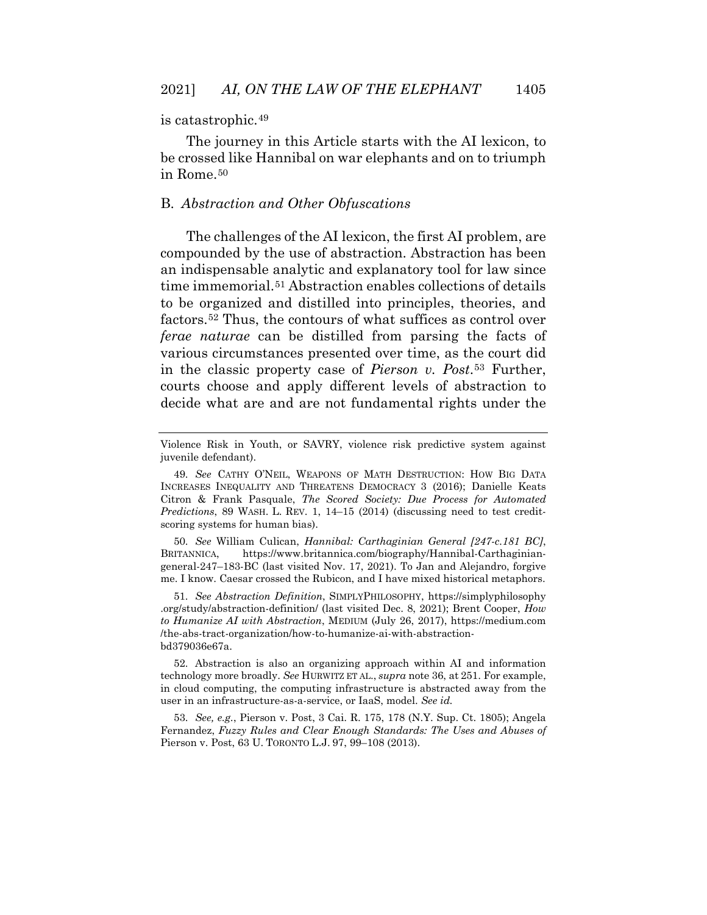is catastrophic.[49]

The journey in this Article starts with the AI lexicon, to be crossed like Hannibal on war elephants and on to triumph in Rome.[50]

### B. *Abstraction and Other Obfuscations*

The challenges of the AI lexicon, the first AI problem, are compounded by the use of abstraction. Abstraction has been an indispensable analytic and explanatory tool for law since time immemorial.[51] Abstraction enables collections of details to be organized and distilled into principles, theories, and factors.[52] Thus, the contours of what suffices as control over *ferae naturae* can be distilled from parsing the facts of various circumstances presented over time, as the court did in the classic property case of *Pierson v. Post*.[53] Further, courts choose and apply different levels of abstraction to decide what are and are not fundamental rights under the

---

Violence Risk in Youth, or SAVRY, violence risk predictive system against juvenile defendant).

49. *See* CATHY O'NEIL, WEAPONS OF MATH DESTRUCTION: HOW BIG DATA INCREASES INEQUALITY AND THREATENS DEMOCRACY 3 (2016); Danielle Keats Citron & Frank Pasquale, *The Scored Society: Due Process for Automated Predictions*, 89 WASH. L. REV. 1, 14–15 (2014) (discussing need to test credit-scoring systems for human bias).

50. *See* William Culican, *Hannibal: Carthaginian General [247-c.181 BC]*, BRITANNICA, https://www.britannica.com/biography/Hannibal-Carthaginian-general-247–183-BC (last visited Nov. 17, 2021). To Jan and Alejandro, forgive me. I know. Caesar crossed the Rubicon, and I have mixed historical metaphors.

51. *See Abstraction Definition*, SIMPLYPHILOSOPHY, https://simplyphilosophy.org/study/abstraction-definition/ (last visited Dec. 8, 2021); Brent Cooper, *How to Humanize AI with Abstraction*, MEDIUM (July 26, 2017), https://medium.com/the-abs-tract-organization/how-to-humanize-ai-with-abstraction-bd379036e67a.

52. Abstraction is also an organizing approach within AI and information technology more broadly. *See* HURWITZ ET AL., *supra* note 36, at 251. For example, in cloud computing, the computing infrastructure is abstracted away from the user in an infrastructure-as-a-service, or IaaS, model. *See id.*

53. *See, e.g.*, Pierson v. Post, 3 Cai. R. 175, 178 (N.Y. Sup. Ct. 1805); Angela Fernandez, *Fuzzy Rules and Clear Enough Standards: The Uses and Abuses of* Pierson v. Post, 63 U. TORONTO L.J. 97, 99–108 (2013).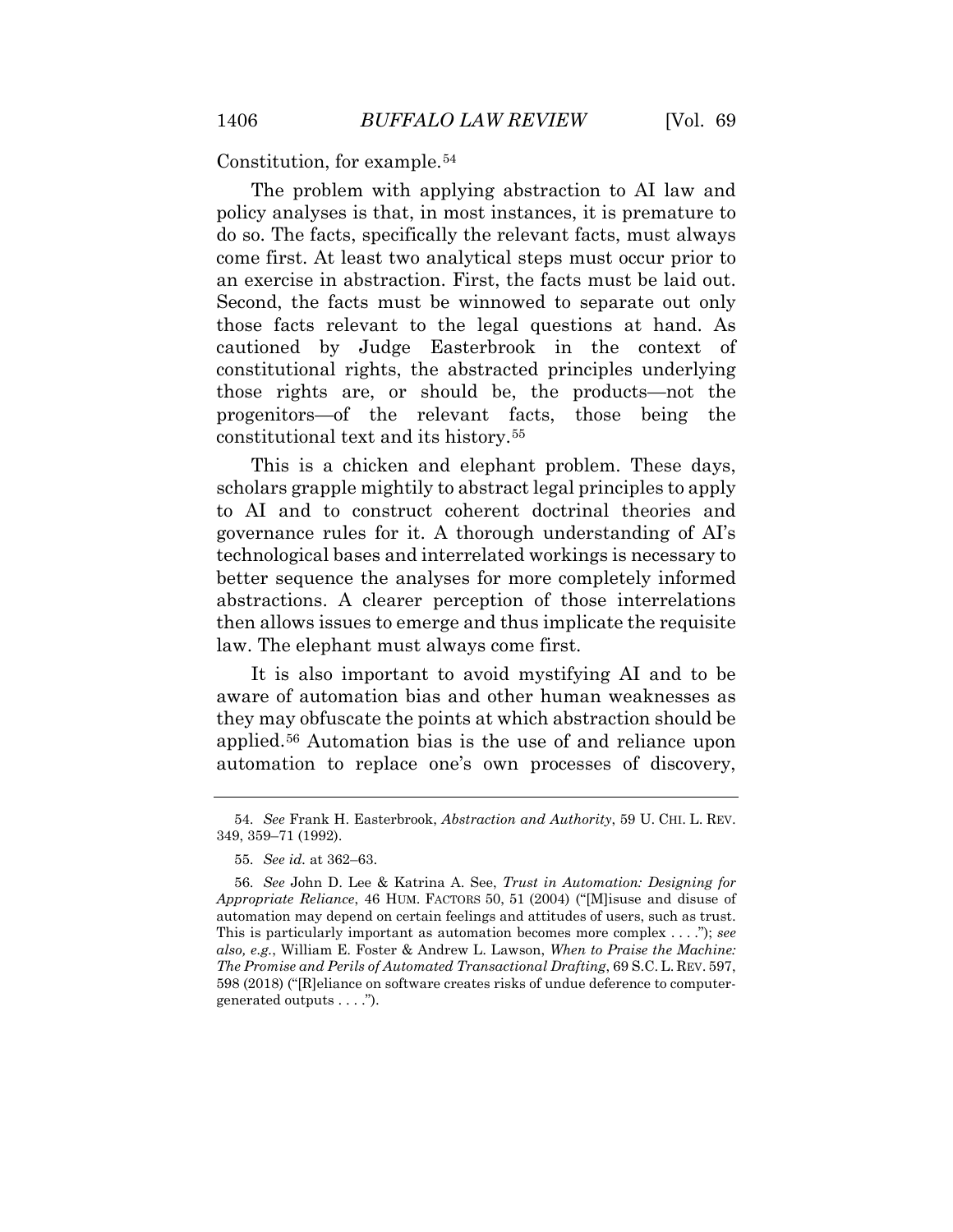Constitution, for example.[54]

The problem with applying abstraction to AI law and policy analyses is that, in most instances, it is premature to do so. The facts, specifically the relevant facts, must always come first. At least two analytical steps must occur prior to an exercise in abstraction. First, the facts must be laid out. Second, the facts must be winnowed to separate out only those facts relevant to the legal questions at hand. As cautioned by Judge Easterbrook in the context of constitutional rights, the abstracted principles underlying those rights are, or should be, the products—not the progenitors—of the relevant facts, those being the constitutional text and its history.[55]

This is a chicken and elephant problem. These days, scholars grapple mightily to abstract legal principles to apply to AI and to construct coherent doctrinal theories and governance rules for it. A thorough understanding of AI's technological bases and interrelated workings is necessary to better sequence the analyses for more completely informed abstractions. A clearer perception of those interrelations then allows issues to emerge and thus implicate the requisite law. The elephant must always come first.

It is also important to avoid mystifying AI and to be aware of automation bias and other human weaknesses as they may obfuscate the points at which abstraction should be applied.[56] Automation bias is the use of and reliance upon automation to replace one's own processes of discovery,

---

54. *See* Frank H. Easterbrook, *Abstraction and Authority*, 59 U. CHI. L. REV. 349, 359–71 (1992).

55. *See id.* at 362–63.

56. *See* John D. Lee & Katrina A. See, *Trust in Automation: Designing for Appropriate Reliance*, 46 HUM. FACTORS 50, 51 (2004) ("[M]isuse and disuse of automation may depend on certain feelings and attitudes of users, such as trust. This is particularly important as automation becomes more complex . . . ."); *see also, e.g.*, William E. Foster & Andrew L. Lawson, *When to Praise the Machine: The Promise and Perils of Automated Transactional Drafting*, 69 S.C. L. REV. 597, 598 (2018) ("[R]eliance on software creates risks of undue deference to computer-generated outputs . . . .").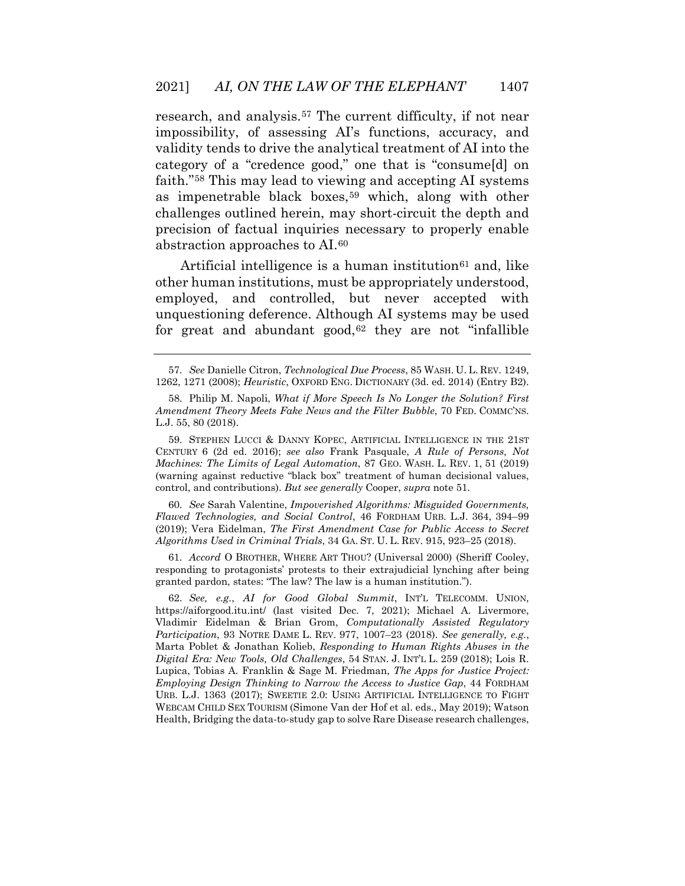research, and analysis.[57] The current difficulty, if not near impossibility, of assessing AI's functions, accuracy, and validity tends to drive the analytical treatment of AI into the category of a "credence good," one that is "consume[d] on faith."[58] This may lead to viewing and accepting AI systems as impenetrable black boxes,[59] which, along with other challenges outlined herein, may short-circuit the depth and precision of factual inquiries necessary to properly enable abstraction approaches to AI.[60]

Artificial intelligence is a human institution[61] and, like other human institutions, must be appropriately understood, employed, and controlled, but never accepted with unquestioning deference. Although AI systems may be used for great and abundant good,[62] they are not "infallible

---

57. *See* Danielle Citron, *Technological Due Process*, 85 WASH. U. L. REV. 1249, 1262, 1271 (2008); *Heuristic*, OXFORD ENG. DICTIONARY (3d. ed. 2014) (Entry B2).

58. Philip M. Napoli, *What if More Speech Is No Longer the Solution? First Amendment Theory Meets Fake News and the Filter Bubble*, 70 FED. COMMC'NS. L.J. 55, 80 (2018).

59. STEPHEN LUCCI & DANNY KOPEC, ARTIFICIAL INTELLIGENCE IN THE 21ST CENTURY 6 (2d ed. 2016); *see also* Frank Pasquale, *A Rule of Persons, Not Machines: The Limits of Legal Automation*, 87 GEO. WASH. L. REV. 1, 51 (2019) (warning against reductive "black box" treatment of human decisional values, control, and contributions). *But see generally* Cooper, *supra* note 51.

60. *See* Sarah Valentine, *Impoverished Algorithms: Misguided Governments, Flawed Technologies, and Social Control*, 46 FORDHAM URB. L.J. 364, 394–99 (2019); Vera Eidelman, *The First Amendment Case for Public Access to Secret Algorithms Used in Criminal Trials*, 34 GA. ST. U. L. REV. 915, 923–25 (2018).

61. *Accord* O BROTHER, WHERE ART THOU? (Universal 2000) (Sheriff Cooley, responding to protagonists' protests to their extrajudicial lynching after being granted pardon, states: "The law? The law is a human institution.").

62. *See, e.g.*, *AI for Good Global Summit*, INT'L TELECOMM. UNION, https://aiforgood.itu.int/ (last visited Dec. 7, 2021); Michael A. Livermore, Vladimir Eidelman & Brian Grom, *Computationally Assisted Regulatory Participation*, 93 NOTRE DAME L. REV. 977, 1007–23 (2018). *See generally, e.g.*, Marta Poblet & Jonathan Kolieb, *Responding to Human Rights Abuses in the Digital Era: New Tools, Old Challenges*, 54 STAN. J. INT'L L. 259 (2018); Lois R. Lupica, Tobias A. Franklin & Sage M. Friedman, *The Apps for Justice Project: Employing Design Thinking to Narrow the Access to Justice Gap*, 44 FORDHAM URB. L.J. 1363 (2017); SWEETIE 2.0: USING ARTIFICIAL INTELLIGENCE TO FIGHT WEBCAM CHILD SEX TOURISM (Simone Van der Hof et al. eds., May 2019); Watson Health, Bridging the data-to-study gap to solve Rare Disease research challenges,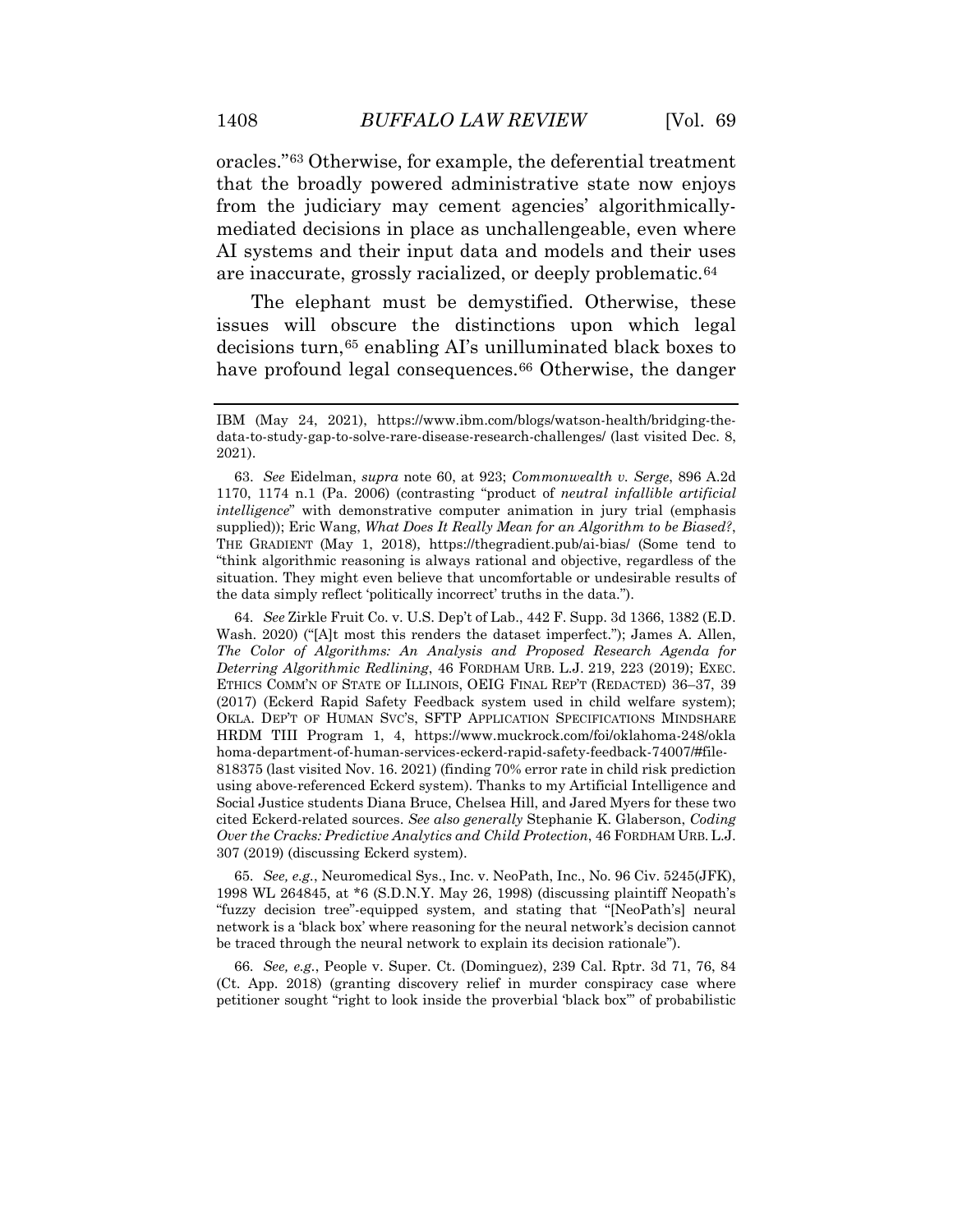oracles."[63] Otherwise, for example, the deferential treatment that the broadly powered administrative state now enjoys from the judiciary may cement agencies' algorithmically-mediated decisions in place as unchallengeable, even where AI systems and their input data and models and their uses are inaccurate, grossly racialized, or deeply problematic.[64]

The elephant must be demystified. Otherwise, these issues will obscure the distinctions upon which legal decisions turn,[65] enabling AI's unilluminated black boxes to have profound legal consequences.[66] Otherwise, the danger

---

IBM (May 24, 2021), https://www.ibm.com/blogs/watson-health/bridging-the-data-to-study-gap-to-solve-rare-disease-research-challenges/ (last visited Dec. 8, 2021).

63. *See* Eidelman, *supra* note 60, at 923; *Commonwealth v. Serge*, 896 A.2d 1170, 1174 n.1 (Pa. 2006) (contrasting "product of *neutral infallible artificial intelligence*" with demonstrative computer animation in jury trial (emphasis supplied)); Eric Wang, *What Does It Really Mean for an Algorithm to be Biased?*, THE GRADIENT (May 1, 2018), https://thegradient.pub/ai-bias/ (Some tend to "think algorithmic reasoning is always rational and objective, regardless of the situation. They might even believe that uncomfortable or undesirable results of the data simply reflect 'politically incorrect' truths in the data.").

64. *See* Zirkle Fruit Co. v. U.S. Dep't of Lab., 442 F. Supp. 3d 1366, 1382 (E.D. Wash. 2020) ("[A]t most this renders the dataset imperfect."); James A. Allen, *The Color of Algorithms: An Analysis and Proposed Research Agenda for Deterring Algorithmic Redlining*, 46 FORDHAM URB. L.J. 219, 223 (2019); EXEC. ETHICS COMM'N OF STATE OF ILLINOIS, OEIG FINAL REP'T (REDACTED) 36–37, 39 (2017) (Eckerd Rapid Safety Feedback system used in child welfare system); OKLA. DEP'T OF HUMAN SVC'S, SFTP APPLICATION SPECIFICATIONS MINDSHARE HRDM TIII Program 1, 4, https://www.muckrock.com/foi/oklahoma-248/oklahoma-department-of-human-services-eckerd-rapid-safety-feedback-74007/#file-818375 (last visited Nov. 16. 2021) (finding 70% error rate in child risk prediction using above-referenced Eckerd system). Thanks to my Artificial Intelligence and Social Justice students Diana Bruce, Chelsea Hill, and Jared Myers for these two cited Eckerd-related sources. *See also generally* Stephanie K. Glaberson, *Coding Over the Cracks: Predictive Analytics and Child Protection*, 46 FORDHAM URB. L.J. 307 (2019) (discussing Eckerd system).

65. *See, e.g.*, Neuromedical Sys., Inc. v. NeoPath, Inc., No. 96 Civ. 5245(JFK), 1998 WL 264845, at *6 (S.D.N.Y. May 26, 1998) (discussing plaintiff Neopath's "fuzzy decision tree"-equipped system, and stating that "[NeoPath's] neural network is a 'black box' where reasoning for the neural network's decision cannot be traced through the neural network to explain its decision rationale").

66. *See, e.g.*, People v. Super. Ct. (Dominguez), 239 Cal. Rptr. 3d 71, 76, 84 (Ct. App. 2018) (granting discovery relief in murder conspiracy case where petitioner sought "right to look inside the proverbial 'black box'" of probabilistic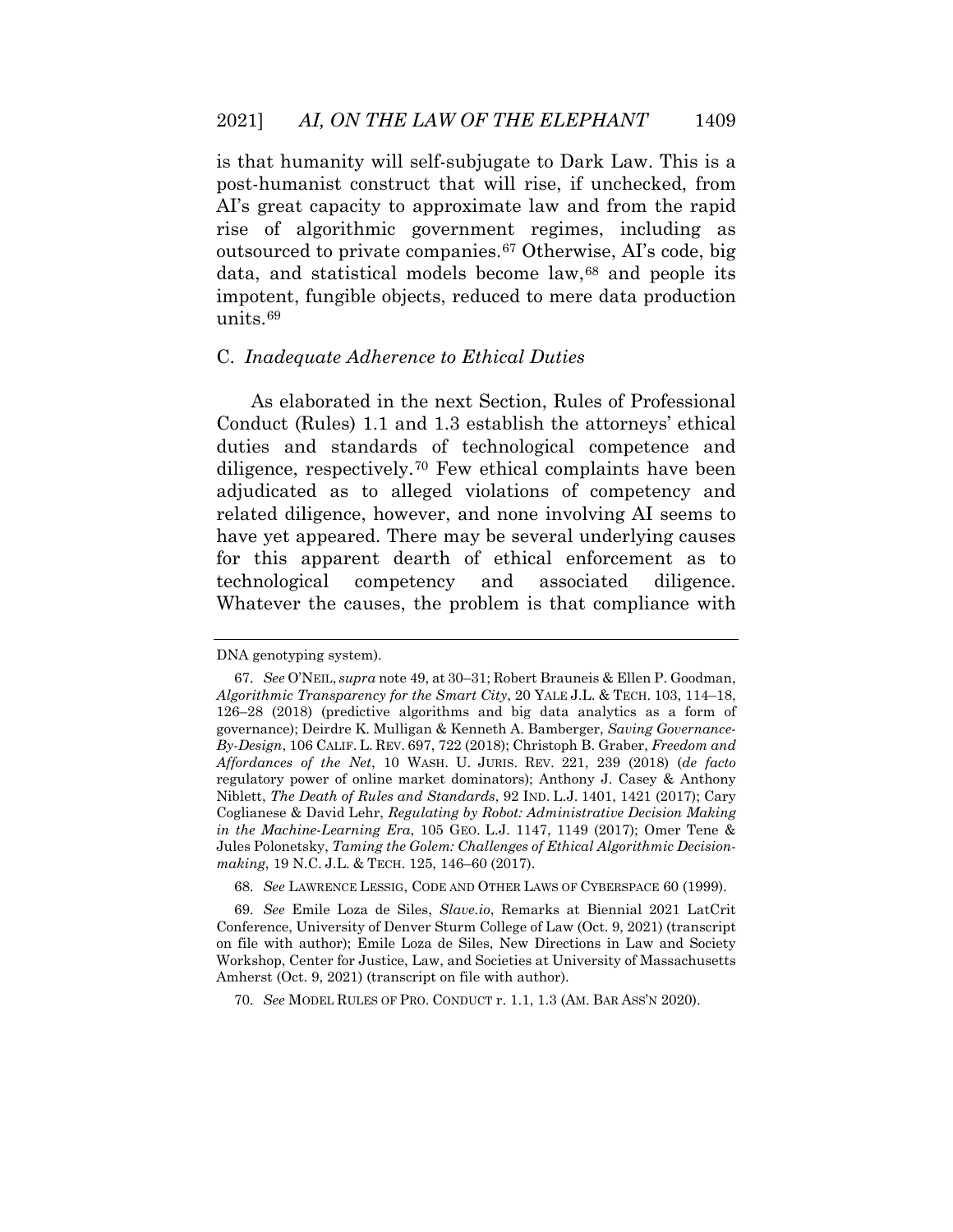is that humanity will self-subjugate to Dark Law. This is a post-humanist construct that will rise, if unchecked, from AI's great capacity to approximate law and from the rapid rise of algorithmic government regimes, including as outsourced to private companies.[67] Otherwise, AI's code, big data, and statistical models become law,[68] and people its impotent, fungible objects, reduced to mere data production units.[69]

### C. *Inadequate Adherence to Ethical Duties*

As elaborated in the next Section, Rules of Professional Conduct (Rules) 1.1 and 1.3 establish the attorneys' ethical duties and standards of technological competence and diligence, respectively.[70] Few ethical complaints have been adjudicated as to alleged violations of competency and related diligence, however, and none involving AI seems to have yet appeared. There may be several underlying causes for this apparent dearth of ethical enforcement as to technological competency and associated diligence. Whatever the causes, the problem is that compliance with

---

DNA genotyping system).

67. *See* O'NEIL, *supra* note 49, at 30–31; Robert Brauneis & Ellen P. Goodman, *Algorithmic Transparency for the Smart City*, 20 YALE J.L. & TECH. 103, 114–18, 126–28 (2018) (predictive algorithms and big data analytics as a form of governance); Deirdre K. Mulligan & Kenneth A. Bamberger, *Saving Governance-By-Design*, 106 CALIF. L. REV. 697, 722 (2018); Christoph B. Graber, *Freedom and Affordances of the Net*, 10 WASH. U. JURIS. REV. 221, 239 (2018) (*de facto* regulatory power of online market dominators); Anthony J. Casey & Anthony Niblett, *The Death of Rules and Standards*, 92 IND. L.J. 1401, 1421 (2017); Cary Coglianese & David Lehr, *Regulating by Robot: Administrative Decision Making in the Machine-Learning Era*, 105 GEO. L.J. 1147, 1149 (2017); Omer Tene & Jules Polonetsky, *Taming the Golem: Challenges of Ethical Algorithmic Decision-making*, 19 N.C. J.L. & TECH. 125, 146–60 (2017).

68. *See* LAWRENCE LESSIG, CODE AND OTHER LAWS OF CYBERSPACE 60 (1999).

69. *See* Emile Loza de Siles, *Slave.io*, Remarks at Biennial 2021 LatCrit Conference, University of Denver Sturm College of Law (Oct. 9, 2021) (transcript on file with author); Emile Loza de Siles, New Directions in Law and Society Workshop, Center for Justice, Law, and Societies at University of Massachusetts Amherst (Oct. 9, 2021) (transcript on file with author).

70. *See* MODEL RULES OF PRO. CONDUCT r. 1.1, 1.3 (AM. BAR ASS'N 2020).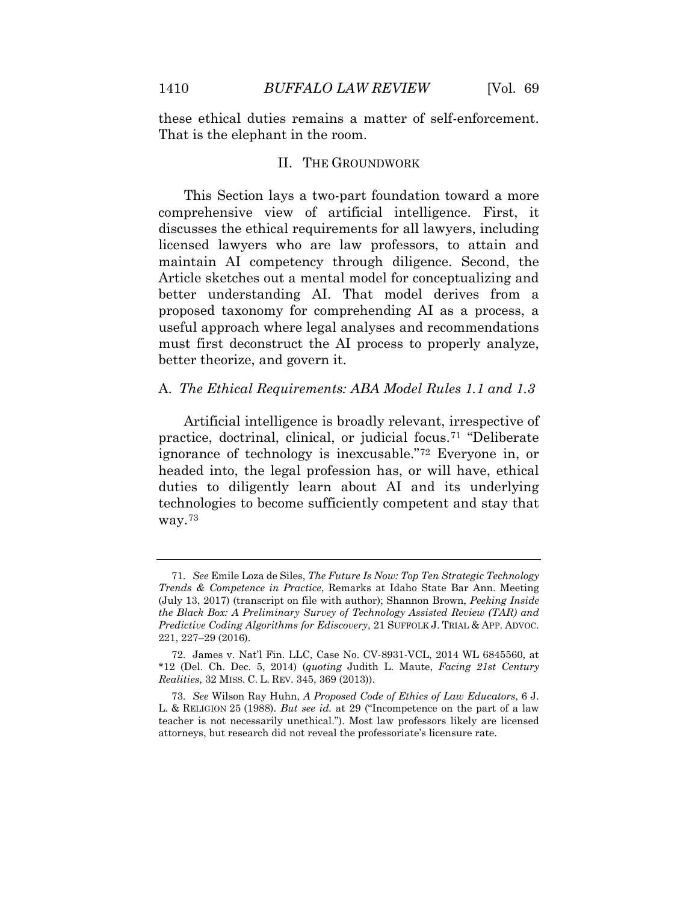these ethical duties remains a matter of self-enforcement. That is the elephant in the room.

## II. THE GROUNDWORK

This Section lays a two-part foundation toward a more comprehensive view of artificial intelligence. First, it discusses the ethical requirements for all lawyers, including licensed lawyers who are law professors, to attain and maintain AI competency through diligence. Second, the Article sketches out a mental model for conceptualizing and better understanding AI. That model derives from a proposed taxonomy for comprehending AI as a process, a useful approach where legal analyses and recommendations must first deconstruct the AI process to properly analyze, better theorize, and govern it.

### A. *The Ethical Requirements: ABA Model Rules 1.1 and 1.3*

Artificial intelligence is broadly relevant, irrespective of practice, doctrinal, clinical, or judicial focus.[71] "Deliberate ignorance of technology is inexcusable."[72] Everyone in, or headed into, the legal profession has, or will have, ethical duties to diligently learn about AI and its underlying technologies to become sufficiently competent and stay that way.[73]

---

71. *See* Emile Loza de Siles, *The Future Is Now: Top Ten Strategic Technology Trends & Competence in Practice*, Remarks at Idaho State Bar Ann. Meeting (July 13, 2017) (transcript on file with author); Shannon Brown, *Peeking Inside the Black Box: A Preliminary Survey of Technology Assisted Review (TAR) and Predictive Coding Algorithms for Ediscovery*, 21 SUFFOLK J. TRIAL & APP. ADVOC. 221, 227–29 (2016).

72. James v. Nat'l Fin. LLC, Case No. CV-8931-VCL, 2014 WL 6845560, at *12 (Del. Ch. Dec. 5, 2014) (*quoting* Judith L. Maute, *Facing 21st Century Realities*, 32 MISS. C. L. REV. 345, 369 (2013)).

73. *See* Wilson Ray Huhn, *A Proposed Code of Ethics of Law Educators*, 6 J. L. & RELIGION 25 (1988). *But see id.* at 29 ("Incompetence on the part of a law teacher is not necessarily unethical."). Most law professors likely are licensed attorneys, but research did not reveal the professoriate's licensure rate.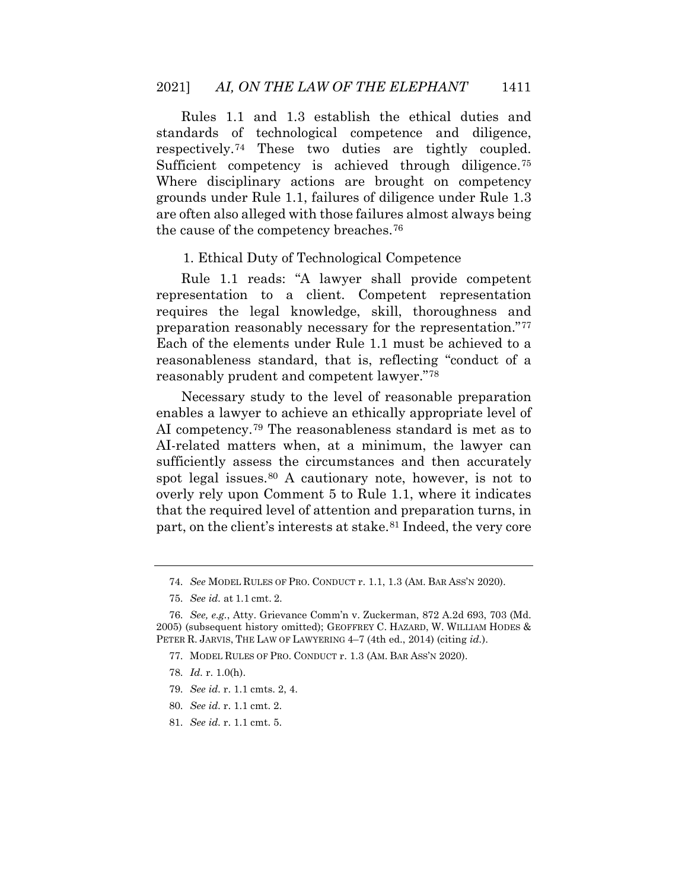Rules 1.1 and 1.3 establish the ethical duties and standards of technological competence and diligence, respectively.[74] These two duties are tightly coupled. Sufficient competency is achieved through diligence.[75] Where disciplinary actions are brought on competency grounds under Rule 1.1, failures of diligence under Rule 1.3 are often also alleged with those failures almost always being the cause of the competency breaches.[76]

1. Ethical Duty of Technological Competence

Rule 1.1 reads: "A lawyer shall provide competent representation to a client. Competent representation requires the legal knowledge, skill, thoroughness and preparation reasonably necessary for the representation."[77] Each of the elements under Rule 1.1 must be achieved to a reasonableness standard, that is, reflecting "conduct of a reasonably prudent and competent lawyer."[78]

Necessary study to the level of reasonable preparation enables a lawyer to achieve an ethically appropriate level of AI competency.[79] The reasonableness standard is met as to AI-related matters when, at a minimum, the lawyer can sufficiently assess the circumstances and then accurately spot legal issues.[80] A cautionary note, however, is not to overly rely upon Comment 5 to Rule 1.1, where it indicates that the required level of attention and preparation turns, in part, on the client's interests at stake.[81] Indeed, the very core

---

74. *See* MODEL RULES OF PRO. CONDUCT r. 1.1, 1.3 (AM. BAR ASS'N 2020).

75. *See id.* at 1.1 cmt. 2.

76. *See, e.g.*, Atty. Grievance Comm'n v. Zuckerman, 872 A.2d 693, 703 (Md. 2005) (subsequent history omitted); GEOFFREY C. HAZARD, W. WILLIAM HODES & PETER R. JARVIS, THE LAW OF LAWYERING 4–7 (4th ed., 2014) (citing *id.*).

77. MODEL RULES OF PRO. CONDUCT r. 1.3 (AM. BAR ASS'N 2020).

78. *Id.* r. 1.0(h).

79. *See id.* r. 1.1 cmts. 2, 4.

80. *See id.* r. 1.1 cmt. 2.

81. *See id.* r. 1.1 cmt. 5.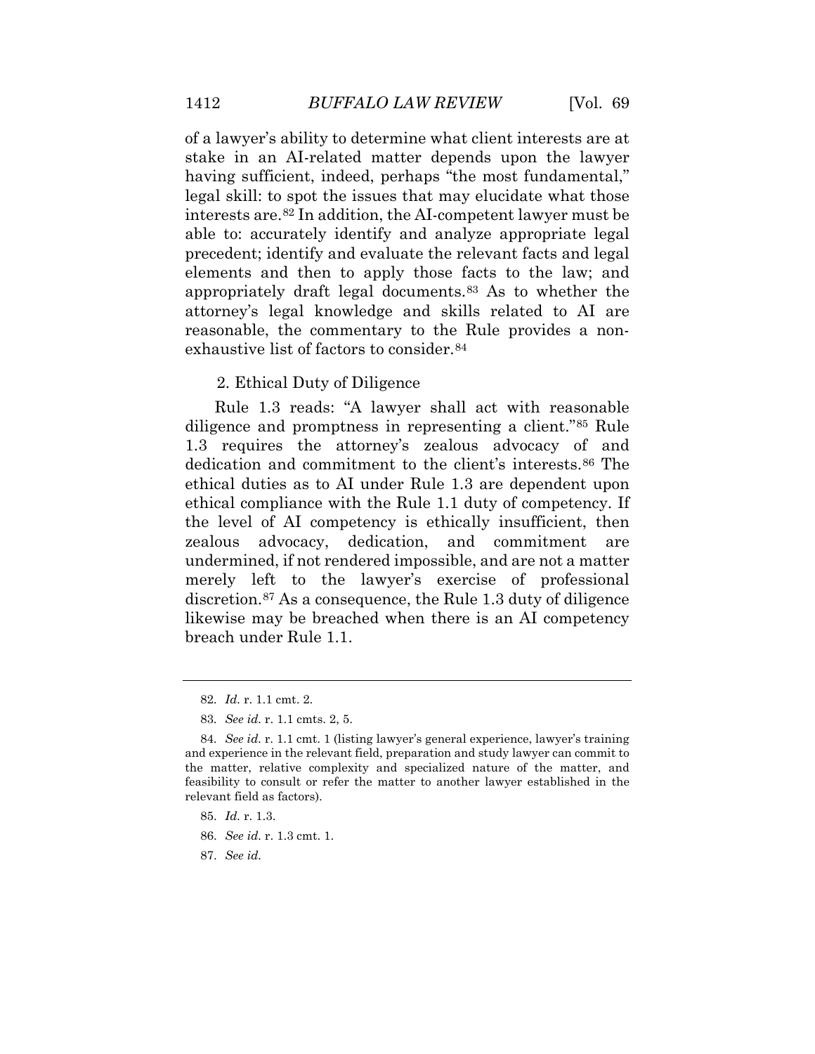of a lawyer's ability to determine what client interests are at stake in an AI-related matter depends upon the lawyer having sufficient, indeed, perhaps "the most fundamental," legal skill: to spot the issues that may elucidate what those interests are.[82] In addition, the AI-competent lawyer must be able to: accurately identify and analyze appropriate legal precedent; identify and evaluate the relevant facts and legal elements and then to apply those facts to the law; and appropriately draft legal documents.[83] As to whether the attorney's legal knowledge and skills related to AI are reasonable, the commentary to the Rule provides a non-exhaustive list of factors to consider.[84]

2. Ethical Duty of Diligence

Rule 1.3 reads: "A lawyer shall act with reasonable diligence and promptness in representing a client."[85] Rule 1.3 requires the attorney's zealous advocacy of and dedication and commitment to the client's interests.[86] The ethical duties as to AI under Rule 1.3 are dependent upon ethical compliance with the Rule 1.1 duty of competency. If the level of AI competency is ethically insufficient, then zealous advocacy, dedication, and commitment are undermined, if not rendered impossible, and are not a matter merely left to the lawyer's exercise of professional discretion.[87] As a consequence, the Rule 1.3 duty of diligence likewise may be breached when there is an AI competency breach under Rule 1.1.

---

82. *Id.* r. 1.1 cmt. 2.

83. *See id.* r. 1.1 cmts. 2, 5.

84. *See id.* r. 1.1 cmt. 1 (listing lawyer's general experience, lawyer's training and experience in the relevant field, preparation and study lawyer can commit to the matter, relative complexity and specialized nature of the matter, and feasibility to consult or refer the matter to another lawyer established in the relevant field as factors).

85. *Id.* r. 1.3.

86. *See id.* r. 1.3 cmt. 1.

87. *See id.*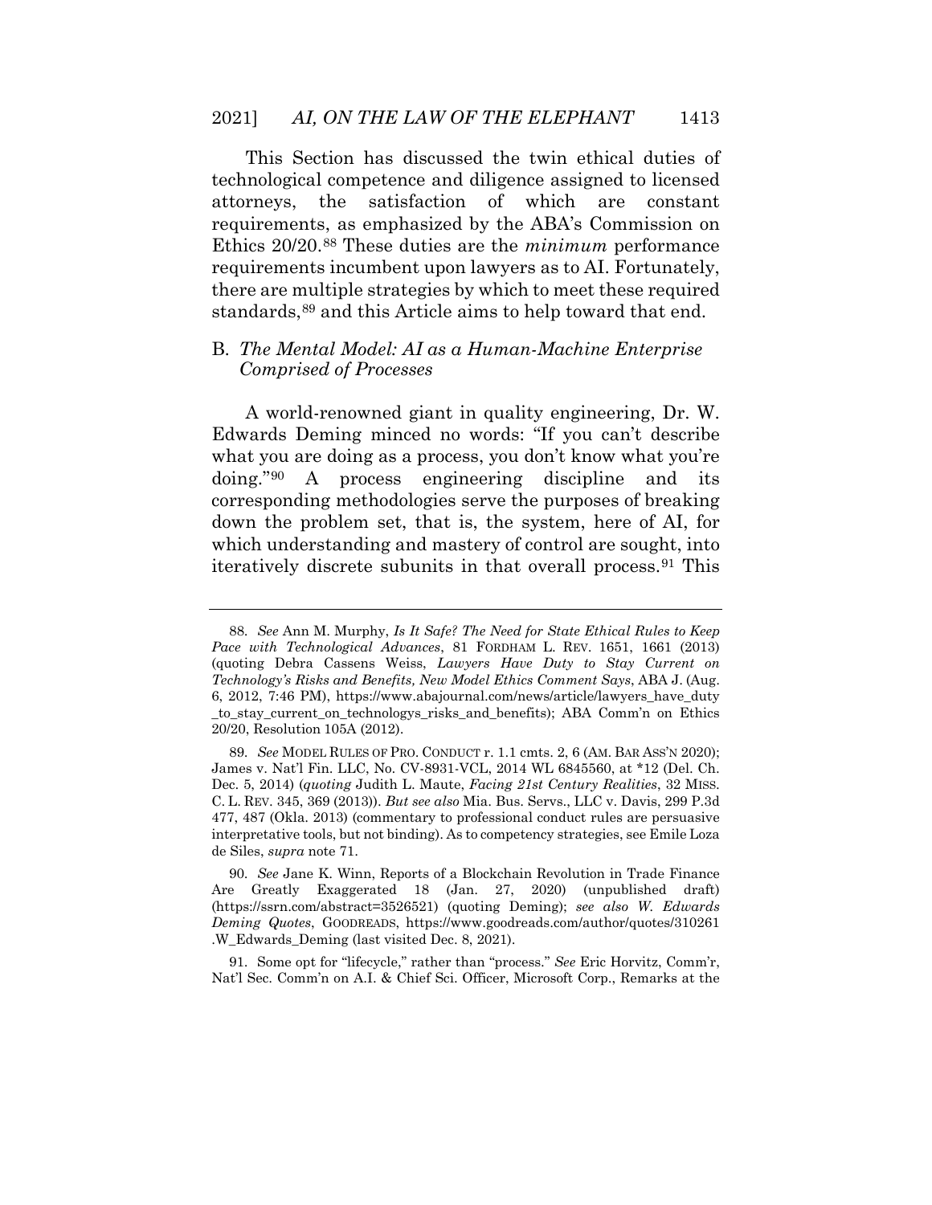This Section has discussed the twin ethical duties of technological competence and diligence assigned to licensed attorneys, the satisfaction of which are constant requirements, as emphasized by the ABA's Commission on Ethics 20/20.[88] These duties are the *minimum* performance requirements incumbent upon lawyers as to AI. Fortunately, there are multiple strategies by which to meet these required standards,[89] and this Article aims to help toward that end.

## B. *The Mental Model: AI as a Human-Machine Enterprise Comprised of Processes*

A world-renowned giant in quality engineering, Dr. W. Edwards Deming minced no words: "If you can't describe what you are doing as a process, you don't know what you're doing."[90] A process engineering discipline and its corresponding methodologies serve the purposes of breaking down the problem set, that is, the system, here of AI, for which understanding and mastery of control are sought, into iteratively discrete subunits in that overall process.[91] This

---

88. *See* Ann M. Murphy, *Is It Safe? The Need for State Ethical Rules to Keep Pace with Technological Advances*, 81 FORDHAM L. REV. 1651, 1661 (2013) (quoting Debra Cassens Weiss, *Lawyers Have Duty to Stay Current on Technology's Risks and Benefits, New Model Ethics Comment Says*, ABA J. (Aug. 6, 2012, 7:46 PM), https://www.abajournal.com/news/article/lawyers_have_duty_to_stay_current_on_technologys_risks_and_benefits); ABA Comm'n on Ethics 20/20, Resolution 105A (2012).

89. *See* MODEL RULES OF PRO. CONDUCT r. 1.1 cmts. 2, 6 (AM. BAR ASS'N 2020); James v. Nat'l Fin. LLC, No. CV-8931-VCL, 2014 WL 6845560, at *12 (Del. Ch. Dec. 5, 2014) (*quoting* Judith L. Maute, *Facing 21st Century Realities*, 32 MISS. C. L. REV. 345, 369 (2013)). *But see also* Mia. Bus. Servs., LLC v. Davis, 299 P.3d 477, 487 (Okla. 2013) (commentary to professional conduct rules are persuasive interpretative tools, but not binding). As to competency strategies, see Emile Loza de Siles, *supra* note 71.

90. *See* Jane K. Winn, Reports of a Blockchain Revolution in Trade Finance Are Greatly Exaggerated 18 (Jan. 27, 2020) (unpublished draft) (https://ssrn.com/abstract=3526521) (quoting Deming); *see also W. Edwards Deming Quotes*, GOODREADS, https://www.goodreads.com/author/quotes/310261.W_Edwards_Deming (last visited Dec. 8, 2021).

91. Some opt for "lifecycle," rather than "process." *See* Eric Horvitz, Comm'r, Nat'l Sec. Comm'n on A.I. & Chief Sci. Officer, Microsoft Corp., Remarks at the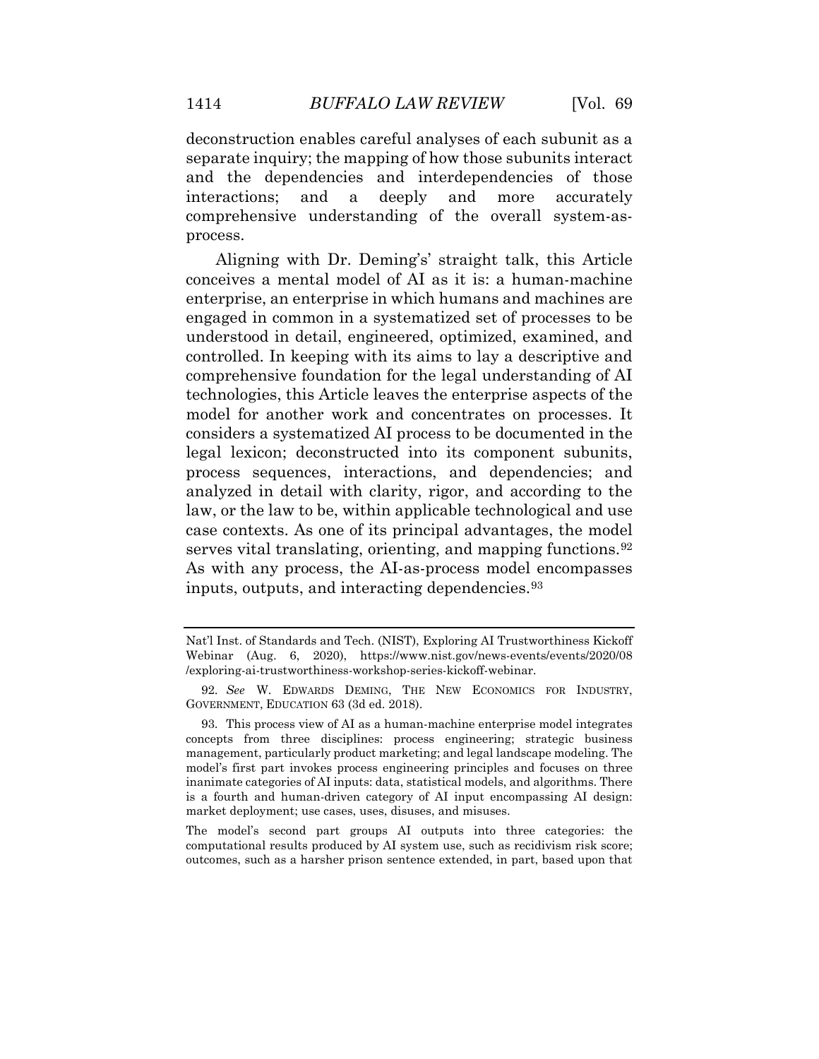deconstruction enables careful analyses of each subunit as a separate inquiry; the mapping of how those subunits interact and the dependencies and interdependencies of those interactions; and a deeply and more accurately comprehensive understanding of the overall system-as-process.

Aligning with Dr. Deming's' straight talk, this Article conceives a mental model of AI as it is: a human-machine enterprise, an enterprise in which humans and machines are engaged in common in a systematized set of processes to be understood in detail, engineered, optimized, examined, and controlled. In keeping with its aims to lay a descriptive and comprehensive foundation for the legal understanding of AI technologies, this Article leaves the enterprise aspects of the model for another work and concentrates on processes. It considers a systematized AI process to be documented in the legal lexicon; deconstructed into its component subunits, process sequences, interactions, and dependencies; and analyzed in detail with clarity, rigor, and according to the law, or the law to be, within applicable technological and use case contexts. As one of its principal advantages, the model serves vital translating, orienting, and mapping functions.[92] As with any process, the AI-as-process model encompasses inputs, outputs, and interacting dependencies.[93]

---

Nat'l Inst. of Standards and Tech. (NIST), Exploring AI Trustworthiness Kickoff Webinar (Aug. 6, 2020), https://www.nist.gov/news-events/events/2020/08/exploring-ai-trustworthiness-workshop-series-kickoff-webinar.

92. *See* W. EDWARDS DEMING, THE NEW ECONOMICS FOR INDUSTRY, GOVERNMENT, EDUCATION 63 (3d ed. 2018).

93. This process view of AI as a human-machine enterprise model integrates concepts from three disciplines: process engineering; strategic business management, particularly product marketing; and legal landscape modeling. The model's first part invokes process engineering principles and focuses on three inanimate categories of AI inputs: data, statistical models, and algorithms. There is a fourth and human-driven category of AI input encompassing AI design: market deployment; use cases, uses, disuses, and misuses.

The model's second part groups AI outputs into three categories: the computational results produced by AI system use, such as recidivism risk score; outcomes, such as a harsher prison sentence extended, in part, based upon that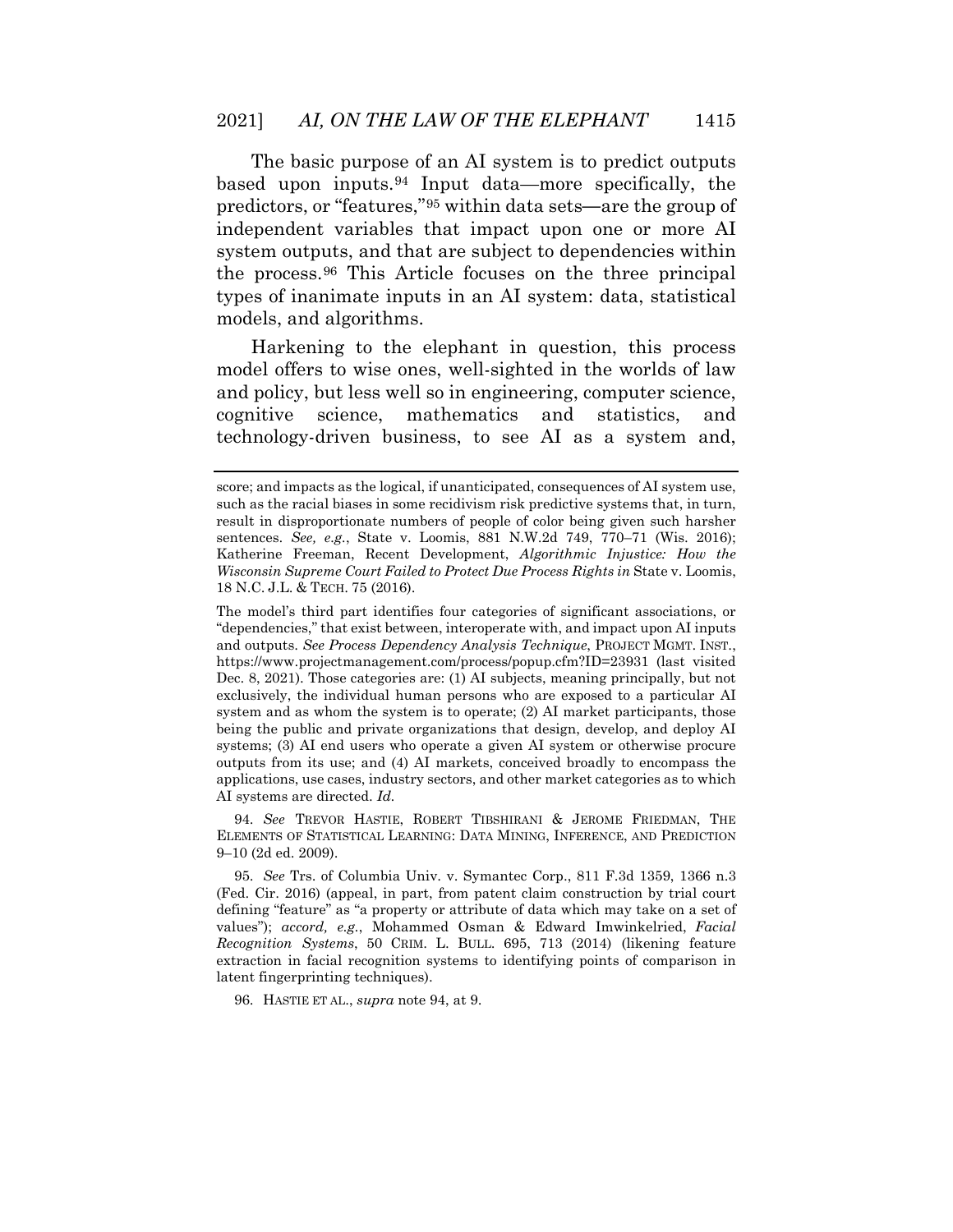The basic purpose of an AI system is to predict outputs based upon inputs.[94] Input data—more specifically, the predictors, or "features,"[95] within data sets—are the group of independent variables that impact upon one or more AI system outputs, and that are subject to dependencies within the process.[96] This Article focuses on the three principal types of inanimate inputs in an AI system: data, statistical models, and algorithms.

Harkening to the elephant in question, this process model offers to wise ones, well-sighted in the worlds of law and policy, but less well so in engineering, computer science, cognitive science, mathematics and statistics, and technology-driven business, to see AI as a system and,

---

score; and impacts as the logical, if unanticipated, consequences of AI system use, such as the racial biases in some recidivism risk predictive systems that, in turn, result in disproportionate numbers of people of color being given such harsher sentences. *See, e.g.*, State v. Loomis, 881 N.W.2d 749, 770–71 (Wis. 2016); Katherine Freeman, Recent Development, *Algorithmic Injustice: How the Wisconsin Supreme Court Failed to Protect Due Process Rights in* State v. Loomis, 18 N.C. J.L. & TECH. 75 (2016).

The model's third part identifies four categories of significant associations, or "dependencies," that exist between, interoperate with, and impact upon AI inputs and outputs. *See Process Dependency Analysis Technique*, PROJECT MGMT. INST., https://www.projectmanagement.com/process/popup.cfm?ID=23931 (last visited Dec. 8, 2021). Those categories are: (1) AI subjects, meaning principally, but not exclusively, the individual human persons who are exposed to a particular AI system and as whom the system is to operate; (2) AI market participants, those being the public and private organizations that design, develop, and deploy AI systems; (3) AI end users who operate a given AI system or otherwise procure outputs from its use; and (4) AI markets, conceived broadly to encompass the applications, use cases, industry sectors, and other market categories as to which AI systems are directed. *Id.*

94. *See* TREVOR HASTIE, ROBERT TIBSHIRANI & JEROME FRIEDMAN, THE ELEMENTS OF STATISTICAL LEARNING: DATA MINING, INFERENCE, AND PREDICTION 9–10 (2d ed. 2009).

95. *See* Trs. of Columbia Univ. v. Symantec Corp., 811 F.3d 1359, 1366 n.3 (Fed. Cir. 2016) (appeal, in part, from patent claim construction by trial court defining "feature" as "a property or attribute of data which may take on a set of values"); *accord, e.g.*, Mohammed Osman & Edward Imwinkelried, *Facial Recognition Systems*, 50 CRIM. L. BULL. 695, 713 (2014) (likening feature extraction in facial recognition systems to identifying points of comparison in latent fingerprinting techniques).

96. HASTIE ET AL., *supra* note 94, at 9.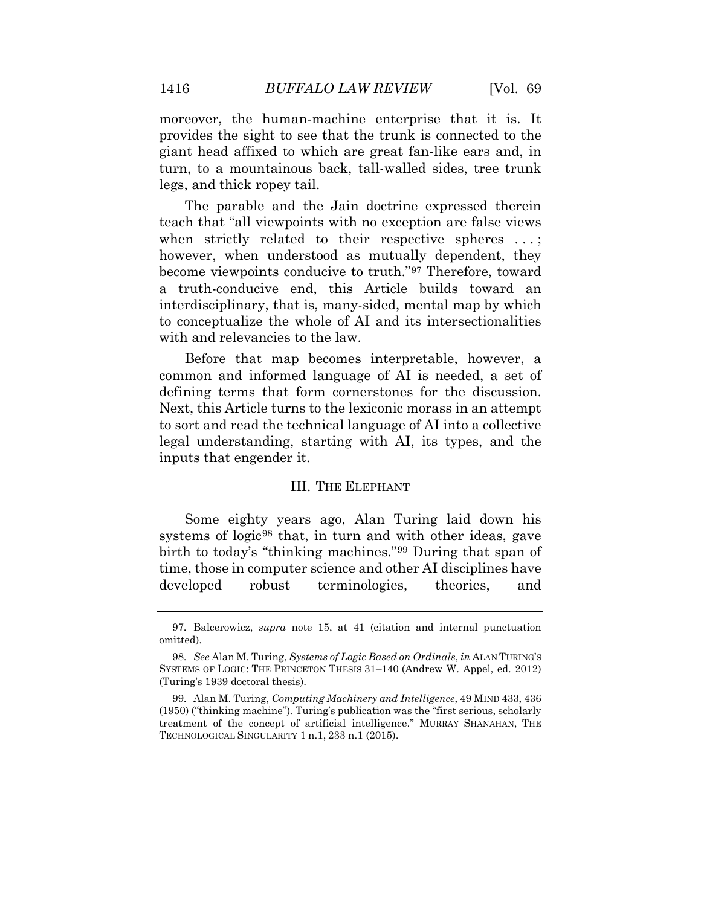moreover, the human-machine enterprise that it is. It provides the sight to see that the trunk is connected to the giant head affixed to which are great fan-like ears and, in turn, to a mountainous back, tall-walled sides, tree trunk legs, and thick ropey tail.

The parable and the Jain doctrine expressed therein teach that "all viewpoints with no exception are false views when strictly related to their respective spheres . . . ; however, when understood as mutually dependent, they become viewpoints conducive to truth."[97] Therefore, toward a truth-conducive end, this Article builds toward an interdisciplinary, that is, many-sided, mental map by which to conceptualize the whole of AI and its intersectionalities with and relevancies to the law.

Before that map becomes interpretable, however, a common and informed language of AI is needed, a set of defining terms that form cornerstones for the discussion. Next, this Article turns to the lexiconic morass in an attempt to sort and read the technical language of AI into a collective legal understanding, starting with AI, its types, and the inputs that engender it.

## III. THE ELEPHANT

Some eighty years ago, Alan Turing laid down his systems of logic[98] that, in turn and with other ideas, gave birth to today's "thinking machines."[99] During that span of time, those in computer science and other AI disciplines have developed robust terminologies, theories, and

---

97. Balcerowicz, *supra* note 15, at 41 (citation and internal punctuation omitted).

98. *See* Alan M. Turing, *Systems of Logic Based on Ordinals*, *in* ALAN TURING'S SYSTEMS OF LOGIC: THE PRINCETON THESIS 31–140 (Andrew W. Appel, ed. 2012) (Turing's 1939 doctoral thesis).

99. Alan M. Turing, *Computing Machinery and Intelligence*, 49 MIND 433, 436 (1950) ("thinking machine"). Turing's publication was the "first serious, scholarly treatment of the concept of artificial intelligence." MURRAY SHANAHAN, THE TECHNOLOGICAL SINGULARITY 1 n.1, 233 n.1 (2015).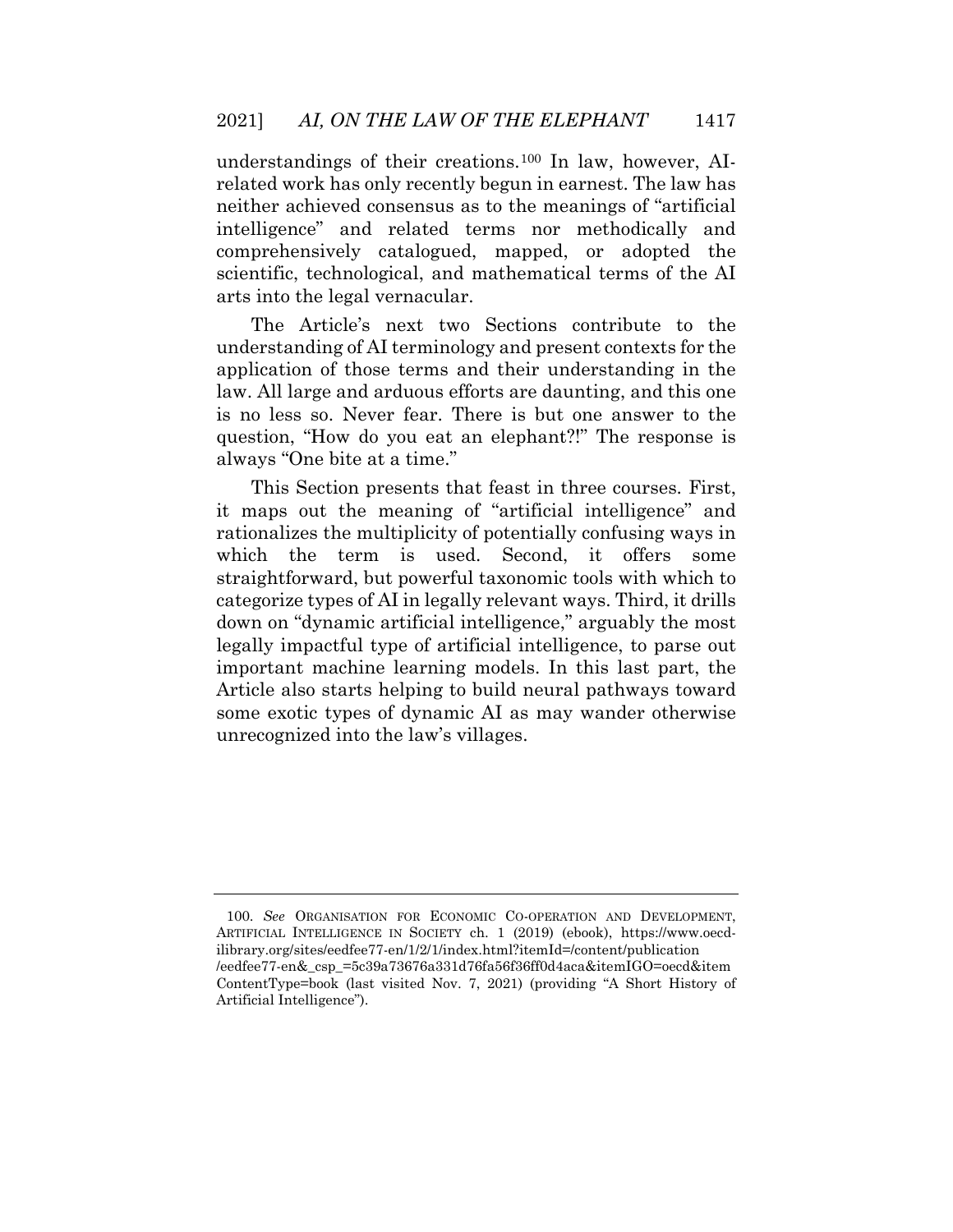understandings of their creations.[100] In law, however, AI-related work has only recently begun in earnest. The law has neither achieved consensus as to the meanings of "artificial intelligence" and related terms nor methodically and comprehensively catalogued, mapped, or adopted the scientific, technological, and mathematical terms of the AI arts into the legal vernacular.

The Article's next two Sections contribute to the understanding of AI terminology and present contexts for the application of those terms and their understanding in the law. All large and arduous efforts are daunting, and this one is no less so. Never fear. There is but one answer to the question, "How do you eat an elephant?!" The response is always "One bite at a time."

This Section presents that feast in three courses. First, it maps out the meaning of "artificial intelligence" and rationalizes the multiplicity of potentially confusing ways in which the term is used. Second, it offers some straightforward, but powerful taxonomic tools with which to categorize types of AI in legally relevant ways. Third, it drills down on "dynamic artificial intelligence," arguably the most legally impactful type of artificial intelligence, to parse out important machine learning models. In this last part, the Article also starts helping to build neural pathways toward some exotic types of dynamic AI as may wander otherwise unrecognized into the law's villages.

---

100. *See* ORGANISATION FOR ECONOMIC CO-OPERATION AND DEVELOPMENT, ARTIFICIAL INTELLIGENCE IN SOCIETY ch. 1 (2019) (ebook), https://www.oecd-ilibrary.org/sites/eedfee77-en/1/2/1/index.html?itemId=/content/publication/eedfee77-en&_csp_=5c39a73676a331d76fa56f36ff0d4aca&itemIGO=oecd&itemContentType=book (last visited Nov. 7, 2021) (providing "A Short History of Artificial Intelligence").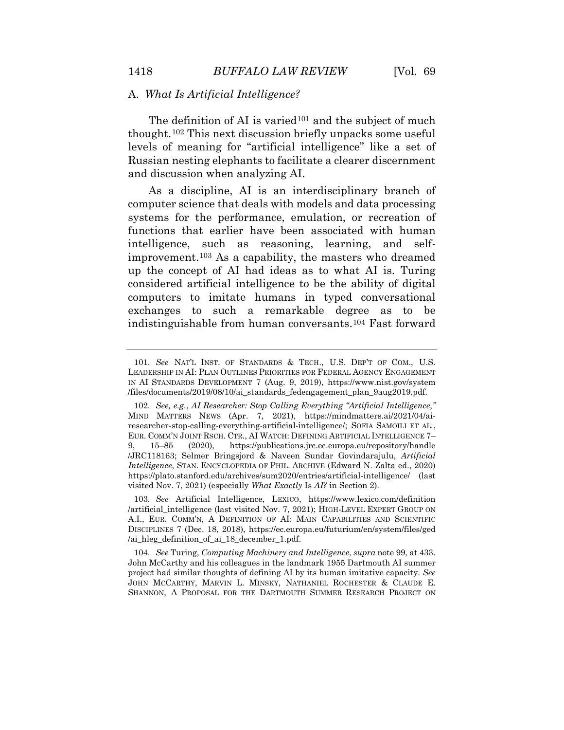## A. *What Is Artificial Intelligence?*

The definition of AI is varied[101] and the subject of much thought.[102] This next discussion briefly unpacks some useful levels of meaning for "artificial intelligence" like a set of Russian nesting elephants to facilitate a clearer discernment and discussion when analyzing AI.

As a discipline, AI is an interdisciplinary branch of computer science that deals with models and data processing systems for the performance, emulation, or recreation of functions that earlier have been associated with human intelligence, such as reasoning, learning, and self-improvement.[103] As a capability, the masters who dreamed up the concept of AI had ideas as to what AI is. Turing considered artificial intelligence to be the ability of digital computers to imitate humans in typed conversational exchanges to such a remarkable degree as to be indistinguishable from human conversants.[104] Fast forward

---

101. *See* NAT'L INST. OF STANDARDS & TECH., U.S. DEP'T OF COM., U.S. LEADERSHIP IN AI: PLAN OUTLINES PRIORITIES FOR FEDERAL AGENCY ENGAGEMENT IN AI STANDARDS DEVELOPMENT 7 (Aug. 9, 2019), https://www.nist.gov/system/files/documents/2019/08/10/ai_standards_fedengagement_plan_9aug2019.pdf.

102. *See, e.g.*, *AI Researcher: Stop Calling Everything "Artificial Intelligence*,*"* MIND MATTERS NEWS (Apr. 7, 2021), https://mindmatters.ai/2021/04/ai-researcher-stop-calling-everything-artificial-intelligence/; SOFIA SAMOILI ET AL., EUR. COMM'N JOINT RSCH. CTR., AI WATCH: DEFINING ARTIFICIAL INTELLIGENCE 7–9, 15–85 (2020), https://publications.jrc.ec.europa.eu/repository/handle/JRC118163; Selmer Bringsjord & Naveen Sundar Govindarajulu, *Artificial Intelligence*, STAN. ENCYCLOPEDIA OF PHIL. ARCHIVE (Edward N. Zalta ed., 2020) https://plato.stanford.edu/archives/sum2020/entries/artificial-intelligence/ (last visited Nov. 7, 2021) (especially *What Exactly* Is *AI?* in Section 2).

103. *See* Artificial Intelligence, LEXICO, https://www.lexico.com/definition/artificial_intelligence (last visited Nov. 7, 2021); HIGH-LEVEL EXPERT GROUP ON A.I., EUR. COMM'N, A DEFINITION OF AI: MAIN CAPABILITIES AND SCIENTIFIC DISCIPLINES 7 (Dec. 18, 2018), https://ec.europa.eu/futurium/en/system/files/ged/ai_hleg_definition_of_ai_18_december_1.pdf.

104. *See* Turing, *Computing Machinery and Intelligence*, *supra* note 99, at 433. John McCarthy and his colleagues in the landmark 1955 Dartmouth AI summer project had similar thoughts of defining AI by its human imitative capacity. *See* JOHN MCCARTHY, MARVIN L. MINSKY, NATHANIEL ROCHESTER & CLAUDE E. SHANNON, A PROPOSAL FOR THE DARTMOUTH SUMMER RESEARCH PROJECT ON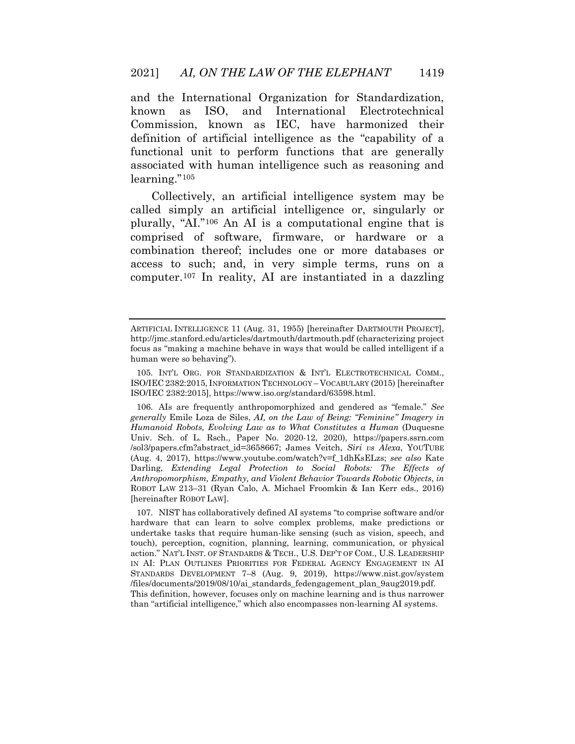and the International Organization for Standardization, known as ISO, and International Electrotechnical Commission, known as IEC, have harmonized their definition of artificial intelligence as the "capability of a functional unit to perform functions that are generally associated with human intelligence such as reasoning and learning."[105]

Collectively, an artificial intelligence system may be called simply an artificial intelligence or, singularly or plurally, "AI."[106] An AI is a computational engine that is comprised of software, firmware, or hardware or a combination thereof; includes one or more databases or access to such; and, in very simple terms, runs on a computer.[107] In reality, AI are instantiated in a dazzling

---

ARTIFICIAL INTELLIGENCE 11 (Aug. 31, 1955) [hereinafter DARTMOUTH PROJECT], http://jmc.stanford.edu/articles/dartmouth/dartmouth.pdf (characterizing project focus as "making a machine behave in ways that would be called intelligent if a human were so behaving").

105. INT'L ORG. FOR STANDARDIZATION & INT'L ELECTROTECHNICAL COMM., ISO/IEC 2382:2015, INFORMATION TECHNOLOGY – VOCABULARY (2015) [hereinafter ISO/IEC 2382:2015], https://www.iso.org/standard/63598.html.

106. AIs are frequently anthropomorphized and gendered as "female." *See generally* Emile Loza de Siles, *AI, on the Law of Being: "Feminine" Imagery in Humanoid Robots, Evolving Law as to What Constitutes a Human* (Duquesne Univ. Sch. of L. Rsch., Paper No. 2020-12, 2020), https://papers.ssrn.com/sol3/papers.cfm?abstract_id=3658667; James Veitch, *Siri vs Alexa*, YOUTUBE (Aug. 4, 2017), https://www.youtube.com/watch?v=f_1dhKsELzs; *see also* Kate Darling, *Extending Legal Protection to Social Robots: The Effects of Anthropomorphism, Empathy, and Violent Behavior Towards Robotic Objects*, *in* ROBOT LAW 213–31 (Ryan Calo, A. Michael Froomkin & Ian Kerr eds., 2016) [hereinafter ROBOT LAW].

107. NIST has collaboratively defined AI systems "to comprise software and/or hardware that can learn to solve complex problems, make predictions or undertake tasks that require human-like sensing (such as vision, speech, and touch), perception, cognition, planning, learning, communication, or physical action." NAT'L INST. OF STANDARDS & TECH., U.S. DEP'T OF COM., U.S. LEADERSHIP IN AI: PLAN OUTLINES PRIORITIES FOR FEDERAL AGENCY ENGAGEMENT IN AI STANDARDS DEVELOPMENT 7–8 (Aug. 9, 2019), https://www.nist.gov/system/files/documents/2019/08/10/ai_standards_fedengagement_plan_9aug2019.pdf. This definition, however, focuses only on machine learning and is thus narrower than "artificial intelligence," which also encompasses non-learning AI systems.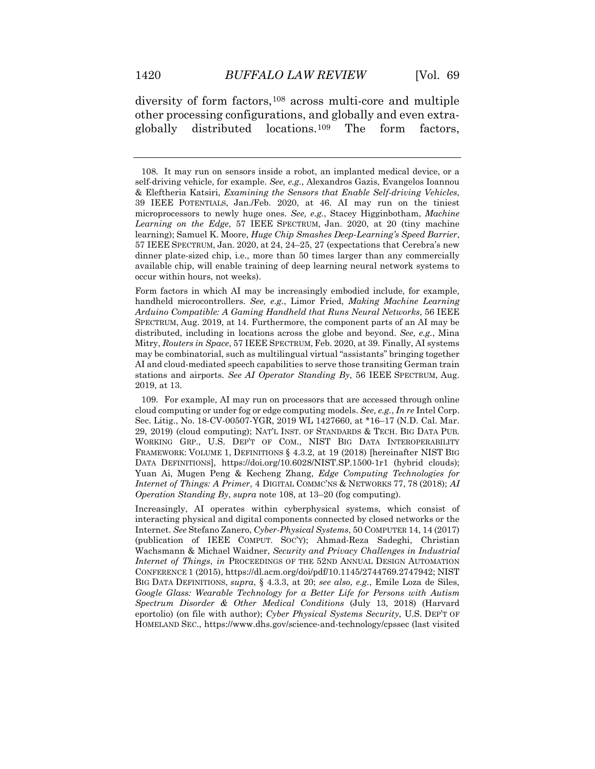diversity of form factors,[108] across multi-core and multiple other processing configurations, and globally and even extra-globally distributed locations.[109] The form factors,

---

108. It may run on sensors inside a robot, an implanted medical device, or a self-driving vehicle, for example. *See, e.g.*, Alexandros Gazis, Evangelos Ioannou & Eleftheria Katsiri, *Examining the Sensors that Enable Self-driving Vehicles*, 39 IEEE POTENTIALS, Jan./Feb. 2020, at 46. AI may run on the tiniest microprocessors to newly huge ones. *See, e.g.*, Stacey Higginbotham, *Machine Learning on the Edge*, 57 IEEE SPECTRUM, Jan. 2020, at 20 (tiny machine learning); Samuel K. Moore, *Huge Chip Smashes Deep-Learning's Speed Barrier*, 57 IEEE SPECTRUM, Jan. 2020, at 24, 24–25, 27 (expectations that Cerebra's new dinner plate-sized chip, i.e., more than 50 times larger than any commercially available chip, will enable training of deep learning neural network systems to occur within hours, not weeks).

Form factors in which AI may be increasingly embodied include, for example, handheld microcontrollers. *See, e.g.*, Limor Fried, *Making Machine Learning Arduino Compatible: A Gaming Handheld that Runs Neural Networks*, 56 IEEE SPECTRUM, Aug. 2019, at 14. Furthermore, the component parts of an AI may be distributed, including in locations across the globe and beyond. *See, e.g.*, Mina Mitry, *Routers in Space*, 57 IEEE SPECTRUM, Feb. 2020, at 39. Finally, AI systems may be combinatorial, such as multilingual virtual "assistants" bringing together AI and cloud-mediated speech capabilities to serve those transiting German train stations and airports. *See AI Operator Standing By*, 56 IEEE SPECTRUM, Aug. 2019, at 13.

109. For example, AI may run on processors that are accessed through online cloud computing or under fog or edge computing models. *See, e.g.*, *In re* Intel Corp. Sec. Litig., No. 18-CV-00507-YGR, 2019 WL 1427660, at *16–17 (N.D. Cal. Mar. 29, 2019) (cloud computing); NAT'L INST. OF STANDARDS & TECH. BIG DATA PUB. WORKING GRP., U.S. DEP'T OF COM., NIST BIG DATA INTEROPERABILITY FRAMEWORK: VOLUME 1, DEFINITIONS § 4.3.2, at 19 (2018) [hereinafter NIST BIG DATA DEFINITIONS], https://doi.org/10.6028/NIST.SP.1500-1r1 (hybrid clouds); Yuan Ai, Mugen Peng & Kecheng Zhang, *Edge Computing Technologies for Internet of Things: A Primer*, 4 DIGITAL COMMC'NS & NETWORKS 77, 78 (2018); *AI Operation Standing By*, *supra* note 108, at 13–20 (fog computing).

Increasingly, AI operates within cyberphysical systems, which consist of interacting physical and digital components connected by closed networks or the Internet. *See* Stefano Zanero, *Cyber-Physical Systems*, 50 COMPUTER 14, 14 (2017) (publication of IEEE COMPUT. SOC'Y); Ahmad-Reza Sadeghi, Christian Wachsmann & Michael Waidner, *Security and Privacy Challenges in Industrial Internet of Things*, *in* PROCEEDINGS OF THE 52ND ANNUAL DESIGN AUTOMATION CONFERENCE 1 (2015), https://dl.acm.org/doi/pdf/10.1145/2744769.2747942; NIST BIG DATA DEFINITIONS, *supra*, § 4.3.3, at 20; *see also, e.g.*, Emile Loza de Siles, *Google Glass: Wearable Technology for a Better Life for Persons with Autism Spectrum Disorder & Other Medical Conditions* (July 13, 2018) (Harvard eportolio) (on file with author); *Cyber Physical Systems Security*, U.S. DEP'T OF HOMELAND SEC., https://www.dhs.gov/science-and-technology/cpssec (last visited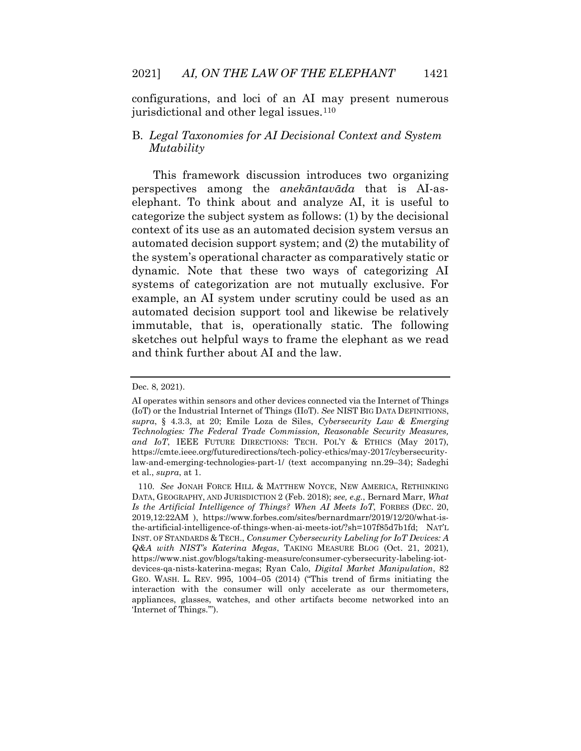configurations, and loci of an AI may present numerous jurisdictional and other legal issues.[110]

### B. *Legal Taxonomies for AI Decisional Context and System Mutability*

This framework discussion introduces two organizing perspectives among the *anekāntavāda* that is AI-as-elephant. To think about and analyze AI, it is useful to categorize the subject system as follows: (1) by the decisional context of its use as an automated decision system versus an automated decision support system; and (2) the mutability of the system's operational character as comparatively static or dynamic. Note that these two ways of categorizing AI systems of categorization are not mutually exclusive. For example, an AI system under scrutiny could be used as an automated decision support tool and likewise be relatively immutable, that is, operationally static. The following sketches out helpful ways to frame the elephant as we read and think further about AI and the law.

---

Dec. 8, 2021).

AI operates within sensors and other devices connected via the Internet of Things (IoT) or the Industrial Internet of Things (IIoT). *See* NIST BIG DATA DEFINITIONS, *supra*, § 4.3.3, at 20; Emile Loza de Siles, *Cybersecurity Law & Emerging Technologies: The Federal Trade Commission, Reasonable Security Measures, and IoT*, IEEE FUTURE DIRECTIONS: TECH. POL'Y & ETHICS (May 2017), https://cmte.ieee.org/futuredirections/tech-policy-ethics/may-2017/cybersecurity-law-and-emerging-technologies-part-1/ (text accompanying nn.29–34); Sadeghi et al., *supra*, at 1.

110. *See* JONAH FORCE HILL & MATTHEW NOYCE, NEW AMERICA, RETHINKING DATA, GEOGRAPHY, AND JURISDICTION 2 (Feb. 2018); *see, e.g.*, Bernard Marr, *What Is the Artificial Intelligence of Things? When AI Meets IoT*, FORBES (DEC. 20, 2019,12:22AM ), https://www.forbes.com/sites/bernardmarr/2019/12/20/what-is-the-artificial-intelligence-of-things-when-ai-meets-iot/?sh=107f85d7b1fd; NAT'L INST. OF STANDARDS & TECH., *Consumer Cybersecurity Labeling for IoT Devices: A Q&A with NIST's Katerina Megas*, TAKING MEASURE BLOG (Oct. 21, 2021), https://www.nist.gov/blogs/taking-measure/consumer-cybersecurity-labeling-iot-devices-qa-nists-katerina-megas; Ryan Calo, *Digital Market Manipulation*, 82 GEO. WASH. L. REV. 995, 1004–05 (2014) ("This trend of firms initiating the interaction with the consumer will only accelerate as our thermometers, appliances, glasses, watches, and other artifacts become networked into an 'Internet of Things.'").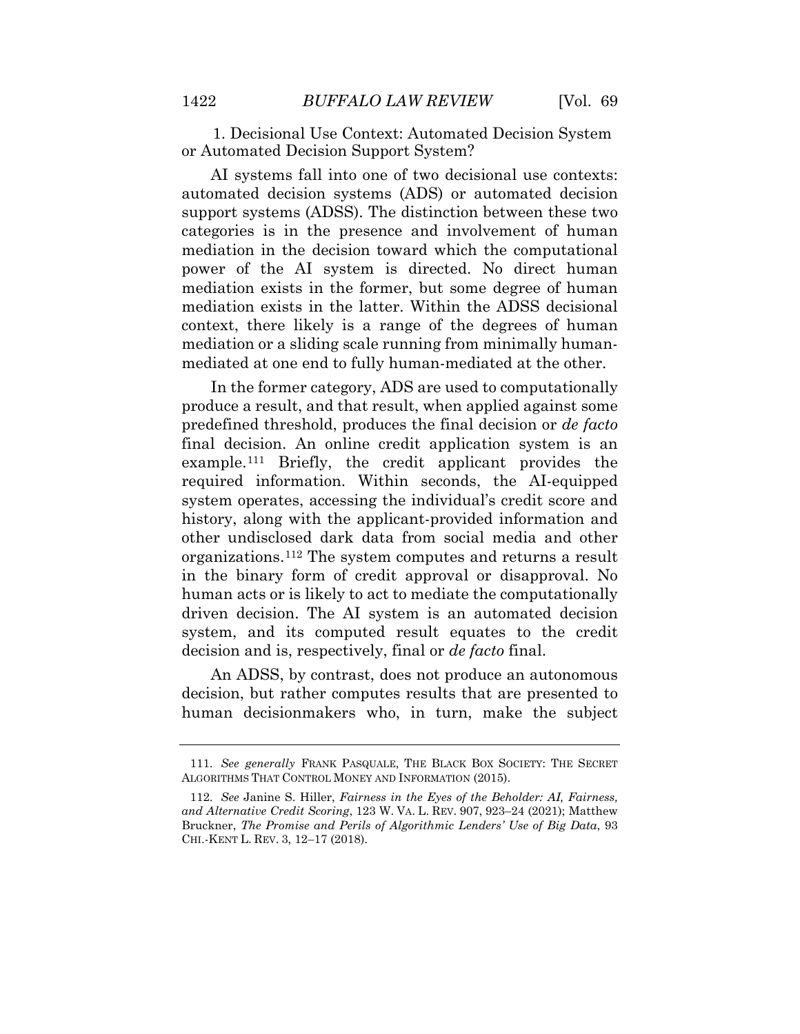### 1. Decisional Use Context: Automated Decision System or Automated Decision Support System?

AI systems fall into one of two decisional use contexts: automated decision systems (ADS) or automated decision support systems (ADSS). The distinction between these two categories is in the presence and involvement of human mediation in the decision toward which the computational power of the AI system is directed. No direct human mediation exists in the former, but some degree of human mediation exists in the latter. Within the ADSS decisional context, there likely is a range of the degrees of human mediation or a sliding scale running from minimally human-mediated at one end to fully human-mediated at the other.

In the former category, ADS are used to computationally produce a result, and that result, when applied against some predefined threshold, produces the final decision or *de facto* final decision. An online credit application system is an example.[111] Briefly, the credit applicant provides the required information. Within seconds, the AI-equipped system operates, accessing the individual's credit score and history, along with the applicant-provided information and other undisclosed dark data from social media and other organizations.[112] The system computes and returns a result in the binary form of credit approval or disapproval. No human acts or is likely to act to mediate the computationally driven decision. The AI system is an automated decision system, and its computed result equates to the credit decision and is, respectively, final or *de facto* final.

An ADSS, by contrast, does not produce an autonomous decision, but rather computes results that are presented to human decisionmakers who, in turn, make the subject

---

111. *See generally* FRANK PASQUALE, THE BLACK BOX SOCIETY: THE SECRET ALGORITHMS THAT CONTROL MONEY AND INFORMATION (2015).

112. *See* Janine S. Hiller, *Fairness in the Eyes of the Beholder: AI, Fairness, and Alternative Credit Scoring*, 123 W. VA. L. REV. 907, 923–24 (2021); Matthew Bruckner, *The Promise and Perils of Algorithmic Lenders' Use of Big Data*, 93 CHI.-KENT L. REV. 3, 12–17 (2018).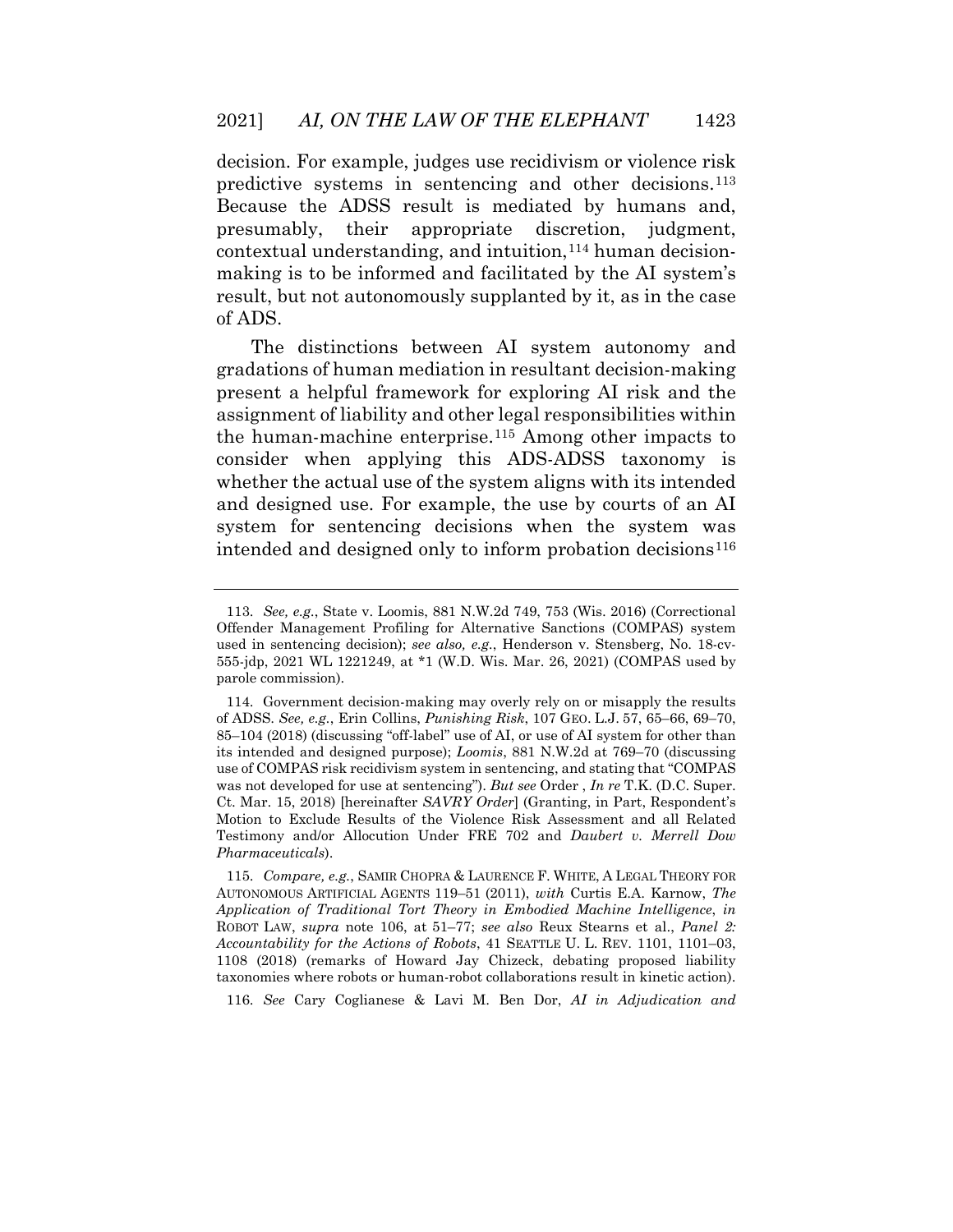decision. For example, judges use recidivism or violence risk predictive systems in sentencing and other decisions.[113] Because the ADSS result is mediated by humans and, presumably, their appropriate discretion, judgment, contextual understanding, and intuition,[114] human decision-making is to be informed and facilitated by the AI system's result, but not autonomously supplanted by it, as in the case of ADS.

The distinctions between AI system autonomy and gradations of human mediation in resultant decision-making present a helpful framework for exploring AI risk and the assignment of liability and other legal responsibilities within the human-machine enterprise.[115] Among other impacts to consider when applying this ADS-ADSS taxonomy is whether the actual use of the system aligns with its intended and designed use. For example, the use by courts of an AI system for sentencing decisions when the system was intended and designed only to inform probation decisions[116]

---

113. *See, e.g.*, State v. Loomis, 881 N.W.2d 749, 753 (Wis. 2016) (Correctional Offender Management Profiling for Alternative Sanctions (COMPAS) system used in sentencing decision); *see also, e.g.*, Henderson v. Stensberg, No. 18-cv-555-jdp, 2021 WL 1221249, at *1 (W.D. Wis. Mar. 26, 2021) (COMPAS used by parole commission).

114. Government decision-making may overly rely on or misapply the results of ADSS. *See, e.g.*, Erin Collins, *Punishing Risk*, 107 GEO. L.J. 57, 65–66, 69–70, 85–104 (2018) (discussing "off-label" use of AI, or use of AI system for other than its intended and designed purpose); *Loomis*, 881 N.W.2d at 769–70 (discussing use of COMPAS risk recidivism system in sentencing, and stating that "COMPAS was not developed for use at sentencing"). *But see* Order , *In re* T.K. (D.C. Super. Ct. Mar. 15, 2018) [hereinafter *SAVRY Order*] (Granting, in Part, Respondent's Motion to Exclude Results of the Violence Risk Assessment and all Related Testimony and/or Allocution Under FRE 702 and *Daubert v. Merrell Dow Pharmaceuticals*).

115. *Compare, e.g.*, SAMIR CHOPRA & LAURENCE F. WHITE, A LEGAL THEORY FOR AUTONOMOUS ARTIFICIAL AGENTS 119–51 (2011), *with* Curtis E.A. Karnow, *The Application of Traditional Tort Theory in Embodied Machine Intelligence*, *in* ROBOT LAW, *supra* note 106, at 51–77; *see also* Reux Stearns et al., *Panel 2: Accountability for the Actions of Robots*, 41 SEATTLE U. L. REV. 1101, 1101–03, 1108 (2018) (remarks of Howard Jay Chizeck, debating proposed liability taxonomies where robots or human-robot collaborations result in kinetic action).

116. *See* Cary Coglianese & Lavi M. Ben Dor, *AI in Adjudication and*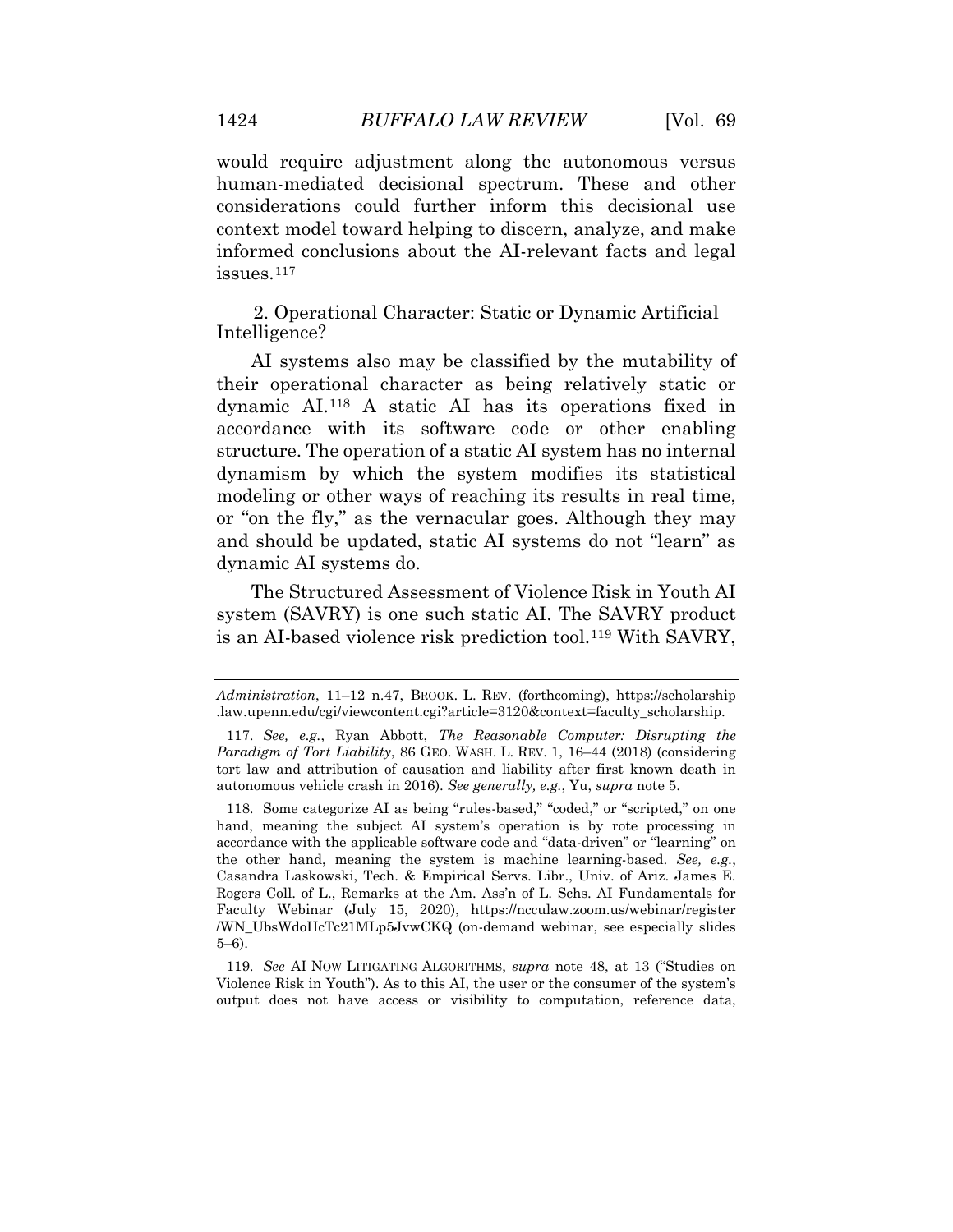would require adjustment along the autonomous versus human-mediated decisional spectrum. These and other considerations could further inform this decisional use context model toward helping to discern, analyze, and make informed conclusions about the AI-relevant facts and legal issues.[117]

### 2. Operational Character: Static or Dynamic Artificial Intelligence?

AI systems also may be classified by the mutability of their operational character as being relatively static or dynamic AI.[118] A static AI has its operations fixed in accordance with its software code or other enabling structure. The operation of a static AI system has no internal dynamism by which the system modifies its statistical modeling or other ways of reaching its results in real time, or "on the fly," as the vernacular goes. Although they may and should be updated, static AI systems do not "learn" as dynamic AI systems do.

The Structured Assessment of Violence Risk in Youth AI system (SAVRY) is one such static AI. The SAVRY product is an AI-based violence risk prediction tool.[119] With SAVRY,

---

*Administration*, 11–12 n.47, BROOK. L. REV. (forthcoming), https://scholarship.law.upenn.edu/cgi/viewcontent.cgi?article=3120&context=faculty_scholarship.

117. *See, e.g.*, Ryan Abbott, *The Reasonable Computer: Disrupting the Paradigm of Tort Liability*, 86 GEO. WASH. L. REV. 1, 16–44 (2018) (considering tort law and attribution of causation and liability after first known death in autonomous vehicle crash in 2016). *See generally, e.g.*, Yu, *supra* note 5.

118. Some categorize AI as being "rules-based," "coded," or "scripted," on one hand, meaning the subject AI system's operation is by rote processing in accordance with the applicable software code and "data-driven" or "learning" on the other hand, meaning the system is machine learning-based. *See, e.g.*, Casandra Laskowski, Tech. & Empirical Servs. Libr., Univ. of Ariz. James E. Rogers Coll. of L., Remarks at the Am. Ass'n of L. Schs. AI Fundamentals for Faculty Webinar (July 15, 2020), https://ncculaw.zoom.us/webinar/register/WN_UbsWdoHcTc21MLp5JvwCKQ (on-demand webinar, see especially slides 5–6).

119. *See* AI NOW LITIGATING ALGORITHMS, *supra* note 48, at 13 ("Studies on Violence Risk in Youth"). As to this AI, the user or the consumer of the system's output does not have access or visibility to computation, reference data,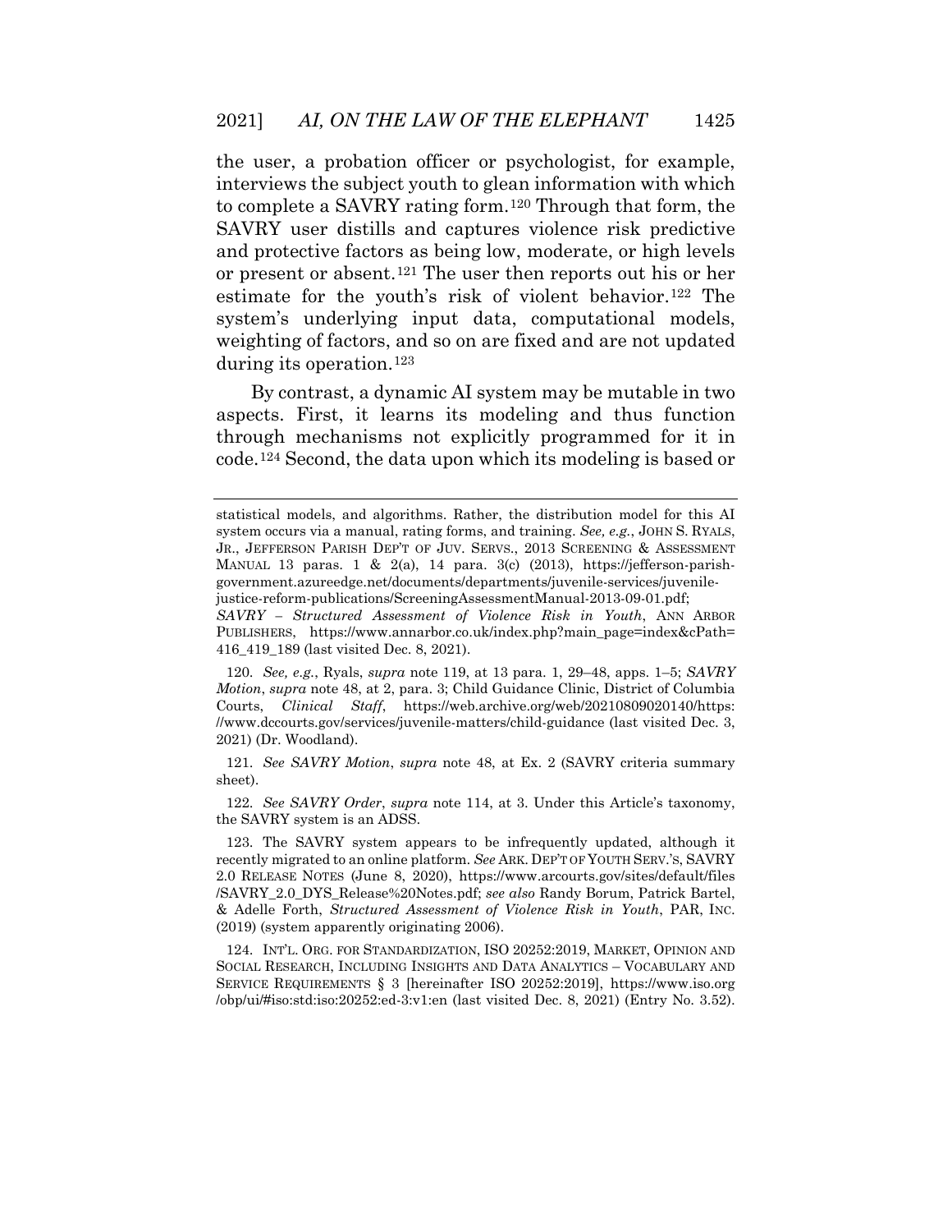the user, a probation officer or psychologist, for example, interviews the subject youth to glean information with which to complete a SAVRY rating form.[120] Through that form, the SAVRY user distills and captures violence risk predictive and protective factors as being low, moderate, or high levels or present or absent.[121] The user then reports out his or her estimate for the youth's risk of violent behavior.[122] The system's underlying input data, computational models, weighting of factors, and so on are fixed and are not updated during its operation.[123]

By contrast, a dynamic AI system may be mutable in two aspects. First, it learns its modeling and thus function through mechanisms not explicitly programmed for it in code.[124] Second, the data upon which its modeling is based or

---

statistical models, and algorithms. Rather, the distribution model for this AI system occurs via a manual, rating forms, and training. *See, e.g.*, JOHN S. RYALS, JR., JEFFERSON PARISH DEP'T OF JUV. SERVS., 2013 SCREENING & ASSESSMENT MANUAL 13 paras. 1 & 2(a), 14 para. 3(c) (2013), https://jefferson-parish-government.azureedge.net/documents/departments/juvenile-services/juvenile-justice-reform-publications/ScreeningAssessmentManual-2013-09-01.pdf; *SAVRY – Structured Assessment of Violence Risk in Youth*, ANN ARBOR PUBLISHERS, https://www.annarbor.co.uk/index.php?main_page=index&cPath=416_419_189 (last visited Dec. 8, 2021).

120. *See, e.g.*, Ryals, *supra* note 119, at 13 para. 1, 29–48, apps. 1–5; *SAVRY Motion*, *supra* note 48, at 2, para. 3; Child Guidance Clinic, District of Columbia Courts, *Clinical Staff*, https://web.archive.org/web/20210809020140/https://www.dccourts.gov/services/juvenile-matters/child-guidance (last visited Dec. 3, 2021) (Dr. Woodland).

121. *See SAVRY Motion*, *supra* note 48, at Ex. 2 (SAVRY criteria summary sheet).

122. *See SAVRY Order*, *supra* note 114, at 3. Under this Article's taxonomy, the SAVRY system is an ADSS.

123. The SAVRY system appears to be infrequently updated, although it recently migrated to an online platform. *See* ARK. DEP'T OF YOUTH SERV.'S, SAVRY 2.0 RELEASE NOTES (June 8, 2020), https://www.arcourts.gov/sites/default/files/SAVRY_2.0_DYS_Release%20Notes.pdf; *see also* Randy Borum, Patrick Bartel, & Adelle Forth, *Structured Assessment of Violence Risk in Youth*, PAR, INC. (2019) (system apparently originating 2006).

124. INT'L. ORG. FOR STANDARDIZATION, ISO 20252:2019, MARKET, OPINION AND SOCIAL RESEARCH, INCLUDING INSIGHTS AND DATA ANALYTICS – VOCABULARY AND SERVICE REQUIREMENTS § 3 [hereinafter ISO 20252:2019], https://www.iso.org/obp/ui/#iso:std:iso:20252:ed-3:v1:en (last visited Dec. 8, 2021) (Entry No. 3.52).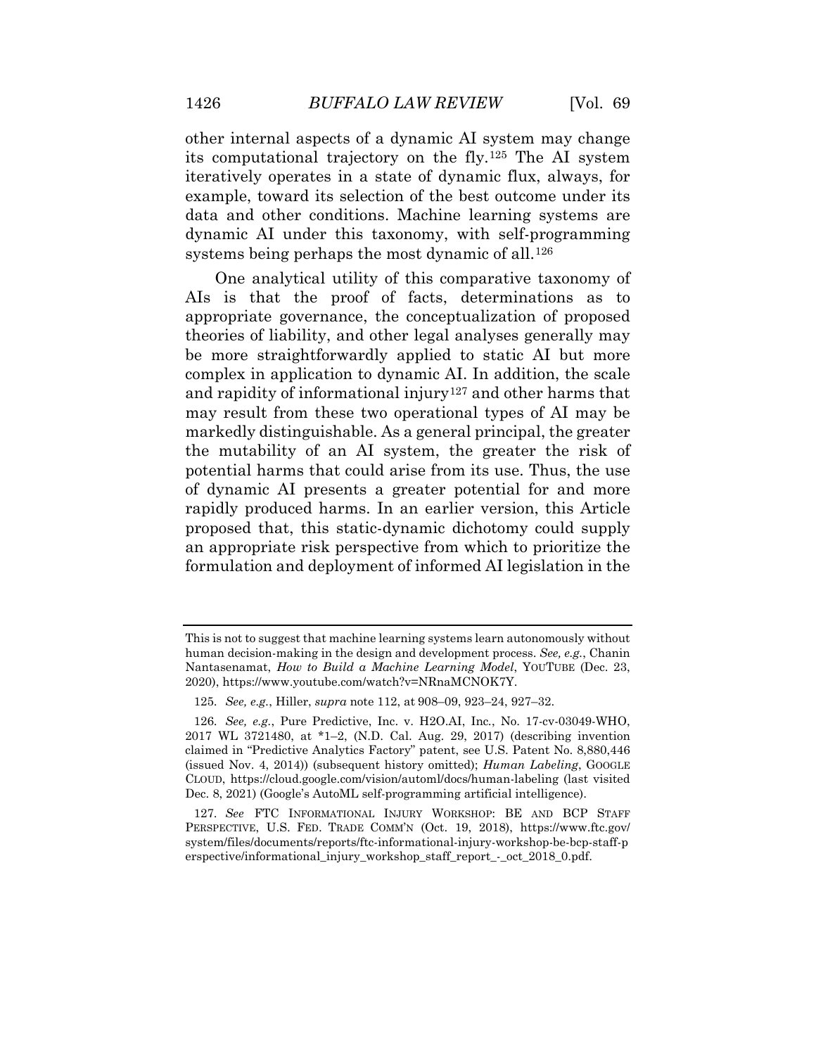other internal aspects of a dynamic AI system may change its computational trajectory on the fly.[125] The AI system iteratively operates in a state of dynamic flux, always, for example, toward its selection of the best outcome under its data and other conditions. Machine learning systems are dynamic AI under this taxonomy, with self-programming systems being perhaps the most dynamic of all.[126]

One analytical utility of this comparative taxonomy of AIs is that the proof of facts, determinations as to appropriate governance, the conceptualization of proposed theories of liability, and other legal analyses generally may be more straightforwardly applied to static AI but more complex in application to dynamic AI. In addition, the scale and rapidity of informational injury[127] and other harms that may result from these two operational types of AI may be markedly distinguishable. As a general principal, the greater the mutability of an AI system, the greater the risk of potential harms that could arise from its use. Thus, the use of dynamic AI presents a greater potential for and more rapidly produced harms. In an earlier version, this Article proposed that, this static-dynamic dichotomy could supply an appropriate risk perspective from which to prioritize the formulation and deployment of informed AI legislation in the

---

This is not to suggest that machine learning systems learn autonomously without human decision-making in the design and development process. *See, e.g.*, Chanin Nantasenamat, *How to Build a Machine Learning Model*, YOUTUBE (Dec. 23, 2020), https://www.youtube.com/watch?v=NRnaMCNOK7Y.

125. *See, e.g.*, Hiller, *supra* note 112, at 908–09, 923–24, 927–32.

126. *See, e.g.*, Pure Predictive, Inc. v. H2O.AI, Inc., No. 17-cv-03049-WHO, 2017 WL 3721480, at *1–2, (N.D. Cal. Aug. 29, 2017) (describing invention claimed in "Predictive Analytics Factory" patent, see U.S. Patent No. 8,880,446 (issued Nov. 4, 2014)) (subsequent history omitted); *Human Labeling*, GOOGLE CLOUD, https://cloud.google.com/vision/automl/docs/human-labeling (last visited Dec. 8, 2021) (Google's AutoML self-programming artificial intelligence).

127. *See* FTC INFORMATIONAL INJURY WORKSHOP: BE AND BCP STAFF PERSPECTIVE, U.S. FED. TRADE COMM'N (Oct. 19, 2018), https://www.ftc.gov/system/files/documents/reports/ftc-informational-injury-workshop-be-bcp-staff-perspective/informational_injury_workshop_staff_report_-_oct_2018_0.pdf.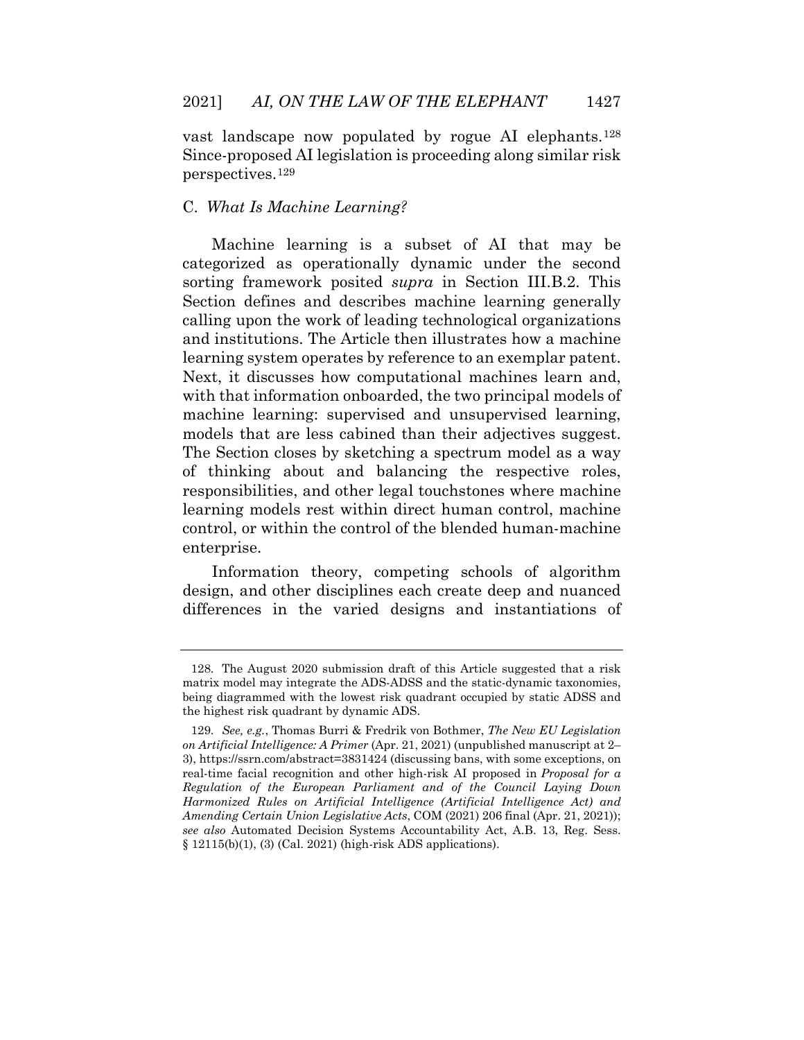vast landscape now populated by rogue AI elephants.[128] Since-proposed AI legislation is proceeding along similar risk perspectives.[129]

### C. *What Is Machine Learning?*

Machine learning is a subset of AI that may be categorized as operationally dynamic under the second sorting framework posited *supra* in Section III.B.2. This Section defines and describes machine learning generally calling upon the work of leading technological organizations and institutions. The Article then illustrates how a machine learning system operates by reference to an exemplar patent. Next, it discusses how computational machines learn and, with that information onboarded, the two principal models of machine learning: supervised and unsupervised learning, models that are less cabined than their adjectives suggest. The Section closes by sketching a spectrum model as a way of thinking about and balancing the respective roles, responsibilities, and other legal touchstones where machine learning models rest within direct human control, machine control, or within the control of the blended human-machine enterprise.

Information theory, competing schools of algorithm design, and other disciplines each create deep and nuanced differences in the varied designs and instantiations of

---

128. The August 2020 submission draft of this Article suggested that a risk matrix model may integrate the ADS-ADSS and the static-dynamic taxonomies, being diagrammed with the lowest risk quadrant occupied by static ADSS and the highest risk quadrant by dynamic ADS.

129. *See, e.g.*, Thomas Burri & Fredrik von Bothmer, *The New EU Legislation on Artificial Intelligence: A Primer* (Apr. 21, 2021) (unpublished manuscript at 2–3), https://ssrn.com/abstract=3831424 (discussing bans, with some exceptions, on real-time facial recognition and other high-risk AI proposed in *Proposal for a Regulation of the European Parliament and of the Council Laying Down Harmonized Rules on Artificial Intelligence (Artificial Intelligence Act) and Amending Certain Union Legislative Acts*, COM (2021) 206 final (Apr. 21, 2021)); *see also* Automated Decision Systems Accountability Act, A.B. 13, Reg. Sess. § 12115(b)(1), (3) (Cal. 2021) (high-risk ADS applications).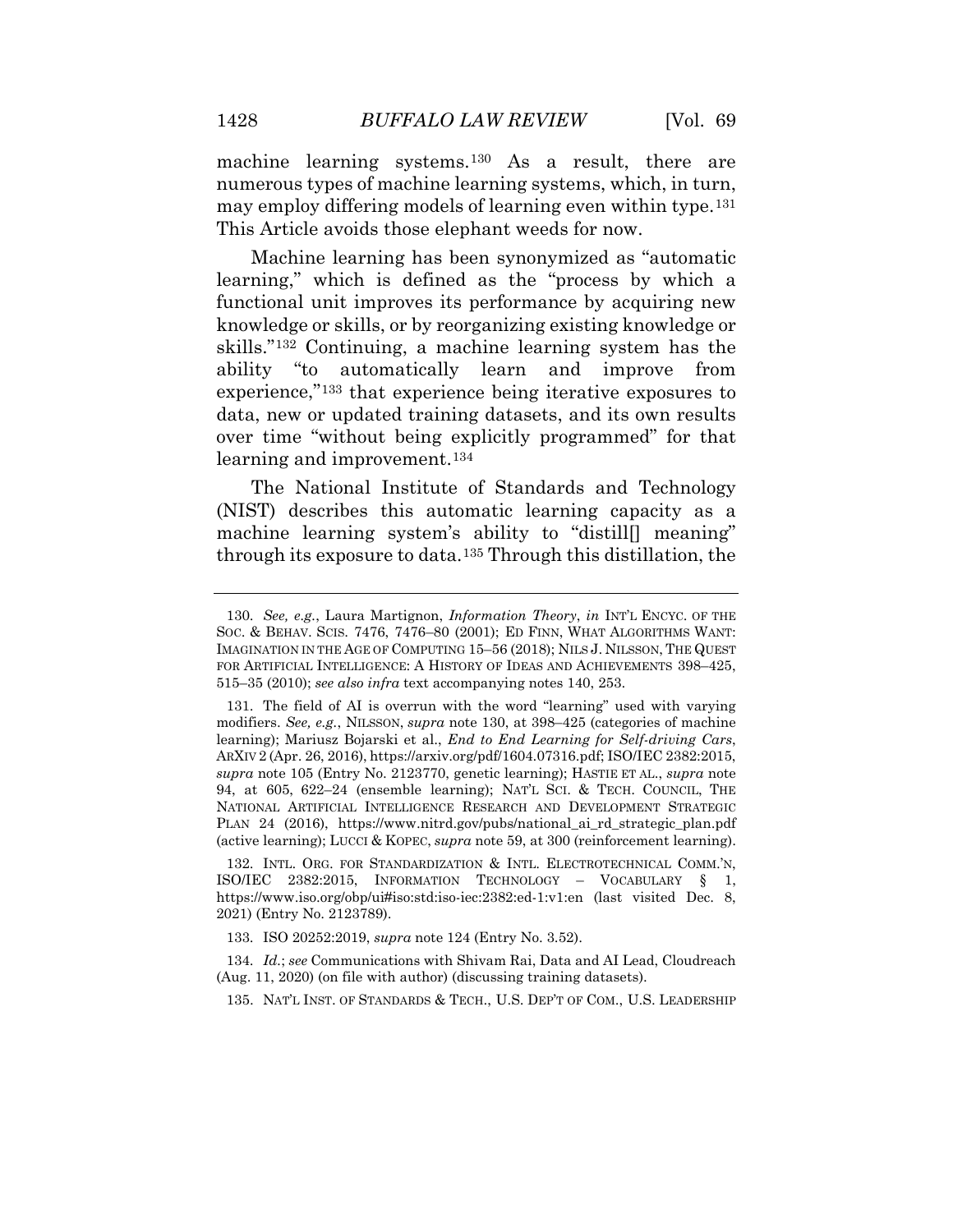machine learning systems.[130] As a result, there are numerous types of machine learning systems, which, in turn, may employ differing models of learning even within type.[131] This Article avoids those elephant weeds for now.

Machine learning has been synonymized as "automatic learning," which is defined as the "process by which a functional unit improves its performance by acquiring new knowledge or skills, or by reorganizing existing knowledge or skills."[132] Continuing, a machine learning system has the ability "to automatically learn and improve from experience,"[133] that experience being iterative exposures to data, new or updated training datasets, and its own results over time "without being explicitly programmed" for that learning and improvement.[134]

The National Institute of Standards and Technology (NIST) describes this automatic learning capacity as a machine learning system's ability to "distill[] meaning" through its exposure to data.[135] Through this distillation, the

---

130. *See, e.g.*, Laura Martignon, *Information Theory*, *in* INT'L ENCYC. OF THE SOC. & BEHAV. SCIS. 7476, 7476–80 (2001); ED FINN, WHAT ALGORITHMS WANT: IMAGINATION IN THE AGE OF COMPUTING 15–56 (2018); NILS J. NILSSON, THE QUEST FOR ARTIFICIAL INTELLIGENCE: A HISTORY OF IDEAS AND ACHIEVEMENTS 398–425, 515–35 (2010); *see also infra* text accompanying notes 140, 253.

131. The field of AI is overrun with the word "learning" used with varying modifiers. *See, e.g.*, NILSSON, *supra* note 130, at 398–425 (categories of machine learning); Mariusz Bojarski et al., *End to End Learning for Self-driving Cars*, ARXIV 2 (Apr. 26, 2016), https://arxiv.org/pdf/1604.07316.pdf; ISO/IEC 2382:2015, *supra* note 105 (Entry No. 2123770, genetic learning); HASTIE ET AL., *supra* note 94, at 605, 622–24 (ensemble learning); NAT'L SCI. & TECH. COUNCIL, THE NATIONAL ARTIFICIAL INTELLIGENCE RESEARCH AND DEVELOPMENT STRATEGIC PLAN 24 (2016), https://www.nitrd.gov/pubs/national_ai_rd_strategic_plan.pdf (active learning); LUCCI & KOPEC, *supra* note 59, at 300 (reinforcement learning).

132. INTL. ORG. FOR STANDARDIZATION & INTL. ELECTROTECHNICAL COMM.'N, ISO/IEC 2382:2015, INFORMATION TECHNOLOGY – VOCABULARY § 1, https://www.iso.org/obp/ui#iso:std:iso-iec:2382:ed-1:v1:en (last visited Dec. 8, 2021) (Entry No. 2123789).

133. ISO 20252:2019, *supra* note 124 (Entry No. 3.52).

134. *Id.*; *see* Communications with Shivam Rai, Data and AI Lead, Cloudreach (Aug. 11, 2020) (on file with author) (discussing training datasets).

135. NAT'L INST. OF STANDARDS & TECH., U.S. DEP'T OF COM., U.S. LEADERSHIP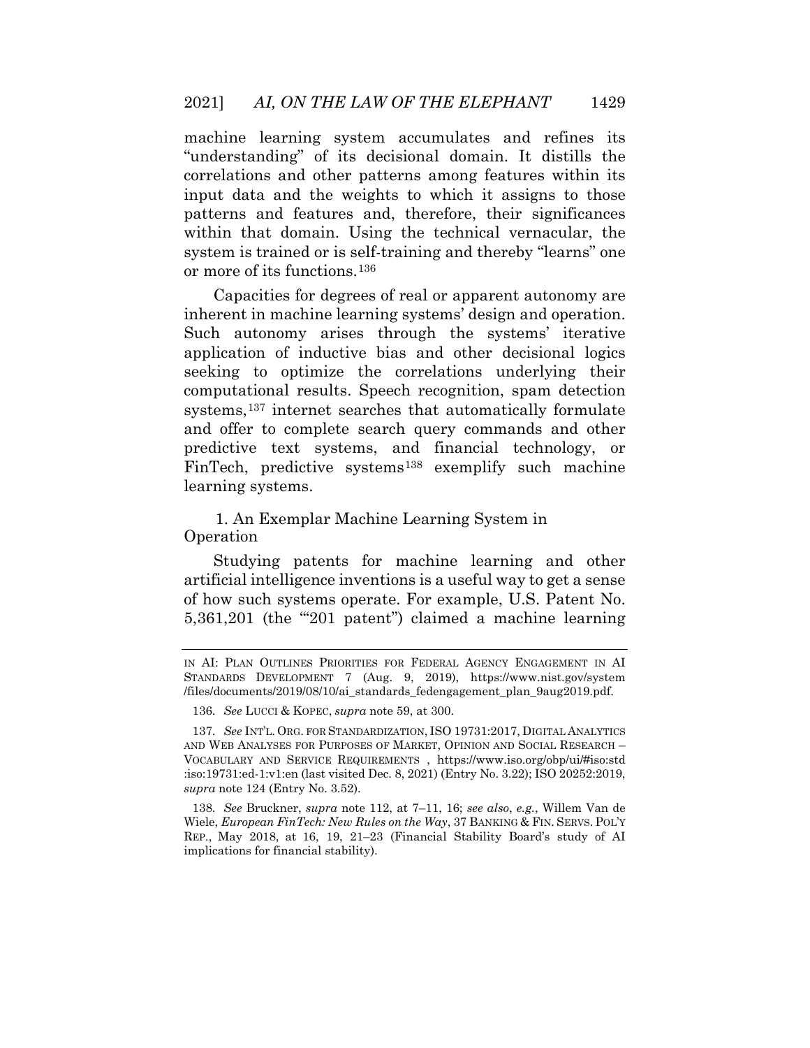machine learning system accumulates and refines its "understanding" of its decisional domain. It distills the correlations and other patterns among features within its input data and the weights to which it assigns to those patterns and features and, therefore, their significances within that domain. Using the technical vernacular, the system is trained or is self-training and thereby "learns" one or more of its functions.[136]

Capacities for degrees of real or apparent autonomy are inherent in machine learning systems' design and operation. Such autonomy arises through the systems' iterative application of inductive bias and other decisional logics seeking to optimize the correlations underlying their computational results. Speech recognition, spam detection systems,[137] internet searches that automatically formulate and offer to complete search query commands and other predictive text systems, and financial technology, or FinTech, predictive systems[138] exemplify such machine learning systems.

#### 1. An Exemplar Machine Learning System in Operation

Studying patents for machine learning and other artificial intelligence inventions is a useful way to get a sense of how such systems operate. For example, U.S. Patent No. 5,361,201 (the "'201 patent") claimed a machine learning

---

IN AI: PLAN OUTLINES PRIORITIES FOR FEDERAL AGENCY ENGAGEMENT IN AI STANDARDS DEVELOPMENT 7 (Aug. 9, 2019), https://www.nist.gov/system/files/documents/2019/08/10/ai_standards_fedengagement_plan_9aug2019.pdf.

136. *See* LUCCI & KOPEC, *supra* note 59, at 300.

137. *See* INT'L. ORG. FOR STANDARDIZATION, ISO 19731:2017, DIGITAL ANALYTICS AND WEB ANALYSES FOR PURPOSES OF MARKET, OPINION AND SOCIAL RESEARCH – VOCABULARY AND SERVICE REQUIREMENTS , https://www.iso.org/obp/ui/#iso:std:iso:19731:ed-1:v1:en (last visited Dec. 8, 2021) (Entry No. 3.22); ISO 20252:2019, *supra* note 124 (Entry No. 3.52).

138. *See* Bruckner, *supra* note 112, at 7–11, 16; *see also*, *e.g.*, Willem Van de Wiele, *European FinTech: New Rules on the Way*, 37 BANKING & FIN. SERVS. POL'Y REP., May 2018, at 16, 19, 21–23 (Financial Stability Board's study of AI implications for financial stability).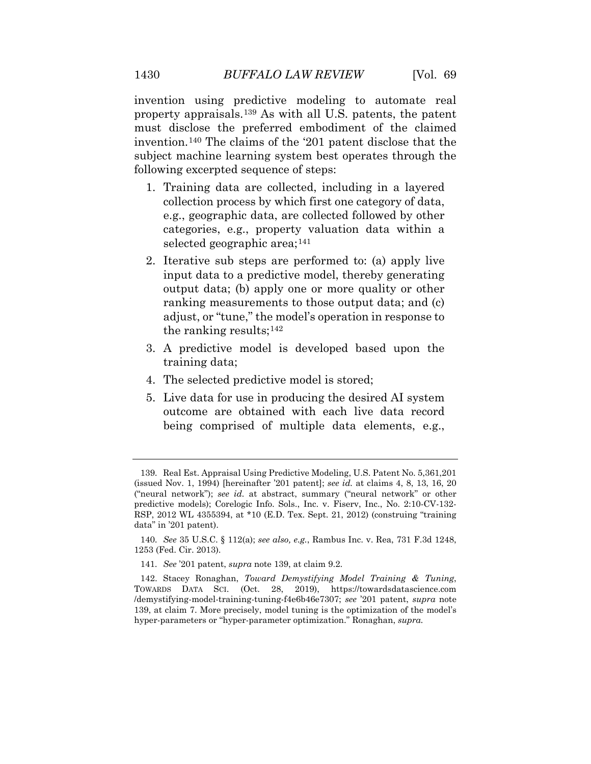invention using predictive modeling to automate real property appraisals.[139] As with all U.S. patents, the patent must disclose the preferred embodiment of the claimed invention.[140] The claims of the '201 patent disclose that the subject machine learning system best operates through the following excerpted sequence of steps:

1. Training data are collected, including in a layered collection process by which first one category of data, e.g., geographic data, are collected followed by other categories, e.g., property valuation data within a selected geographic area;[141]
2. Iterative sub steps are performed to: (a) apply live input data to a predictive model, thereby generating output data; (b) apply one or more quality or other ranking measurements to those output data; and (c) adjust, or "tune," the model's operation in response to the ranking results;[142]
3. A predictive model is developed based upon the training data;
4. The selected predictive model is stored;
5. Live data for use in producing the desired AI system outcome are obtained with each live data record being comprised of multiple data elements, e.g.,

---

139. Real Est. Appraisal Using Predictive Modeling, U.S. Patent No. 5,361,201 (issued Nov. 1, 1994) [hereinafter '201 patent]; *see id.* at claims 4, 8, 13, 16, 20 ("neural network"); *see id.* at abstract, summary ("neural network" or other predictive models); Corelogic Info. Sols., Inc. v. Fiserv, Inc., No. 2:10-CV-132-RSP, 2012 WL 4355394, at *10 (E.D. Tex. Sept. 21, 2012) (construing "training data" in '201 patent).

140. *See* 35 U.S.C. § 112(a); *see also, e.g.*, Rambus Inc. v. Rea, 731 F.3d 1248, 1253 (Fed. Cir. 2013).

141. *See* '201 patent, *supra* note 139, at claim 9.2.

142. Stacey Ronaghan, *Toward Demystifying Model Training & Tuning*, TOWARDS DATA SCI. (Oct. 28, 2019), https://towardsdatascience.com/demystifying-model-training-tuning-f4e6b46e7307; *see* '201 patent, *supra* note 139, at claim 7. More precisely, model tuning is the optimization of the model's hyper-parameters or "hyper-parameter optimization." Ronaghan, *supra*.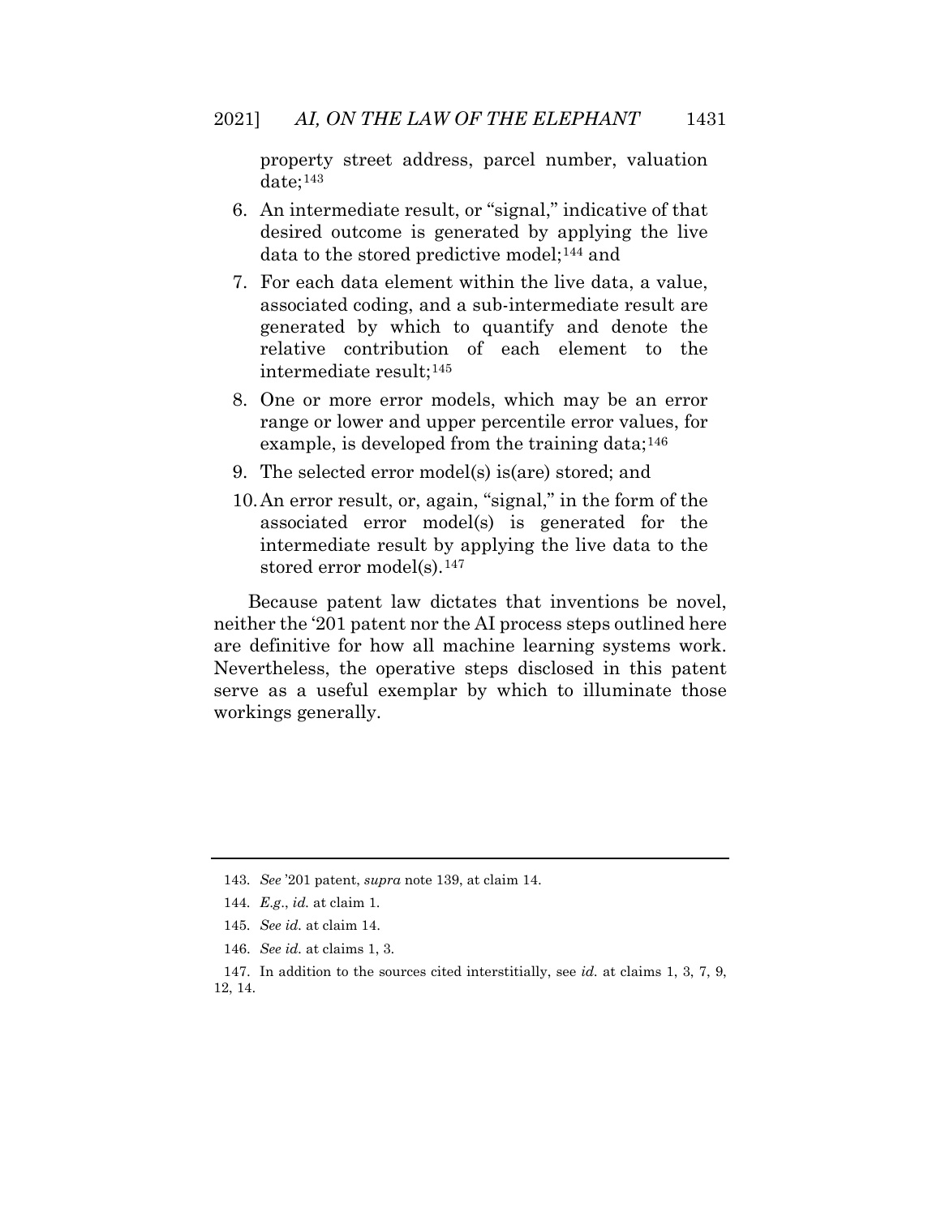property street address, parcel number, valuation date;[143]

6. An intermediate result, or "signal," indicative of that desired outcome is generated by applying the live data to the stored predictive model;[144] and
7. For each data element within the live data, a value, associated coding, and a sub-intermediate result are generated by which to quantify and denote the relative contribution of each element to the intermediate result;[145]
8. One or more error models, which may be an error range or lower and upper percentile error values, for example, is developed from the training data;[146]
9. The selected error model(s) is(are) stored; and
10. An error result, or, again, "signal," in the form of the associated error model(s) is generated for the intermediate result by applying the live data to the stored error model(s).[147]

Because patent law dictates that inventions be novel, neither the '201 patent nor the AI process steps outlined here are definitive for how all machine learning systems work. Nevertheless, the operative steps disclosed in this patent serve as a useful exemplar by which to illuminate those workings generally.

---

143. *See* '201 patent, *supra* note 139, at claim 14.

144. *E.g.*, *id.* at claim 1.

145. *See id.* at claim 14.

146. *See id.* at claims 1, 3.

147. In addition to the sources cited interstitially, see *id.* at claims 1, 3, 7, 9, 12, 14.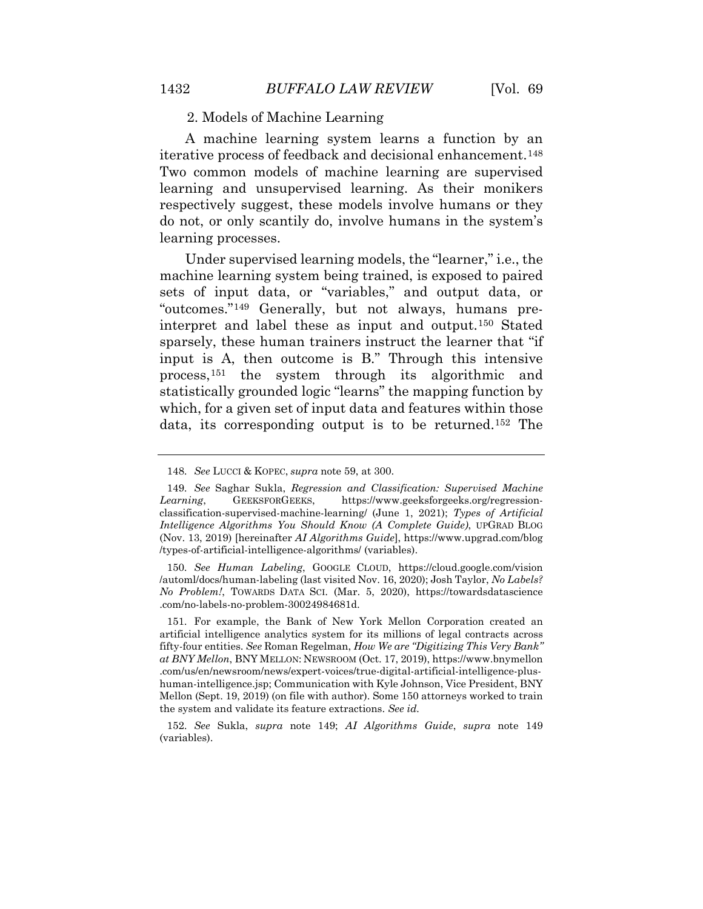### 2. Models of Machine Learning

A machine learning system learns a function by an iterative process of feedback and decisional enhancement.[148] Two common models of machine learning are supervised learning and unsupervised learning. As their monikers respectively suggest, these models involve humans or they do not, or only scantily do, involve humans in the system's learning processes.

Under supervised learning models, the "learner," i.e., the machine learning system being trained, is exposed to paired sets of input data, or "variables," and output data, or "outcomes."[149] Generally, but not always, humans pre-interpret and label these as input and output.[150] Stated sparsely, these human trainers instruct the learner that "if input is A, then outcome is B." Through this intensive process,[151] the system through its algorithmic and statistically grounded logic "learns" the mapping function by which, for a given set of input data and features within those data, its corresponding output is to be returned.[152] The

---

148. *See* LUCCI & KOPEC, *supra* note 59, at 300.

149. *See* Saghar Sukla, *Regression and Classification: Supervised Machine Learning*, GEEKSFORGEEKS, https://www.geeksforgeeks.org/regression-classification-supervised-machine-learning/ (June 1, 2021); *Types of Artificial Intelligence Algorithms You Should Know (A Complete Guide)*, UPGRAD BLOG (Nov. 13, 2019) [hereinafter *AI Algorithms Guide*], https://www.upgrad.com/blog/types-of-artificial-intelligence-algorithms/ (variables).

150. *See Human Labeling*, GOOGLE CLOUD, https://cloud.google.com/vision/automl/docs/human-labeling (last visited Nov. 16, 2020); Josh Taylor, *No Labels? No Problem!*, TOWARDS DATA SCI. (Mar. 5, 2020), https://towardsdatascience.com/no-labels-no-problem-30024984681d.

151. For example, the Bank of New York Mellon Corporation created an artificial intelligence analytics system for its millions of legal contracts across fifty-four entities. *See* Roman Regelman, *How We are "Digitizing This Very Bank" at BNY Mellon*, BNY MELLON: NEWSROOM (Oct. 17, 2019), https://www.bnymellon.com/us/en/newsroom/news/expert-voices/true-digital-artificial-intelligence-plus-human-intelligence.jsp; Communication with Kyle Johnson, Vice President, BNY Mellon (Sept. 19, 2019) (on file with author). Some 150 attorneys worked to train the system and validate its feature extractions. *See id.*

152. *See* Sukla, *supra* note 149; *AI Algorithms Guide*, *supra* note 149 (variables).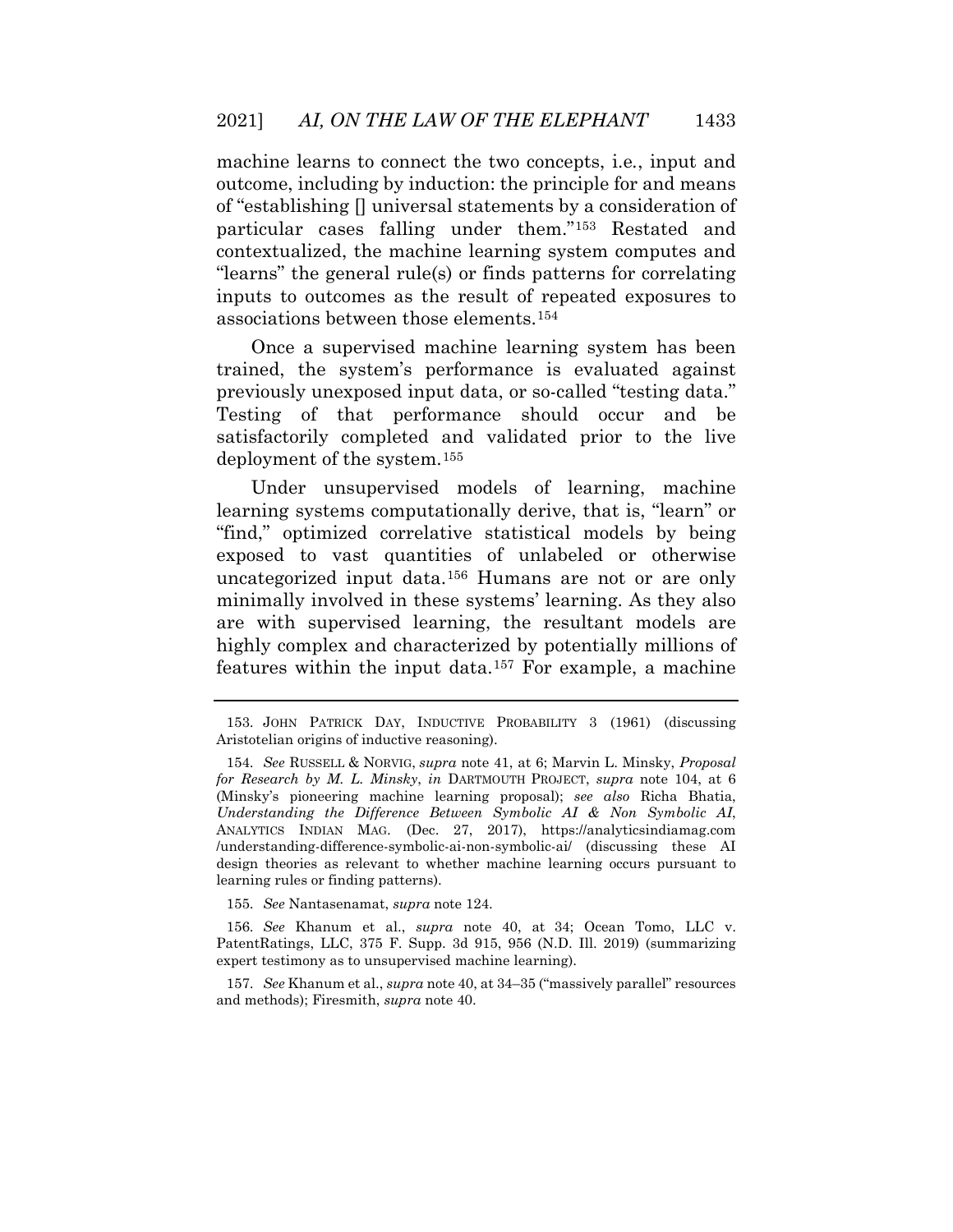machine learns to connect the two concepts, i.e., input and outcome, including by induction: the principle for and means of "establishing [] universal statements by a consideration of particular cases falling under them."[153] Restated and contextualized, the machine learning system computes and "learns" the general rule(s) or finds patterns for correlating inputs to outcomes as the result of repeated exposures to associations between those elements.[154]

Once a supervised machine learning system has been trained, the system's performance is evaluated against previously unexposed input data, or so-called "testing data." Testing of that performance should occur and be satisfactorily completed and validated prior to the live deployment of the system.[155]

Under unsupervised models of learning, machine learning systems computationally derive, that is, "learn" or "find," optimized correlative statistical models by being exposed to vast quantities of unlabeled or otherwise uncategorized input data.[156] Humans are not or are only minimally involved in these systems' learning. As they also are with supervised learning, the resultant models are highly complex and characterized by potentially millions of features within the input data.[157] For example, a machine

---

153. JOHN PATRICK DAY, INDUCTIVE PROBABILITY 3 (1961) (discussing Aristotelian origins of inductive reasoning).

154. *See* RUSSELL & NORVIG, *supra* note 41, at 6; Marvin L. Minsky, *Proposal for Research by M. L. Minsky*, *in* DARTMOUTH PROJECT, *supra* note 104, at 6 (Minsky's pioneering machine learning proposal); *see also* Richa Bhatia, *Understanding the Difference Between Symbolic AI & Non Symbolic AI*, ANALYTICS INDIAN MAG. (Dec. 27, 2017), https://analyticsindiamag.com /understanding-difference-symbolic-ai-non-symbolic-ai/ (discussing these AI design theories as relevant to whether machine learning occurs pursuant to learning rules or finding patterns).

155. *See* Nantasenamat, *supra* note 124.

156. *See* Khanum et al., *supra* note 40, at 34; Ocean Tomo, LLC v. PatentRatings, LLC, 375 F. Supp. 3d 915, 956 (N.D. Ill. 2019) (summarizing expert testimony as to unsupervised machine learning).

157. *See* Khanum et al., *supra* note 40, at 34–35 ("massively parallel" resources and methods); Firesmith, *supra* note 40.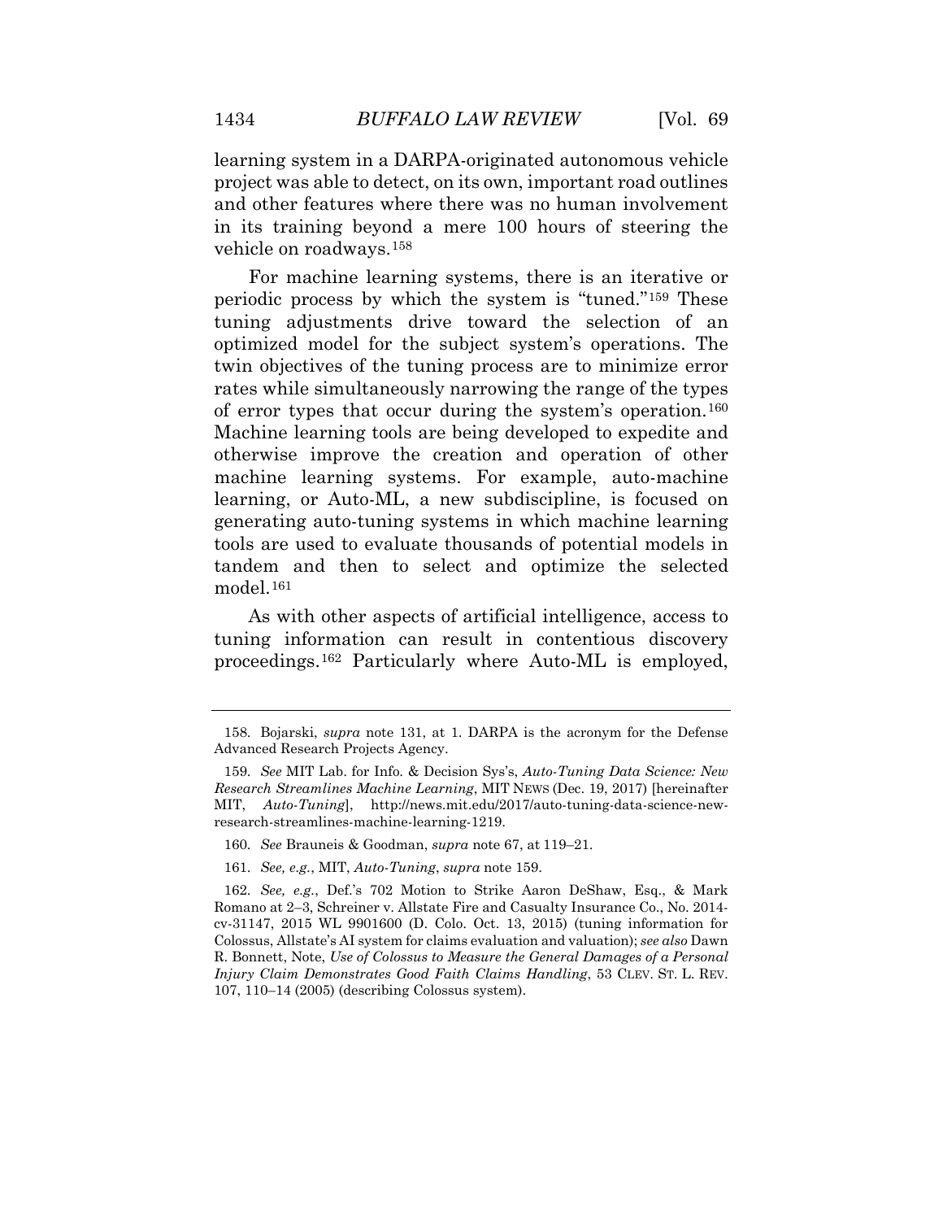learning system in a DARPA-originated autonomous vehicle project was able to detect, on its own, important road outlines and other features where there was no human involvement in its training beyond a mere 100 hours of steering the vehicle on roadways.[158]

For machine learning systems, there is an iterative or periodic process by which the system is "tuned."[159] These tuning adjustments drive toward the selection of an optimized model for the subject system's operations. The twin objectives of the tuning process are to minimize error rates while simultaneously narrowing the range of the types of error types that occur during the system's operation.[160] Machine learning tools are being developed to expedite and otherwise improve the creation and operation of other machine learning systems. For example, auto-machine learning, or Auto-ML, a new subdiscipline, is focused on generating auto-tuning systems in which machine learning tools are used to evaluate thousands of potential models in tandem and then to select and optimize the selected model.[161]

As with other aspects of artificial intelligence, access to tuning information can result in contentious discovery proceedings.[162] Particularly where Auto-ML is employed,

---

158. Bojarski, *supra* note 131, at 1. DARPA is the acronym for the Defense Advanced Research Projects Agency.

159. *See* MIT Lab. for Info. & Decision Sys's, *Auto-Tuning Data Science: New Research Streamlines Machine Learning*, MIT NEWS (Dec. 19, 2017) [hereinafter MIT, *Auto-Tuning*], http://news.mit.edu/2017/auto-tuning-data-science-new-research-streamlines-machine-learning-1219.

160. *See* Brauneis & Goodman, *supra* note 67, at 119–21.

161. *See, e.g.*, MIT, *Auto-Tuning*, *supra* note 159.

162. *See, e.g.*, Def.'s 702 Motion to Strike Aaron DeShaw, Esq., & Mark Romano at 2–3, Schreiner v. Allstate Fire and Casualty Insurance Co., No. 2014-cv-31147, 2015 WL 9901600 (D. Colo. Oct. 13, 2015) (tuning information for Colossus, Allstate's AI system for claims evaluation and valuation); *see also* Dawn R. Bonnett, Note, *Use of Colossus to Measure the General Damages of a Personal Injury Claim Demonstrates Good Faith Claims Handling*, 53 CLEV. ST. L. REV. 107, 110–14 (2005) (describing Colossus system).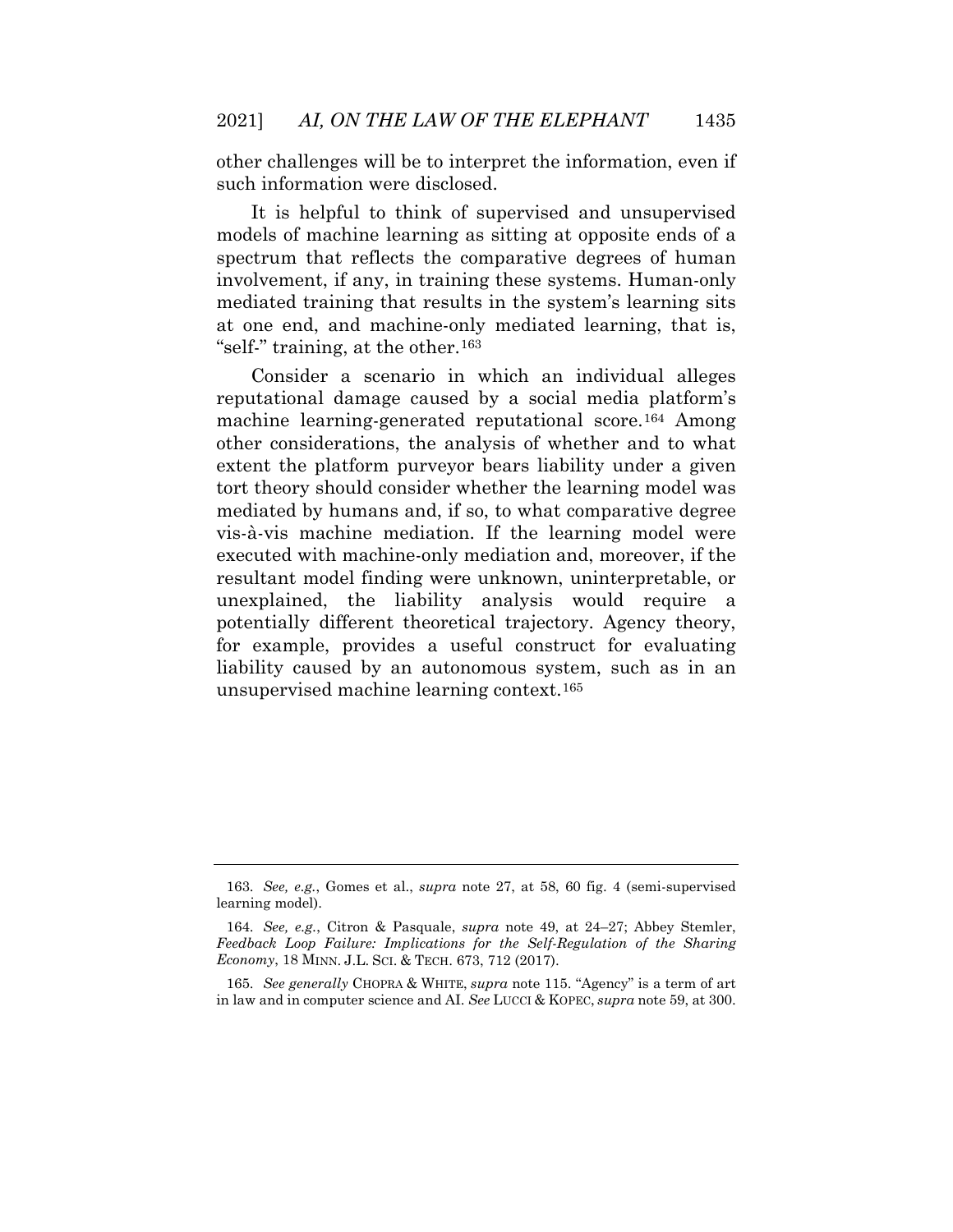other challenges will be to interpret the information, even if such information were disclosed.

It is helpful to think of supervised and unsupervised models of machine learning as sitting at opposite ends of a spectrum that reflects the comparative degrees of human involvement, if any, in training these systems. Human-only mediated training that results in the system's learning sits at one end, and machine-only mediated learning, that is, "self-" training, at the other.[163]

Consider a scenario in which an individual alleges reputational damage caused by a social media platform's machine learning-generated reputational score.[164] Among other considerations, the analysis of whether and to what extent the platform purveyor bears liability under a given tort theory should consider whether the learning model was mediated by humans and, if so, to what comparative degree vis-à-vis machine mediation. If the learning model were executed with machine-only mediation and, moreover, if the resultant model finding were unknown, uninterpretable, or unexplained, the liability analysis would require a potentially different theoretical trajectory. Agency theory, for example, provides a useful construct for evaluating liability caused by an autonomous system, such as in an unsupervised machine learning context.[165]

---

163. *See, e.g.*, Gomes et al., *supra* note 27, at 58, 60 fig. 4 (semi-supervised learning model).

164. *See, e.g.*, Citron & Pasquale, *supra* note 49, at 24–27; Abbey Stemler, *Feedback Loop Failure: Implications for the Self-Regulation of the Sharing Economy*, 18 MINN. J.L. SCI. & TECH. 673, 712 (2017).

165. *See generally* CHOPRA & WHITE, *supra* note 115. "Agency" is a term of art in law and in computer science and AI. *See* LUCCI & KOPEC, *supra* note 59, at 300.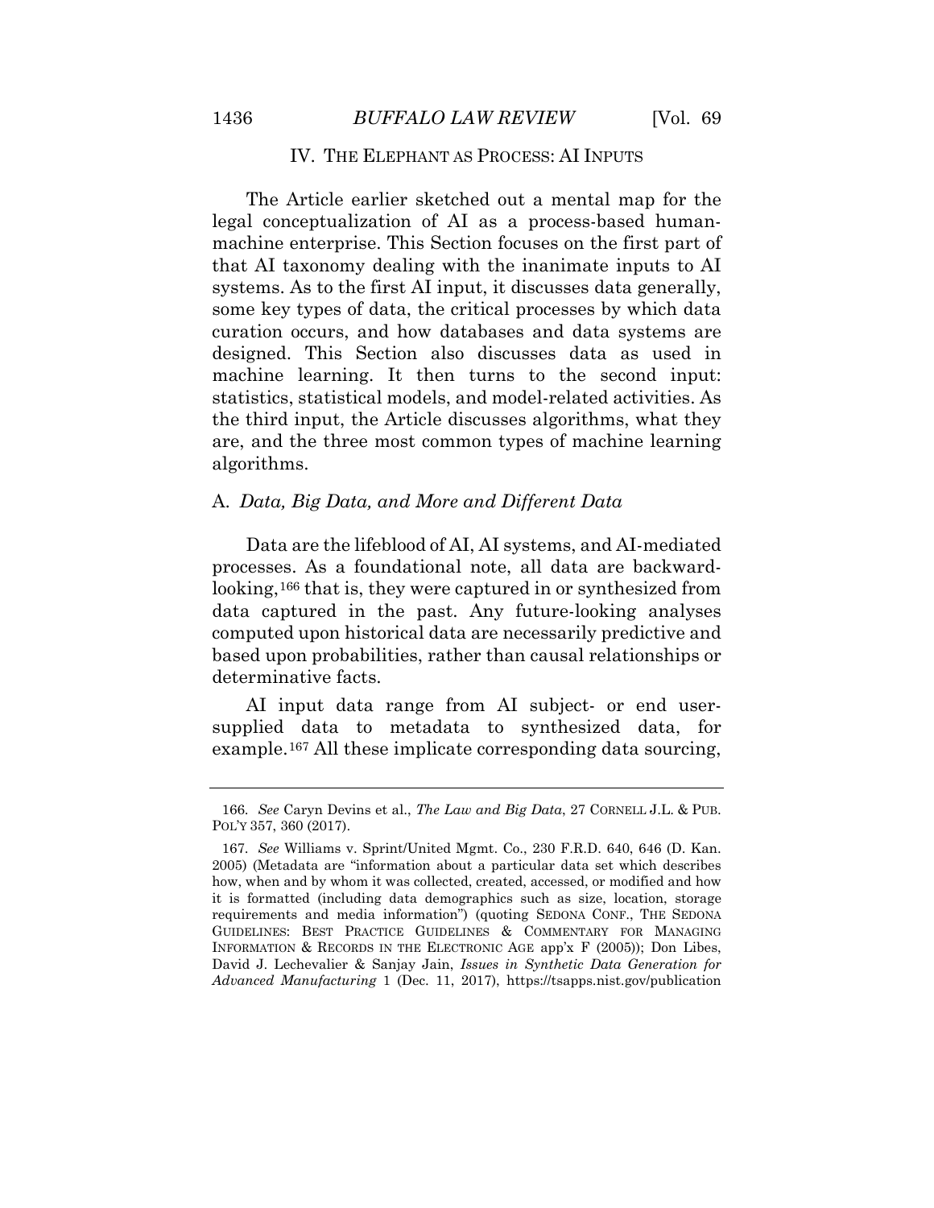## IV. The Elephant as Process: AI Inputs

The Article earlier sketched out a mental map for the legal conceptualization of AI as a process-based human-machine enterprise. This Section focuses on the first part of that AI taxonomy dealing with the inanimate inputs to AI systems. As to the first AI input, it discusses data generally, some key types of data, the critical processes by which data curation occurs, and how databases and data systems are designed. This Section also discusses data as used in machine learning. It then turns to the second input: statistics, statistical models, and model-related activities. As the third input, the Article discusses algorithms, what they are, and the three most common types of machine learning algorithms.

### A. *Data, Big Data, and More and Different Data*

Data are the lifeblood of AI, AI systems, and AI-mediated processes. As a foundational note, all data are backward-looking,[166] that is, they were captured in or synthesized from data captured in the past. Any future-looking analyses computed upon historical data are necessarily predictive and based upon probabilities, rather than causal relationships or determinative facts.

AI input data range from AI subject- or end user-supplied data to metadata to synthesized data, for example.[167] All these implicate corresponding data sourcing,

---

166. *See* Caryn Devins et al., *The Law and Big Data*, 27 CORNELL J.L. & PUB. POL'Y 357, 360 (2017).

167. *See* Williams v. Sprint/United Mgmt. Co., 230 F.R.D. 640, 646 (D. Kan. 2005) (Metadata are "information about a particular data set which describes how, when and by whom it was collected, created, accessed, or modified and how it is formatted (including data demographics such as size, location, storage requirements and media information") (quoting SEDONA CONF., THE SEDONA GUIDELINES: BEST PRACTICE GUIDELINES & COMMENTARY FOR MANAGING INFORMATION & RECORDS IN THE ELECTRONIC AGE app'x F (2005)); Don Libes, David J. Lechevalier & Sanjay Jain, *Issues in Synthetic Data Generation for Advanced Manufacturing* 1 (Dec. 11, 2017), https://tsapps.nist.gov/publication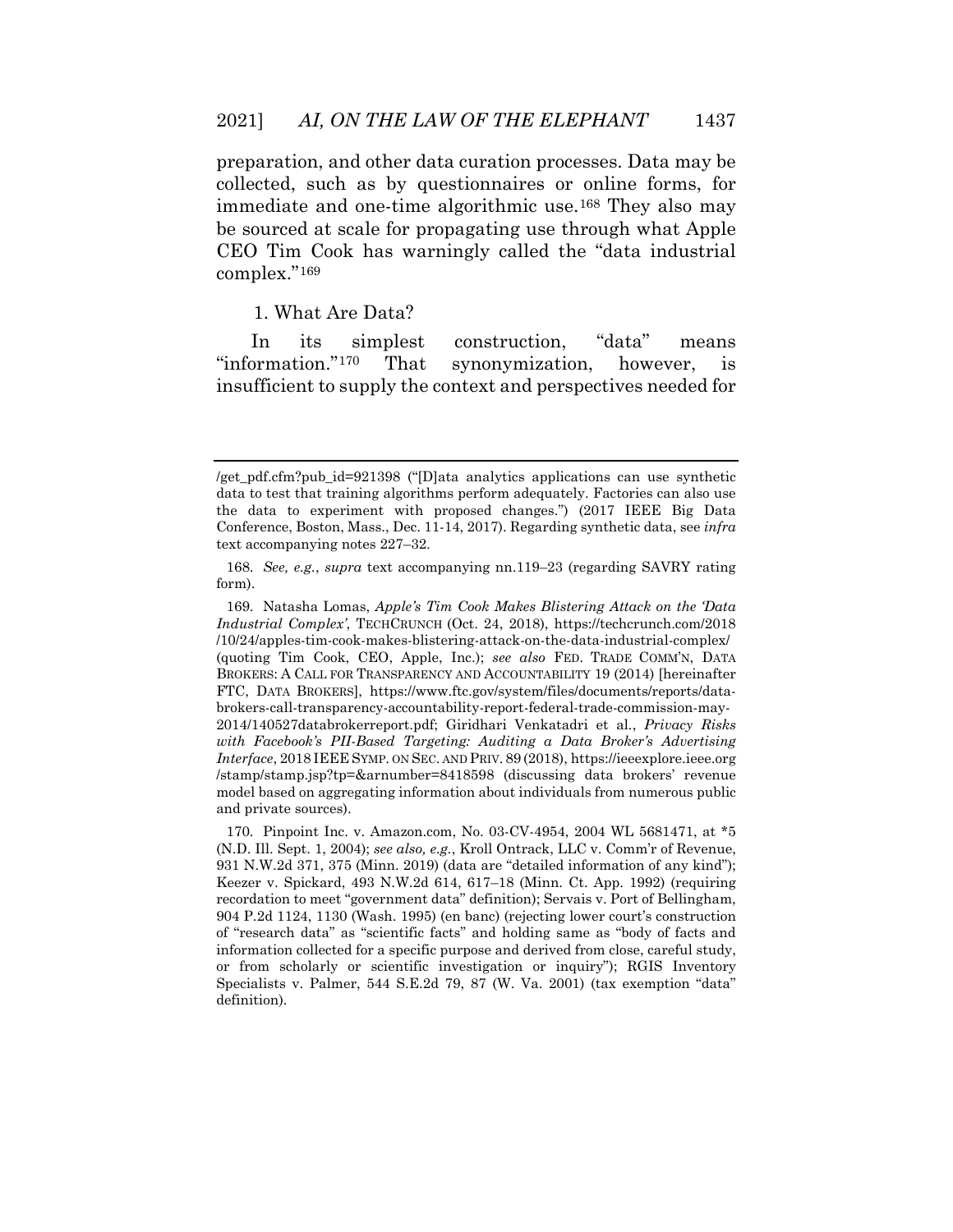preparation, and other data curation processes. Data may be collected, such as by questionnaires or online forms, for immediate and one-time algorithmic use.[168] They also may be sourced at scale for propagating use through what Apple CEO Tim Cook has warningly called the "data industrial complex."[169]

### 1. What Are Data?

In its simplest construction, "data" means "information."[170] That synonymization, however, is insufficient to supply the context and perspectives needed for

---

/get_pdf.cfm?pub_id=921398 ("[D]ata analytics applications can use synthetic data to test that training algorithms perform adequately. Factories can also use the data to experiment with proposed changes.") (2017 IEEE Big Data Conference, Boston, Mass., Dec. 11-14, 2017). Regarding synthetic data, see *infra* text accompanying notes 227–32.

168. *See, e.g.*, *supra* text accompanying nn.119–23 (regarding SAVRY rating form).

169. Natasha Lomas, *Apple's Tim Cook Makes Blistering Attack on the 'Data Industrial Complex'*, TECHCRUNCH (Oct. 24, 2018), https://techcrunch.com/2018/10/24/apples-tim-cook-makes-blistering-attack-on-the-data-industrial-complex/ (quoting Tim Cook, CEO, Apple, Inc.); *see also* FED. TRADE COMM'N, DATA BROKERS: A CALL FOR TRANSPARENCY AND ACCOUNTABILITY 19 (2014) [hereinafter FTC, DATA BROKERS], https://www.ftc.gov/system/files/documents/reports/data-brokers-call-transparency-accountability-report-federal-trade-commission-may-2014/140527databrokerreport.pdf; Giridhari Venkatadri et al., *Privacy Risks with Facebook's PII-Based Targeting: Auditing a Data Broker's Advertising Interface*, 2018 IEEE SYMP. ON SEC. AND PRIV. 89 (2018), https://ieeexplore.ieee.org/stamp/stamp.jsp?tp=&arnumber=8418598 (discussing data brokers' revenue model based on aggregating information about individuals from numerous public and private sources).

170. Pinpoint Inc. v. Amazon.com, No. 03-CV-4954, 2004 WL 5681471, at *5 (N.D. Ill. Sept. 1, 2004); *see also, e.g.*, Kroll Ontrack, LLC v. Comm'r of Revenue, 931 N.W.2d 371, 375 (Minn. 2019) (data are "detailed information of any kind"); Keezer v. Spickard, 493 N.W.2d 614, 617–18 (Minn. Ct. App. 1992) (requiring recordation to meet "government data" definition); Servais v. Port of Bellingham, 904 P.2d 1124, 1130 (Wash. 1995) (en banc) (rejecting lower court's construction of "research data" as "scientific facts" and holding same as "body of facts and information collected for a specific purpose and derived from close, careful study, or from scholarly or scientific investigation or inquiry"); RGIS Inventory Specialists v. Palmer, 544 S.E.2d 79, 87 (W. Va. 2001) (tax exemption "data" definition).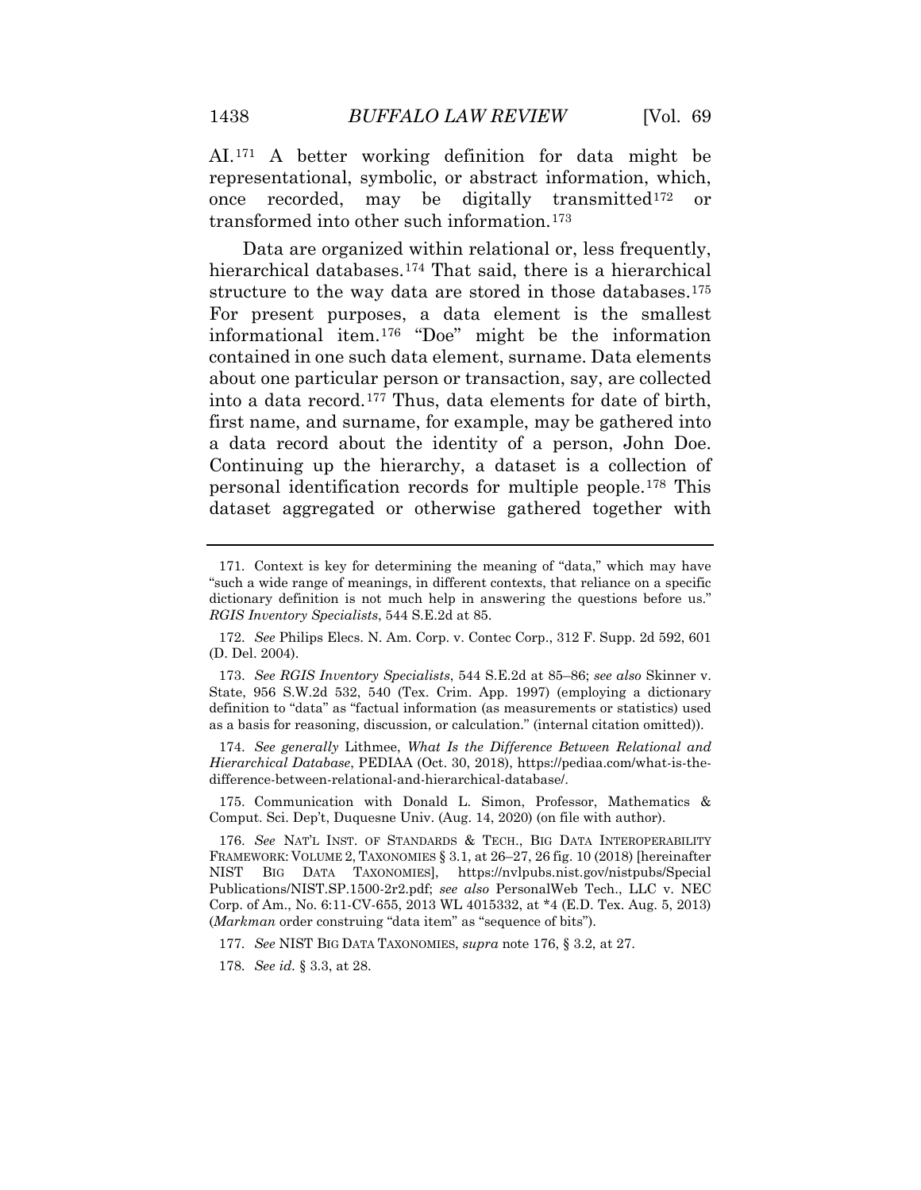AI.[171] A better working definition for data might be representational, symbolic, or abstract information, which, once recorded, may be digitally transmitted[172] or transformed into other such information.[173]

Data are organized within relational or, less frequently, hierarchical databases.[174] That said, there is a hierarchical structure to the way data are stored in those databases.[175] For present purposes, a data element is the smallest informational item.[176] "Doe" might be the information contained in one such data element, surname. Data elements about one particular person or transaction, say, are collected into a data record.[177] Thus, data elements for date of birth, first name, and surname, for example, may be gathered into a data record about the identity of a person, John Doe. Continuing up the hierarchy, a dataset is a collection of personal identification records for multiple people.[178] This dataset aggregated or otherwise gathered together with

---

171. Context is key for determining the meaning of "data," which may have "such a wide range of meanings, in different contexts, that reliance on a specific dictionary definition is not much help in answering the questions before us." *RGIS Inventory Specialists*, 544 S.E.2d at 85.

172. *See* Philips Elecs. N. Am. Corp. v. Contec Corp., 312 F. Supp. 2d 592, 601 (D. Del. 2004).

173. *See RGIS Inventory Specialists*, 544 S.E.2d at 85–86; *see also* Skinner v. State, 956 S.W.2d 532, 540 (Tex. Crim. App. 1997) (employing a dictionary definition to "data" as "factual information (as measurements or statistics) used as a basis for reasoning, discussion, or calculation." (internal citation omitted)).

174. *See generally* Lithmee, *What Is the Difference Between Relational and Hierarchical Database*, PEDIAA (Oct. 30, 2018), https://pediaa.com/what-is-the-difference-between-relational-and-hierarchical-database/.

175. Communication with Donald L. Simon, Professor, Mathematics & Comput. Sci. Dep't, Duquesne Univ. (Aug. 14, 2020) (on file with author).

176. *See* NAT'L INST. OF STANDARDS & TECH., BIG DATA INTEROPERABILITY FRAMEWORK: VOLUME 2, TAXONOMIES § 3.1, at 26–27, 26 fig. 10 (2018) [hereinafter NIST BIG DATA TAXONOMIES], https://nvlpubs.nist.gov/nistpubs/SpecialPublications/NIST.SP.1500-2r2.pdf; *see also* PersonalWeb Tech., LLC v. NEC Corp. of Am., No. 6:11-CV-655, 2013 WL 4015332, at *4 (E.D. Tex. Aug. 5, 2013) (*Markman* order construing "data item" as "sequence of bits").

177. *See* NIST BIG DATA TAXONOMIES, *supra* note 176, § 3.2, at 27.

178. *See id.* § 3.3, at 28.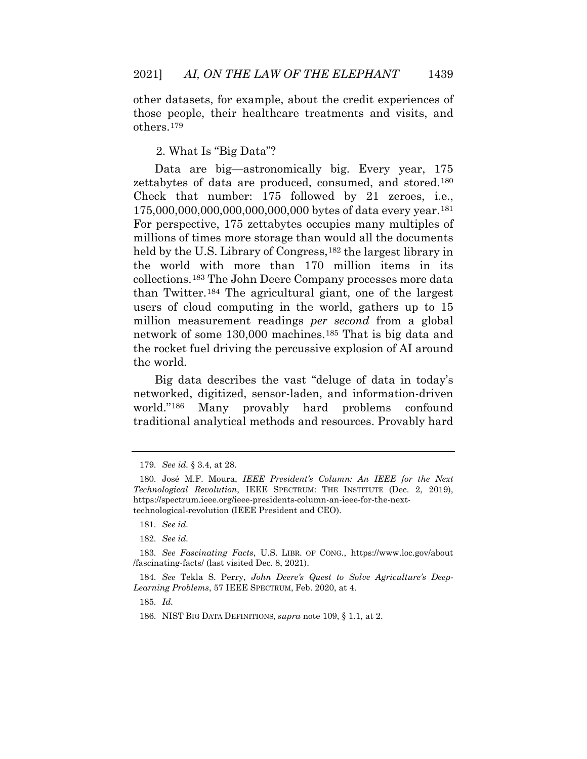other datasets, for example, about the credit experiences of those people, their healthcare treatments and visits, and others.[179]

### 2. What Is "Big Data"?

Data are big—astronomically big. Every year, 175 zettabytes of data are produced, consumed, and stored.[180] Check that number: 175 followed by 21 zeroes, i.e., 175,000,000,000,000,000,000,000 bytes of data every year.[181] For perspective, 175 zettabytes occupies many multiples of millions of times more storage than would all the documents held by the U.S. Library of Congress,[182] the largest library in the world with more than 170 million items in its collections.[183] The John Deere Company processes more data than Twitter.[184] The agricultural giant, one of the largest users of cloud computing in the world, gathers up to 15 million measurement readings *per second* from a global network of some 130,000 machines.[185] That is big data and the rocket fuel driving the percussive explosion of AI around the world.

Big data describes the vast "deluge of data in today's networked, digitized, sensor-laden, and information-driven world."[186] Many provably hard problems confound traditional analytical methods and resources. Provably hard

---

179. *See id.* § 3.4, at 28.

180. José M.F. Moura, *IEEE President's Column: An IEEE for the Next Technological Revolution*, IEEE SPECTRUM: THE INSTITUTE (Dec. 2, 2019), https://spectrum.ieee.org/ieee-presidents-column-an-ieee-for-the-next-technological-revolution (IEEE President and CEO).

181. *See id.*

182. *See id.*

183. *See Fascinating Facts*, U.S. LIBR. OF CONG., https://www.loc.gov/about/fascinating-facts/ (last visited Dec. 8, 2021).

184. *See* Tekla S. Perry, *John Deere's Quest to Solve Agriculture's Deep-Learning Problems*, 57 IEEE SPECTRUM, Feb. 2020, at 4.

185. *Id.*

186. NIST BIG DATA DEFINITIONS, *supra* note 109, § 1.1, at 2.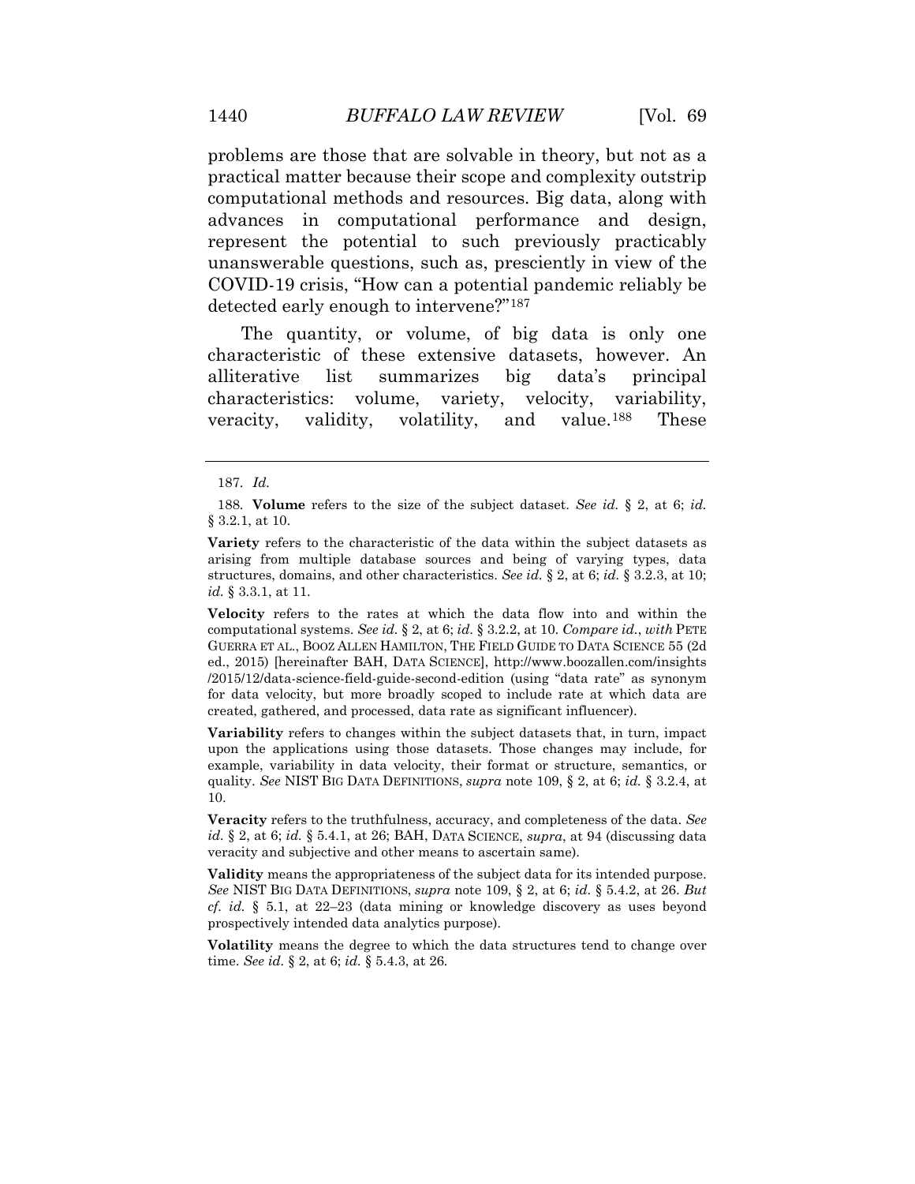problems are those that are solvable in theory, but not as a practical matter because their scope and complexity outstrip computational methods and resources. Big data, along with advances in computational performance and design, represent the potential to such previously practicably unanswerable questions, such as, presciently in view of the COVID-19 crisis, "How can a potential pandemic reliably be detected early enough to intervene?"[187]

The quantity, or volume, of big data is only one characteristic of these extensive datasets, however. An alliterative list summarizes big data's principal characteristics: volume, variety, velocity, variability, veracity, validity, volatility, and value.[188] These

---

187. *Id.*

188. **Volume** refers to the size of the subject dataset. *See id.* § 2, at 6; *id.* § 3.2.1, at 10.

**Variety** refers to the characteristic of the data within the subject datasets as arising from multiple database sources and being of varying types, data structures, domains, and other characteristics. *See id.* § 2, at 6; *id.* § 3.2.3, at 10; *id.* § 3.3.1, at 11.

**Velocity** refers to the rates at which the data flow into and within the computational systems. *See id.* § 2, at 6; *id.* § 3.2.2, at 10. *Compare id.*, *with* PETE GUERRA ET AL., BOOZ ALLEN HAMILTON, THE FIELD GUIDE TO DATA SCIENCE 55 (2d ed., 2015) [hereinafter BAH, DATA SCIENCE], http://www.boozallen.com/insights/2015/12/data-science-field-guide-second-edition (using "data rate" as synonym for data velocity, but more broadly scoped to include rate at which data are created, gathered, and processed, data rate as significant influencer).

**Variability** refers to changes within the subject datasets that, in turn, impact upon the applications using those datasets. Those changes may include, for example, variability in data velocity, their format or structure, semantics, or quality. *See* NIST BIG DATA DEFINITIONS, *supra* note 109, § 2, at 6; *id.* § 3.2.4, at 10.

**Veracity** refers to the truthfulness, accuracy, and completeness of the data. *See id.* § 2, at 6; *id.* § 5.4.1, at 26; BAH, DATA SCIENCE, *supra*, at 94 (discussing data veracity and subjective and other means to ascertain same).

**Validity** means the appropriateness of the subject data for its intended purpose. *See* NIST BIG DATA DEFINITIONS, *supra* note 109, § 2, at 6; *id.* § 5.4.2, at 26. *But cf. id.* § 5.1, at 22–23 (data mining or knowledge discovery as uses beyond prospectively intended data analytics purpose).

**Volatility** means the degree to which the data structures tend to change over time. *See id.* § 2, at 6; *id.* § 5.4.3, at 26.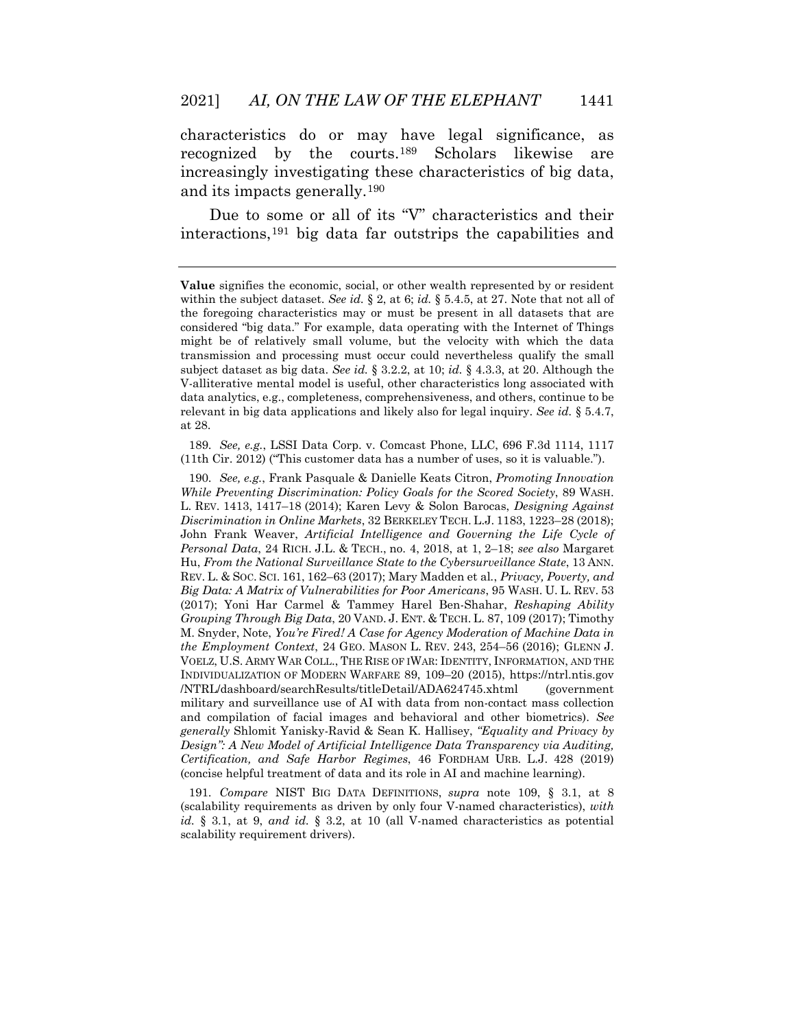characteristics do or may have legal significance, as recognized by the courts.[189] Scholars likewise are increasingly investigating these characteristics of big data, and its impacts generally.[190]

Due to some or all of its "V" characteristics and their interactions,[191] big data far outstrips the capabilities and

---

**Value** signifies the economic, social, or other wealth represented by or resident within the subject dataset. *See id.* § 2, at 6; *id.* § 5.4.5, at 27. Note that not all of the foregoing characteristics may or must be present in all datasets that are considered "big data." For example, data operating with the Internet of Things might be of relatively small volume, but the velocity with which the data transmission and processing must occur could nevertheless qualify the small subject dataset as big data. *See id.* § 3.2.2, at 10; *id.* § 4.3.3, at 20. Although the V-alliterative mental model is useful, other characteristics long associated with data analytics, e.g., completeness, comprehensiveness, and others, continue to be relevant in big data applications and likely also for legal inquiry. *See id.* § 5.4.7, at 28.

189. *See, e.g.*, LSSI Data Corp. v. Comcast Phone, LLC, 696 F.3d 1114, 1117 (11th Cir. 2012) ("This customer data has a number of uses, so it is valuable.").

190. *See, e.g.*, Frank Pasquale & Danielle Keats Citron, *Promoting Innovation While Preventing Discrimination: Policy Goals for the Scored Society*, 89 WASH. L. REV. 1413, 1417–18 (2014); Karen Levy & Solon Barocas, *Designing Against Discrimination in Online Markets*, 32 BERKELEY TECH. L.J. 1183, 1223–28 (2018); John Frank Weaver, *Artificial Intelligence and Governing the Life Cycle of Personal Data*, 24 RICH. J.L. & TECH., no. 4, 2018, at 1, 2–18; *see also* Margaret Hu, *From the National Surveillance State to the Cybersurveillance State*, 13 ANN. REV. L. & SOC. SCI. 161, 162–63 (2017); Mary Madden et al., *Privacy, Poverty, and Big Data: A Matrix of Vulnerabilities for Poor Americans*, 95 WASH. U. L. REV. 53 (2017); Yoni Har Carmel & Tammey Harel Ben-Shahar, *Reshaping Ability Grouping Through Big Data*, 20 VAND. J. ENT. & TECH. L. 87, 109 (2017); Timothy M. Snyder, Note, *You're Fired! A Case for Agency Moderation of Machine Data in the Employment Context*, 24 GEO. MASON L. REV. 243, 254–56 (2016); GLENN J. VOELZ, U.S. ARMY WAR COLL., THE RISE OF IWAR: IDENTITY, INFORMATION, AND THE INDIVIDUALIZATION OF MODERN WARFARE 89, 109–20 (2015), https://ntrl.ntis.gov/NTRL/dashboard/searchResults/titleDetail/ADA624745.xhtml (government military and surveillance use of AI with data from non-contact mass collection and compilation of facial images and behavioral and other biometrics). *See generally* Shlomit Yanisky-Ravid & Sean K. Hallisey, *"Equality and Privacy by Design": A New Model of Artificial Intelligence Data Transparency via Auditing, Certification, and Safe Harbor Regimes*, 46 FORDHAM URB. L.J. 428 (2019) (concise helpful treatment of data and its role in AI and machine learning).

191. *Compare* NIST BIG DATA DEFINITIONS, *supra* note 109, § 3.1, at 8 (scalability requirements as driven by only four V-named characteristics), *with id.* § 3.1, at 9, *and id.* § 3.2, at 10 (all V-named characteristics as potential scalability requirement drivers).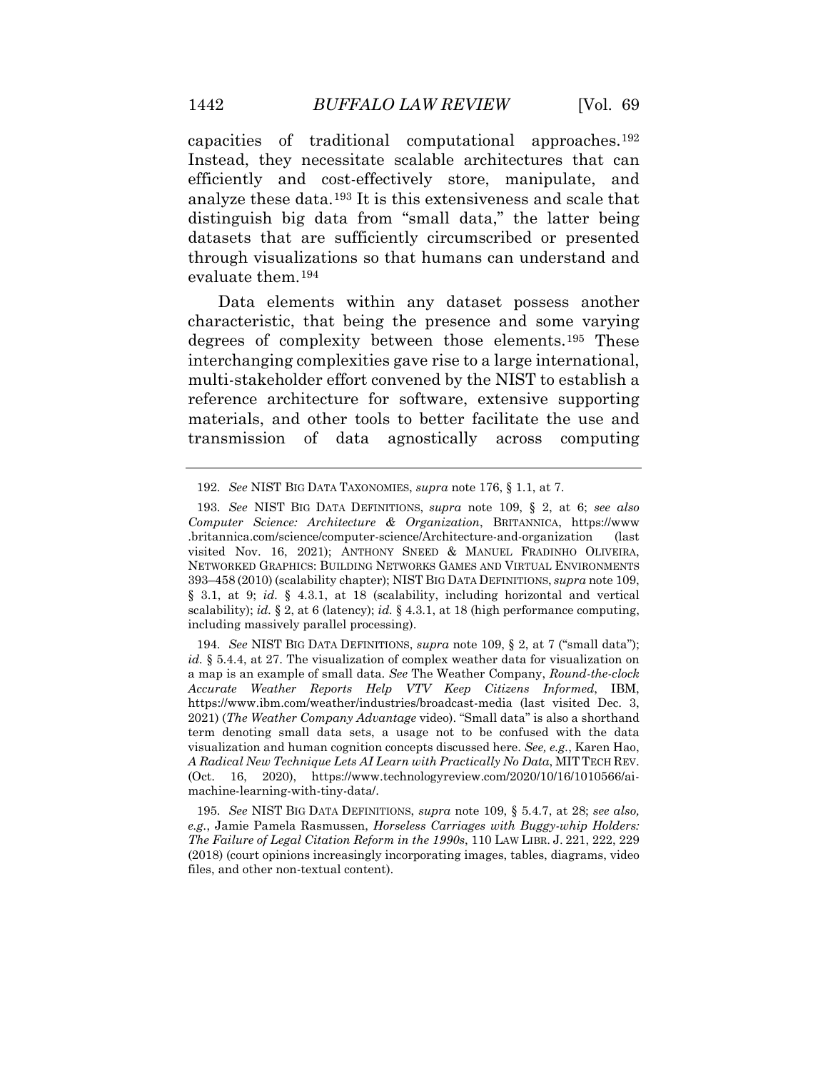capacities of traditional computational approaches.[192] Instead, they necessitate scalable architectures that can efficiently and cost-effectively store, manipulate, and analyze these data.[193] It is this extensiveness and scale that distinguish big data from "small data," the latter being datasets that are sufficiently circumscribed or presented through visualizations so that humans can understand and evaluate them.[194]

Data elements within any dataset possess another characteristic, that being the presence and some varying degrees of complexity between those elements.[195] These interchanging complexities gave rise to a large international, multi-stakeholder effort convened by the NIST to establish a reference architecture for software, extensive supporting materials, and other tools to better facilitate the use and transmission of data agnostically across computing

---

192. *See* NIST BIG DATA TAXONOMIES, *supra* note 176, § 1.1, at 7.

193. *See* NIST BIG DATA DEFINITIONS, *supra* note 109, § 2, at 6; *see also Computer Science: Architecture & Organization*, BRITANNICA, https://www.britannica.com/science/computer-science/Architecture-and-organization (last visited Nov. 16, 2021); ANTHONY SNEED & MANUEL FRADINHO OLIVEIRA, NETWORKED GRAPHICS: BUILDING NETWORKS GAMES AND VIRTUAL ENVIRONMENTS 393–458 (2010) (scalability chapter); NIST BIG DATA DEFINITIONS, *supra* note 109, § 3.1, at 9; *id.* § 4.3.1, at 18 (scalability, including horizontal and vertical scalability); *id.* § 2, at 6 (latency); *id.* § 4.3.1, at 18 (high performance computing, including massively parallel processing).

194. *See* NIST BIG DATA DEFINITIONS, *supra* note 109, § 2, at 7 ("small data"); *id.* § 5.4.4, at 27. The visualization of complex weather data for visualization on a map is an example of small data. *See* The Weather Company, *Round-the-clock Accurate Weather Reports Help VTV Keep Citizens Informed*, IBM, https://www.ibm.com/weather/industries/broadcast-media (last visited Dec. 3, 2021) (*The Weather Company Advantage* video). "Small data" is also a shorthand term denoting small data sets, a usage not to be confused with the data visualization and human cognition concepts discussed here. *See, e.g.*, Karen Hao, *A Radical New Technique Lets AI Learn with Practically No Data*, MIT TECH REV. (Oct. 16, 2020), https://www.technologyreview.com/2020/10/16/1010566/ai-machine-learning-with-tiny-data/.

195. *See* NIST BIG DATA DEFINITIONS, *supra* note 109, § 5.4.7, at 28; *see also, e.g.*, Jamie Pamela Rasmussen, *Horseless Carriages with Buggy-whip Holders: The Failure of Legal Citation Reform in the 1990s*, 110 LAW LIBR. J. 221, 222, 229 (2018) (court opinions increasingly incorporating images, tables, diagrams, video files, and other non-textual content).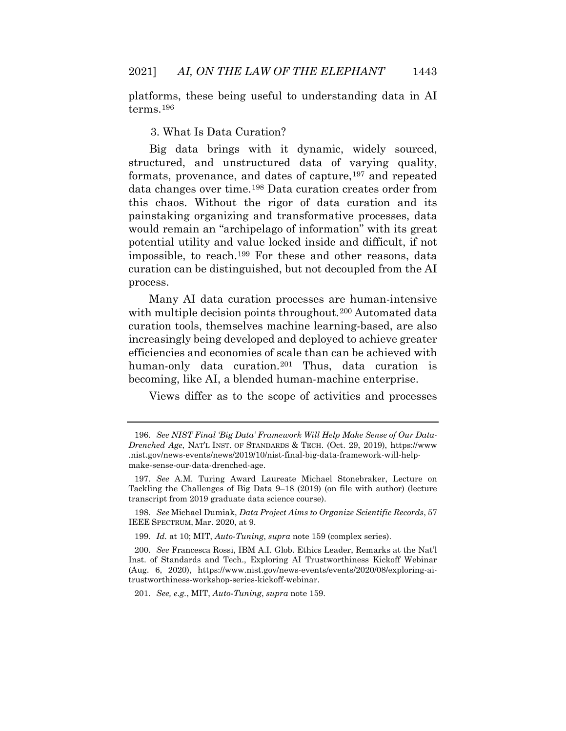platforms, these being useful to understanding data in AI terms.[196]

### 3. What Is Data Curation?

Big data brings with it dynamic, widely sourced, structured, and unstructured data of varying quality, formats, provenance, and dates of capture,[197] and repeated data changes over time.[198] Data curation creates order from this chaos. Without the rigor of data curation and its painstaking organizing and transformative processes, data would remain an "archipelago of information" with its great potential utility and value locked inside and difficult, if not impossible, to reach.[199] For these and other reasons, data curation can be distinguished, but not decoupled from the AI process.

Many AI data curation processes are human-intensive with multiple decision points throughout.[200] Automated data curation tools, themselves machine learning-based, are also increasingly being developed and deployed to achieve greater efficiencies and economies of scale than can be achieved with human-only data curation.[201] Thus, data curation is becoming, like AI, a blended human-machine enterprise.

Views differ as to the scope of activities and processes

---

196. *See NIST Final 'Big Data' Framework Will Help Make Sense of Our Data-Drenched Age*, NAT'L INST. OF STANDARDS & TECH. (Oct. 29, 2019), https://www.nist.gov/news-events/news/2019/10/nist-final-big-data-framework-will-help-make-sense-our-data-drenched-age.

197. *See* A.M. Turing Award Laureate Michael Stonebraker, Lecture on Tackling the Challenges of Big Data 9–18 (2019) (on file with author) (lecture transcript from 2019 graduate data science course).

198. *See* Michael Dumiak, *Data Project Aims to Organize Scientific Records*, 57 IEEE SPECTRUM, Mar. 2020, at 9.

199. *Id.* at 10; MIT, *Auto-Tuning*, *supra* note 159 (complex series).

200. *See* Francesca Rossi, IBM A.I. Glob. Ethics Leader, Remarks at the Nat'l Inst. of Standards and Tech., Exploring AI Trustworthiness Kickoff Webinar (Aug. 6, 2020), https://www.nist.gov/news-events/events/2020/08/exploring-ai-trustworthiness-workshop-series-kickoff-webinar.

201. *See, e.g.*, MIT, *Auto-Tuning*, *supra* note 159.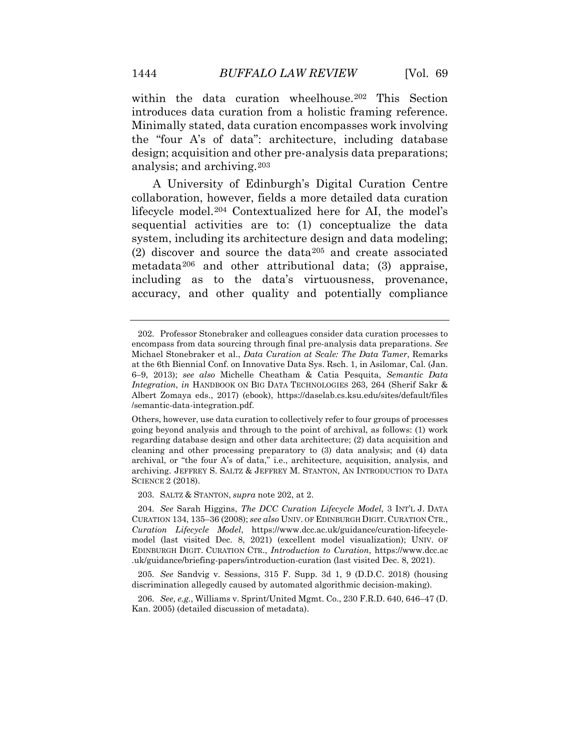within the data curation wheelhouse.[202] This Section introduces data curation from a holistic framing reference. Minimally stated, data curation encompasses work involving the "four A's of data": architecture, including database design; acquisition and other pre-analysis data preparations; analysis; and archiving.[203]

A University of Edinburgh's Digital Curation Centre collaboration, however, fields a more detailed data curation lifecycle model.[204] Contextualized here for AI, the model's sequential activities are to: (1) conceptualize the data system, including its architecture design and data modeling; (2) discover and source the data[205] and create associated metadata[206] and other attributional data; (3) appraise, including as to the data's virtuousness, provenance, accuracy, and other quality and potentially compliance

---

202. Professor Stonebraker and colleagues consider data curation processes to encompass from data sourcing through final pre-analysis data preparations. *See* Michael Stonebraker et al., *Data Curation at Scale: The Data Tamer*, Remarks at the 6th Biennial Conf. on Innovative Data Sys. Rsch. 1, in Asilomar, Cal. (Jan. 6–9, 2013); *see also* Michelle Cheatham & Catia Pesquita, *Semantic Data Integration*, *in* HANDBOOK ON BIG DATA TECHNOLOGIES 263, 264 (Sherif Sakr & Albert Zomaya eds., 2017) (ebook), https://daselab.cs.ksu.edu/sites/default/files/semantic-data-integration.pdf.

Others, however, use data curation to collectively refer to four groups of processes going beyond analysis and through to the point of archival, as follows: (1) work regarding database design and other data architecture; (2) data acquisition and cleaning and other processing preparatory to (3) data analysis; and (4) data archival, or "the four A's of data," i.e., architecture, acquisition, analysis, and archiving. JEFFREY S. SALTZ & JEFFREY M. STANTON, AN INTRODUCTION TO DATA SCIENCE 2 (2018).

203. SALTZ & STANTON, *supra* note 202, at 2.

204. *See* Sarah Higgins, *The DCC Curation Lifecycle Model*, 3 INT'L J. DATA CURATION 134, 135–36 (2008); *see also* UNIV. OF EDINBURGH DIGIT. CURATION CTR., *Curation Lifecycle Model*, https://www.dcc.ac.uk/guidance/curation-lifecycle-model (last visited Dec. 8, 2021) (excellent model visualization); UNIV. OF EDINBURGH DIGIT. CURATION CTR., *Introduction to Curation*, https://www.dcc.ac.uk/guidance/briefing-papers/introduction-curation (last visited Dec. 8, 2021).

205. *See* Sandvig v. Sessions, 315 F. Supp. 3d 1, 9 (D.D.C. 2018) (housing discrimination allegedly caused by automated algorithmic decision-making).

206. *See, e.g.*, Williams v. Sprint/United Mgmt. Co., 230 F.R.D. 640, 646–47 (D. Kan. 2005) (detailed discussion of metadata).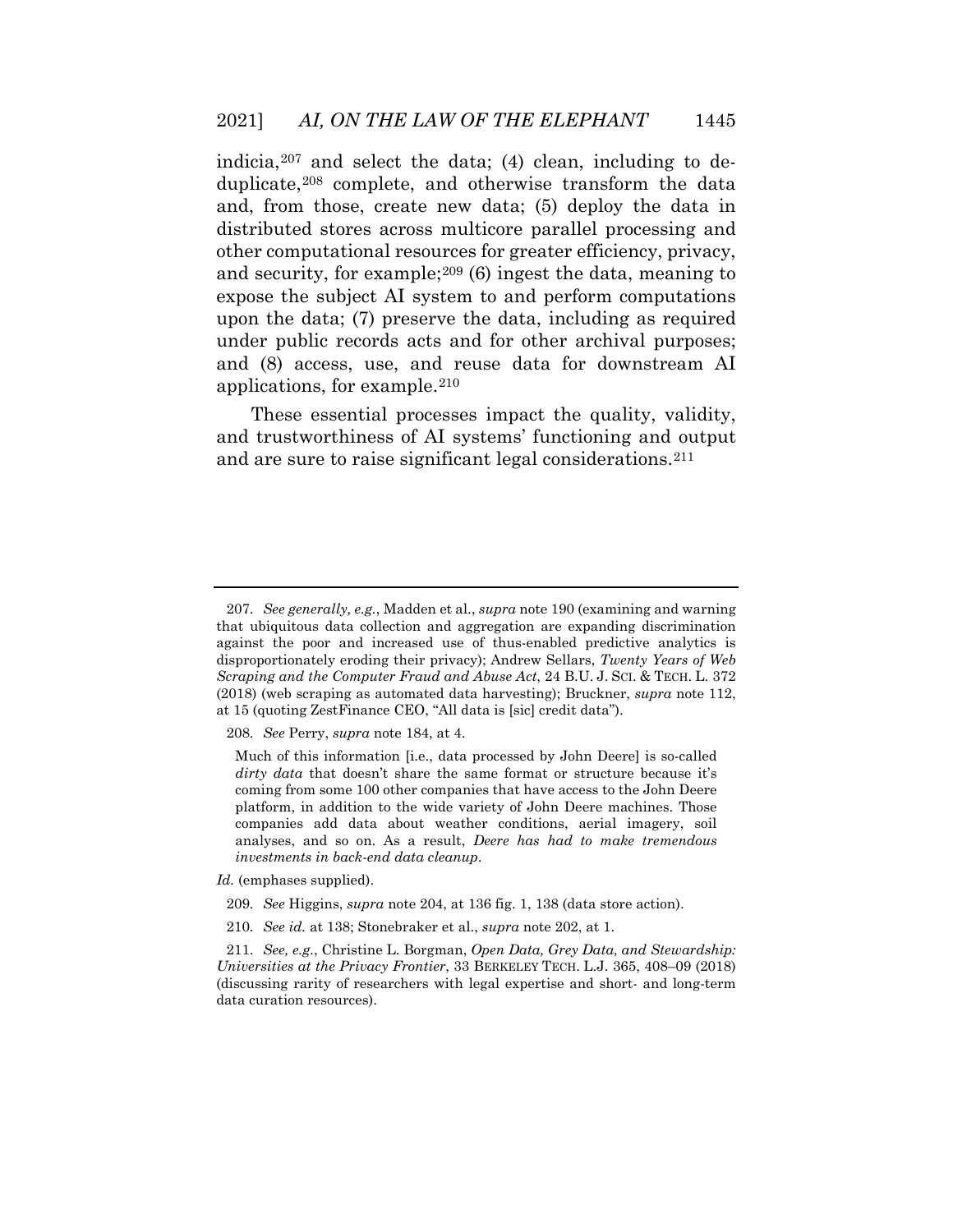indicia,[207] and select the data; (4) clean, including to de-duplicate,[208] complete, and otherwise transform the data and, from those, create new data; (5) deploy the data in distributed stores across multicore parallel processing and other computational resources for greater efficiency, privacy, and security, for example;[209] (6) ingest the data, meaning to expose the subject AI system to and perform computations upon the data; (7) preserve the data, including as required under public records acts and for other archival purposes; and (8) access, use, and reuse data for downstream AI applications, for example.[210]

These essential processes impact the quality, validity, and trustworthiness of AI systems' functioning and output and are sure to raise significant legal considerations.[211]

---

207. *See generally, e.g.*, Madden et al., *supra* note 190 (examining and warning that ubiquitous data collection and aggregation are expanding discrimination against the poor and increased use of thus-enabled predictive analytics is disproportionately eroding their privacy); Andrew Sellars, *Twenty Years of Web Scraping and the Computer Fraud and Abuse Act*, 24 B.U. J. SCI. & TECH. L. 372 (2018) (web scraping as automated data harvesting); Bruckner, *supra* note 112, at 15 (quoting ZestFinance CEO, "All data is [sic] credit data").

208. *See* Perry, *supra* note 184, at 4.

> Much of this information [i.e., data processed by John Deere] is so-called *dirty data* that doesn't share the same format or structure because it's coming from some 100 other companies that have access to the John Deere platform, in addition to the wide variety of John Deere machines. Those companies add data about weather conditions, aerial imagery, soil analyses, and so on. As a result, *Deere has had to make tremendous investments in back-end data cleanup*.

*Id.* (emphases supplied).

209. *See* Higgins, *supra* note 204, at 136 fig. 1, 138 (data store action).

210. *See id.* at 138; Stonebraker et al., *supra* note 202, at 1.

211. *See, e.g.*, Christine L. Borgman, *Open Data, Grey Data, and Stewardship: Universities at the Privacy Frontier*, 33 BERKELEY TECH. L.J. 365, 408–09 (2018) (discussing rarity of researchers with legal expertise and short- and long-term data curation resources).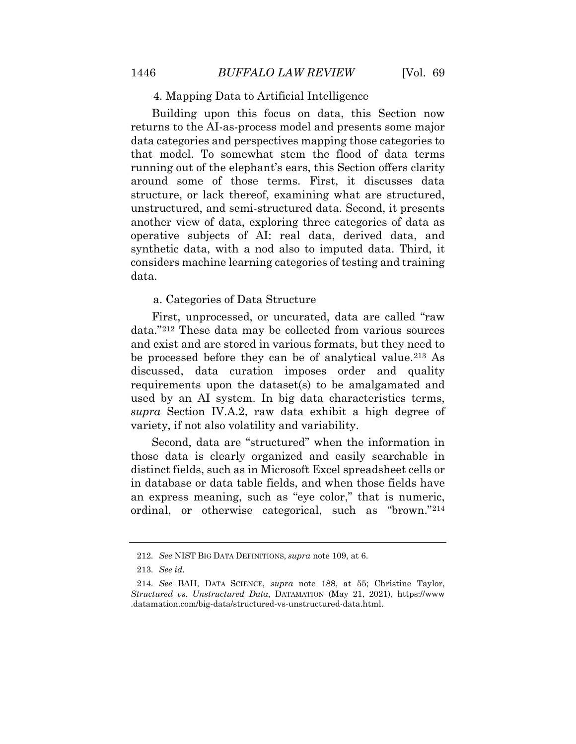### 4. Mapping Data to Artificial Intelligence

Building upon this focus on data, this Section now returns to the AI-as-process model and presents some major data categories and perspectives mapping those categories to that model. To somewhat stem the flood of data terms running out of the elephant's ears, this Section offers clarity around some of those terms. First, it discusses data structure, or lack thereof, examining what are structured, unstructured, and semi-structured data. Second, it presents another view of data, exploring three categories of data as operative subjects of AI: real data, derived data, and synthetic data, with a nod also to imputed data. Third, it considers machine learning categories of testing and training data.

#### a. Categories of Data Structure

First, unprocessed, or uncurated, data are called "raw data."[212] These data may be collected from various sources and exist and are stored in various formats, but they need to be processed before they can be of analytical value.[213] As discussed, data curation imposes order and quality requirements upon the dataset(s) to be amalgamated and used by an AI system. In big data characteristics terms, *supra* Section IV.A.2, raw data exhibit a high degree of variety, if not also volatility and variability.

Second, data are "structured" when the information in those data is clearly organized and easily searchable in distinct fields, such as in Microsoft Excel spreadsheet cells or in database or data table fields, and when those fields have an express meaning, such as "eye color," that is numeric, ordinal, or otherwise categorical, such as "brown."[214]

---

212. *See* NIST BIG DATA DEFINITIONS, *supra* note 109, at 6.

213. *See id.*

214. *See* BAH, DATA SCIENCE, *supra* note 188, at 55; Christine Taylor, *Structured vs. Unstructured Data*, DATAMATION (May 21, 2021), https://www.datamation.com/big-data/structured-vs-unstructured-data.html.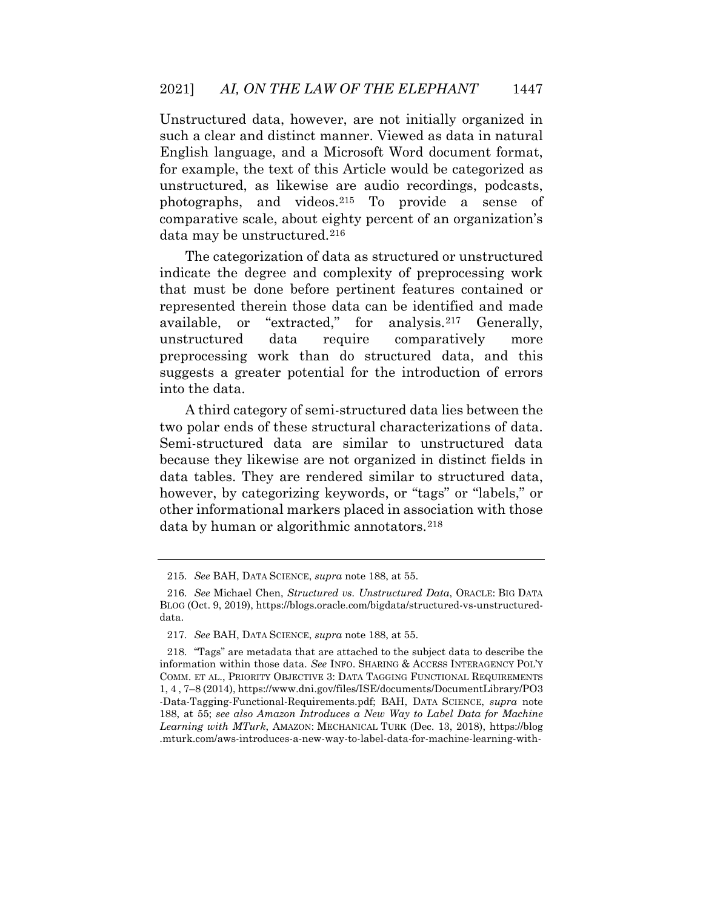Unstructured data, however, are not initially organized in such a clear and distinct manner. Viewed as data in natural English language, and a Microsoft Word document format, for example, the text of this Article would be categorized as unstructured, as likewise are audio recordings, podcasts, photographs, and videos.[215] To provide a sense of comparative scale, about eighty percent of an organization's data may be unstructured.[216]

The categorization of data as structured or unstructured indicate the degree and complexity of preprocessing work that must be done before pertinent features contained or represented therein those data can be identified and made available, or "extracted," for analysis.[217] Generally, unstructured data require comparatively more preprocessing work than do structured data, and this suggests a greater potential for the introduction of errors into the data.

A third category of semi-structured data lies between the two polar ends of these structural characterizations of data. Semi-structured data are similar to unstructured data because they likewise are not organized in distinct fields in data tables. They are rendered similar to structured data, however, by categorizing keywords, or "tags" or "labels," or other informational markers placed in association with those data by human or algorithmic annotators.[218]

---

215. *See* BAH, DATA SCIENCE, *supra* note 188, at 55.

216. *See* Michael Chen, *Structured vs. Unstructured Data*, ORACLE: BIG DATA BLOG (Oct. 9, 2019), https://blogs.oracle.com/bigdata/structured-vs-unstructured-data.

217. *See* BAH, DATA SCIENCE, *supra* note 188, at 55.

218. "Tags" are metadata that are attached to the subject data to describe the information within those data. *See* INFO. SHARING & ACCESS INTERAGENCY POL'Y COMM. ET AL., PRIORITY OBJECTIVE 3: DATA TAGGING FUNCTIONAL REQUIREMENTS 1, 4 , 7–8 (2014), https://www.dni.gov/files/ISE/documents/DocumentLibrary/PO3-Data-Tagging-Functional-Requirements.pdf; BAH, DATA SCIENCE, *supra* note 188, at 55; *see also Amazon Introduces a New Way to Label Data for Machine Learning with MTurk*, AMAZON: MECHANICAL TURK (Dec. 13, 2018), https://blog.mturk.com/aws-introduces-a-new-way-to-label-data-for-machine-learning-with-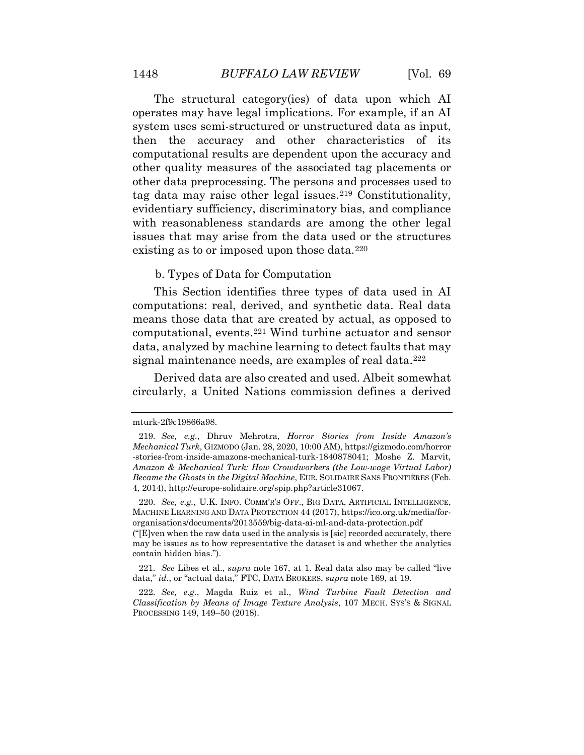The structural category(ies) of data upon which AI operates may have legal implications. For example, if an AI system uses semi-structured or unstructured data as input, then the accuracy and other characteristics of its computational results are dependent upon the accuracy and other quality measures of the associated tag placements or other data preprocessing. The persons and processes used to tag data may raise other legal issues.[219] Constitutionality, evidentiary sufficiency, discriminatory bias, and compliance with reasonableness standards are among the other legal issues that may arise from the data used or the structures existing as to or imposed upon those data.[220]

b. Types of Data for Computation

This Section identifies three types of data used in AI computations: real, derived, and synthetic data. Real data means those data that are created by actual, as opposed to computational, events.[221] Wind turbine actuator and sensor data, analyzed by machine learning to detect faults that may signal maintenance needs, are examples of real data.[222]

Derived data are also created and used. Albeit somewhat circularly, a United Nations commission defines a derived

---

mturk-2f9c19866a98.

219. *See, e.g.*, Dhruv Mehrotra, *Horror Stories from Inside Amazon's Mechanical Turk*, GIZMODO (Jan. 28, 2020, 10:00 AM), https://gizmodo.com/horror-stories-from-inside-amazons-mechanical-turk-1840878041; Moshe Z. Marvit, *Amazon & Mechanical Turk: How Crowdworkers (the Low-wage Virtual Labor) Became the Ghosts in the Digital Machine*, EUR. SOLIDAIRE SANS FRONTIÈRES (Feb. 4, 2014), http://europe-solidaire.org/spip.php?article31067.

220. *See, e.g.*, U.K. INFO. COMM'R'S OFF., BIG DATA, ARTIFICIAL INTELLIGENCE, MACHINE LEARNING AND DATA PROTECTION 44 (2017), https://ico.org.uk/media/for-organisations/documents/2013559/big-data-ai-ml-and-data-protection.pdf ("[E]ven when the raw data used in the analysis is [sic] recorded accurately, there may be issues as to how representative the dataset is and whether the analytics contain hidden bias.").

221. *See* Libes et al., *supra* note 167, at 1. Real data also may be called "live data," *id.*, or "actual data," FTC, DATA BROKERS, *supra* note 169, at 19.

222. *See, e.g.*, Magda Ruiz et al., *Wind Turbine Fault Detection and Classification by Means of Image Texture Analysis*, 107 MECH. SYS'S & SIGNAL PROCESSING 149, 149–50 (2018).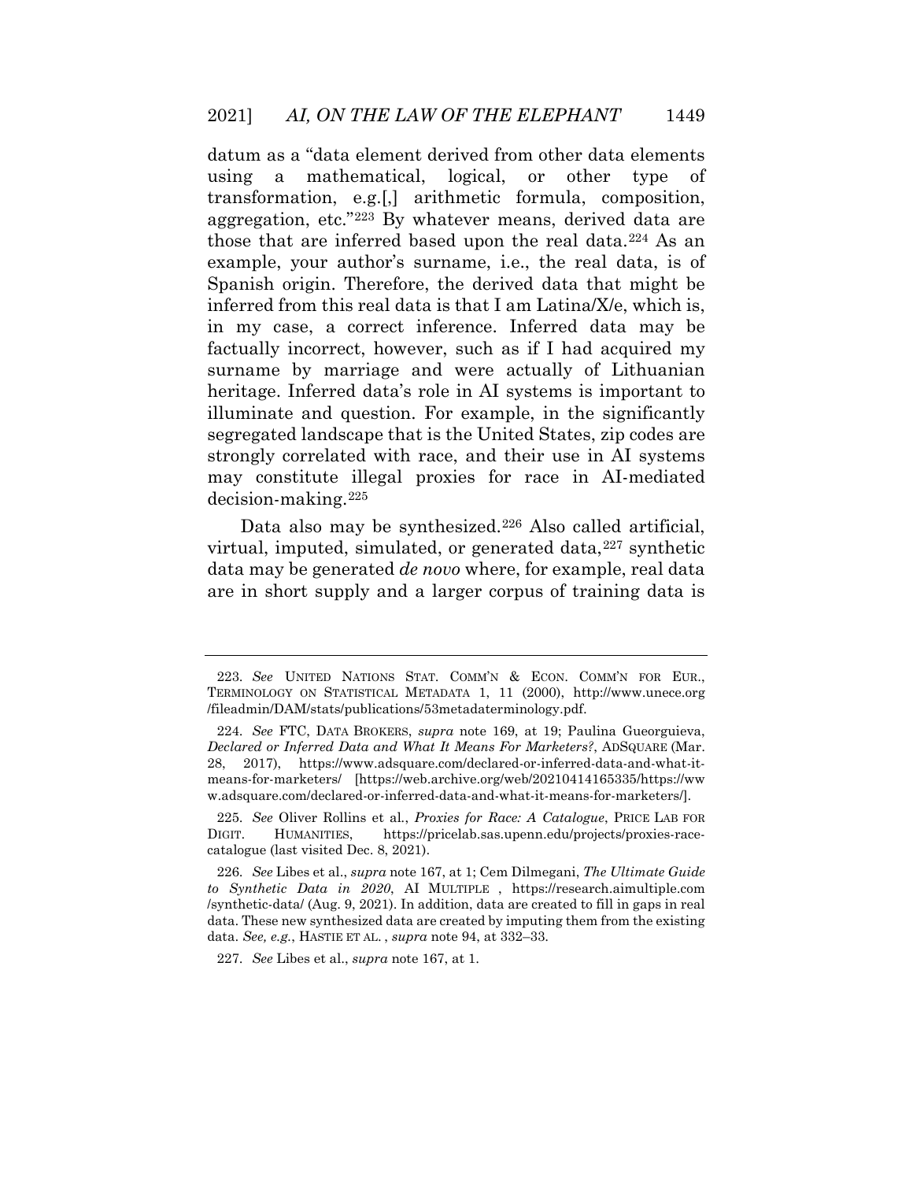datum as a "data element derived from other data elements using a mathematical, logical, or other type of transformation, e.g.[,] arithmetic formula, composition, aggregation, etc."[223] By whatever means, derived data are those that are inferred based upon the real data.[224] As an example, your author's surname, i.e., the real data, is of Spanish origin. Therefore, the derived data that might be inferred from this real data is that I am Latina/X/e, which is, in my case, a correct inference. Inferred data may be factually incorrect, however, such as if I had acquired my surname by marriage and were actually of Lithuanian heritage. Inferred data's role in AI systems is important to illuminate and question. For example, in the significantly segregated landscape that is the United States, zip codes are strongly correlated with race, and their use in AI systems may constitute illegal proxies for race in AI-mediated decision-making.[225]

Data also may be synthesized.[226] Also called artificial, virtual, imputed, simulated, or generated data,[227] synthetic data may be generated *de novo* where, for example, real data are in short supply and a larger corpus of training data is

---

223. *See* UNITED NATIONS STAT. COMM'N & ECON. COMM'N FOR EUR., TERMINOLOGY ON STATISTICAL METADATA 1, 11 (2000), http://www.unece.org/fileadmin/DAM/stats/publications/53metadaterminology.pdf.

224. *See* FTC, DATA BROKERS, *supra* note 169, at 19; Paulina Gueorguieva, *Declared or Inferred Data and What It Means For Marketers?*, ADSQUARE (Mar. 28, 2017), https://www.adsquare.com/declared-or-inferred-data-and-what-it-means-for-marketers/ [https://web.archive.org/web/20210414165335/https://www.adsquare.com/declared-or-inferred-data-and-what-it-means-for-marketers/].

225. *See* Oliver Rollins et al., *Proxies for Race: A Catalogue*, PRICE LAB FOR DIGIT. HUMANITIES, https://pricelab.sas.upenn.edu/projects/proxies-race-catalogue (last visited Dec. 8, 2021).

226. *See* Libes et al., *supra* note 167, at 1; Cem Dilmegani, *The Ultimate Guide to Synthetic Data in 2020*, AI MULTIPLE , https://research.aimultiple.com/synthetic-data/ (Aug. 9, 2021). In addition, data are created to fill in gaps in real data. These new synthesized data are created by imputing them from the existing data. *See, e.g.*, HASTIE ET AL. , *supra* note 94, at 332–33.

227. *See* Libes et al., *supra* note 167, at 1.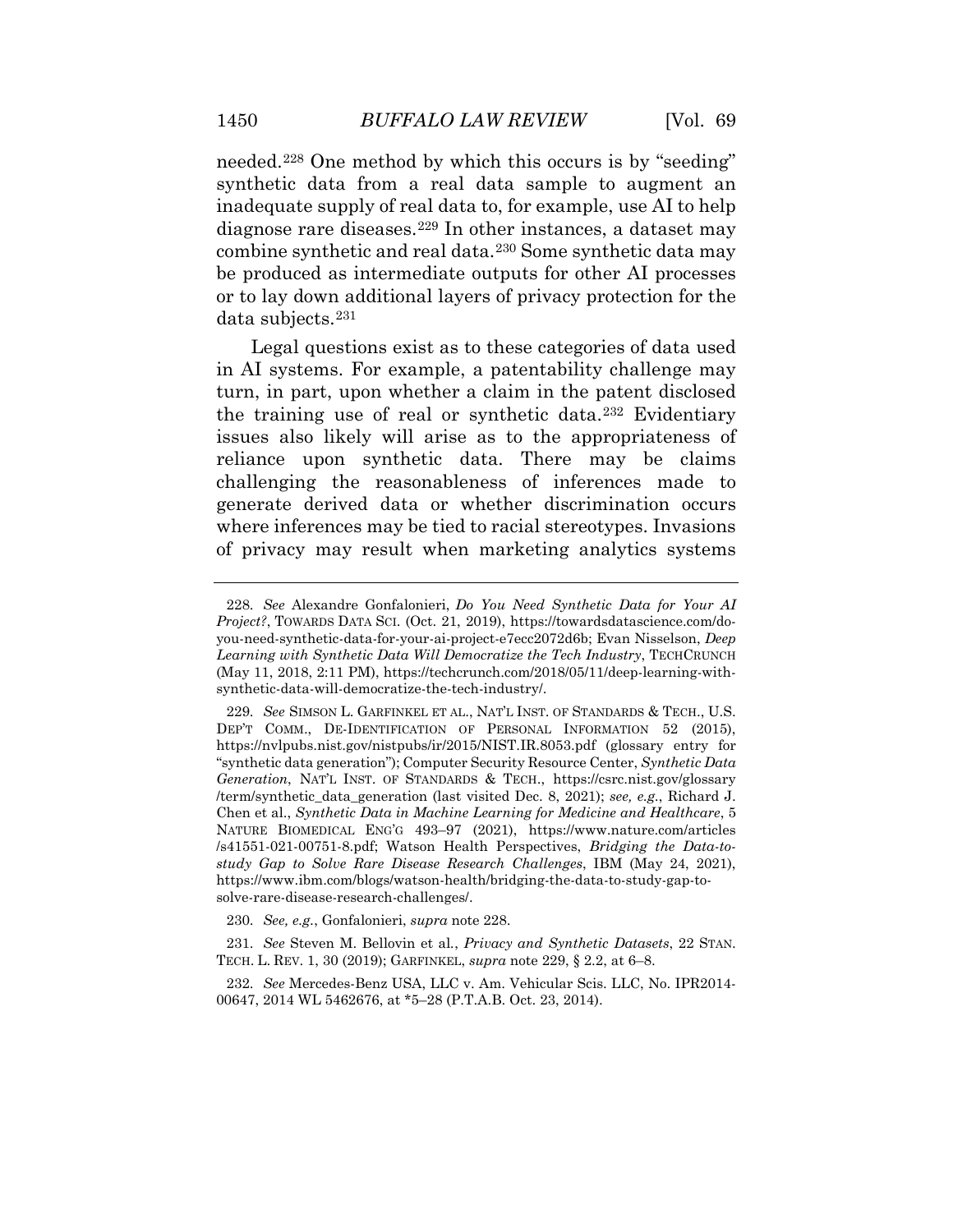needed.[228] One method by which this occurs is by "seeding" synthetic data from a real data sample to augment an inadequate supply of real data to, for example, use AI to help diagnose rare diseases.[229] In other instances, a dataset may combine synthetic and real data.[230] Some synthetic data may be produced as intermediate outputs for other AI processes or to lay down additional layers of privacy protection for the data subjects.[231]

Legal questions exist as to these categories of data used in AI systems. For example, a patentability challenge may turn, in part, upon whether a claim in the patent disclosed the training use of real or synthetic data.[232] Evidentiary issues also likely will arise as to the appropriateness of reliance upon synthetic data. There may be claims challenging the reasonableness of inferences made to generate derived data or whether discrimination occurs where inferences may be tied to racial stereotypes. Invasions of privacy may result when marketing analytics systems

---

228. *See* Alexandre Gonfalonieri, *Do You Need Synthetic Data for Your AI Project?*, TOWARDS DATA SCI. (Oct. 21, 2019), https://towardsdatascience.com/do-you-need-synthetic-data-for-your-ai-project-e7ecc2072d6b; Evan Nisselson, *Deep Learning with Synthetic Data Will Democratize the Tech Industry*, TECHCRUNCH (May 11, 2018, 2:11 PM), https://techcrunch.com/2018/05/11/deep-learning-with-synthetic-data-will-democratize-the-tech-industry/.

229. *See* SIMSON L. GARFINKEL ET AL., NAT'L INST. OF STANDARDS & TECH., U.S. DEP'T COMM., DE-IDENTIFICATION OF PERSONAL INFORMATION 52 (2015), https://nvlpubs.nist.gov/nistpubs/ir/2015/NIST.IR.8053.pdf (glossary entry for "synthetic data generation"); Computer Security Resource Center, *Synthetic Data Generation*, NAT'L INST. OF STANDARDS & TECH., https://csrc.nist.gov/glossary/term/synthetic_data_generation (last visited Dec. 8, 2021); *see, e.g.*, Richard J. Chen et al., *Synthetic Data in Machine Learning for Medicine and Healthcare*, 5 NATURE BIOMEDICAL ENG'G 493–97 (2021), https://www.nature.com/articles/s41551-021-00751-8.pdf; Watson Health Perspectives, *Bridging the Data-to-study Gap to Solve Rare Disease Research Challenges*, IBM (May 24, 2021), https://www.ibm.com/blogs/watson-health/bridging-the-data-to-study-gap-to-solve-rare-disease-research-challenges/.

230. *See, e.g.*, Gonfalonieri, *supra* note 228.

231. *See* Steven M. Bellovin et al., *Privacy and Synthetic Datasets*, 22 STAN. TECH. L. REV. 1, 30 (2019); GARFINKEL, *supra* note 229, § 2.2, at 6–8.

232. *See* Mercedes-Benz USA, LLC v. Am. Vehicular Scis. LLC, No. IPR2014-00647, 2014 WL 5462676, at *5–28 (P.T.A.B. Oct. 23, 2014).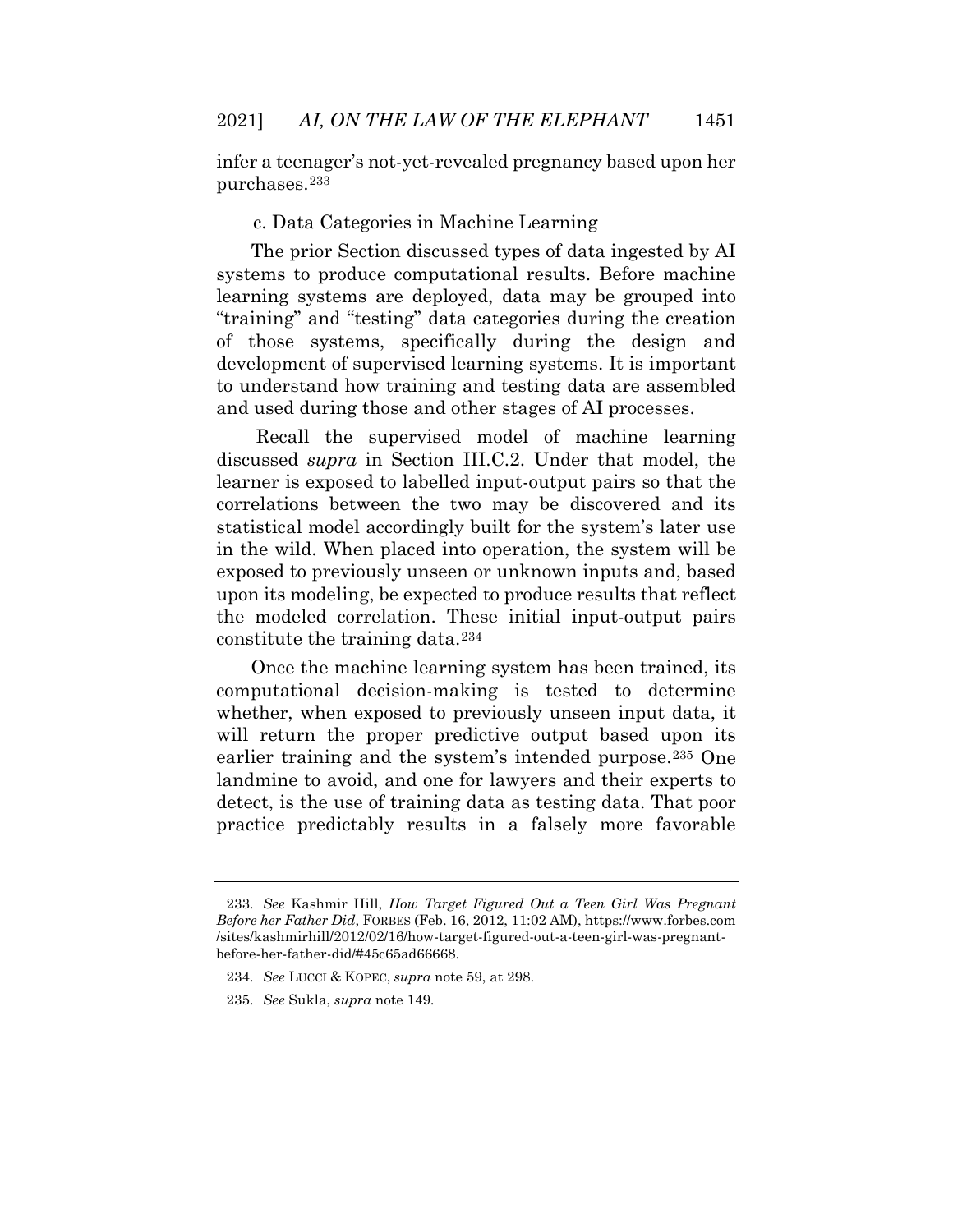infer a teenager's not-yet-revealed pregnancy based upon her purchases.[233]

c. Data Categories in Machine Learning

The prior Section discussed types of data ingested by AI systems to produce computational results. Before machine learning systems are deployed, data may be grouped into "training" and "testing" data categories during the creation of those systems, specifically during the design and development of supervised learning systems. It is important to understand how training and testing data are assembled and used during those and other stages of AI processes.

Recall the supervised model of machine learning discussed *supra* in Section III.C.2. Under that model, the learner is exposed to labelled input-output pairs so that the correlations between the two may be discovered and its statistical model accordingly built for the system's later use in the wild. When placed into operation, the system will be exposed to previously unseen or unknown inputs and, based upon its modeling, be expected to produce results that reflect the modeled correlation. These initial input-output pairs constitute the training data.[234]

Once the machine learning system has been trained, its computational decision-making is tested to determine whether, when exposed to previously unseen input data, it will return the proper predictive output based upon its earlier training and the system's intended purpose.[235] One landmine to avoid, and one for lawyers and their experts to detect, is the use of training data as testing data. That poor practice predictably results in a falsely more favorable

---

233. *See* Kashmir Hill, *How Target Figured Out a Teen Girl Was Pregnant Before her Father Did*, FORBES (Feb. 16, 2012, 11:02 AM), https://www.forbes.com/sites/kashmirhill/2012/02/16/how-target-figured-out-a-teen-girl-was-pregnant-before-her-father-did/#45c65ad66668.

234. *See* LUCCI & KOPEC, *supra* note 59, at 298.

235. *See* Sukla, *supra* note 149.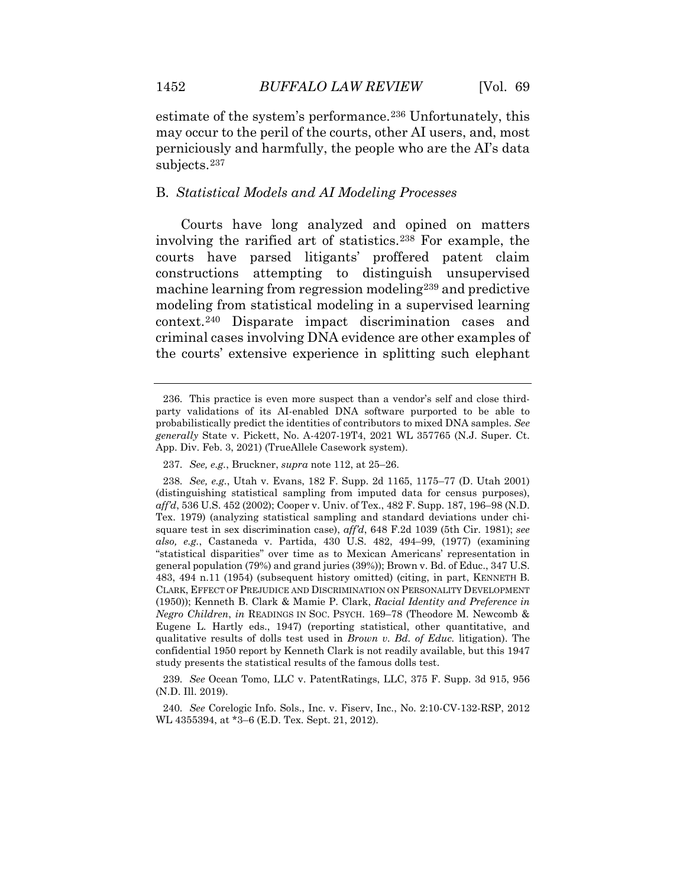estimate of the system's performance.[236] Unfortunately, this may occur to the peril of the courts, other AI users, and, most perniciously and harmfully, the people who are the AI's data subjects.[237]

### B. *Statistical Models and AI Modeling Processes*

Courts have long analyzed and opined on matters involving the rarified art of statistics.[238] For example, the courts have parsed litigants' proffered patent claim constructions attempting to distinguish unsupervised machine learning from regression modeling[239] and predictive modeling from statistical modeling in a supervised learning context.[240] Disparate impact discrimination cases and criminal cases involving DNA evidence are other examples of the courts' extensive experience in splitting such elephant

---

236. This practice is even more suspect than a vendor's self and close third-party validations of its AI-enabled DNA software purported to be able to probabilistically predict the identities of contributors to mixed DNA samples. *See generally* State v. Pickett, No. A-4207-19T4, 2021 WL 357765 (N.J. Super. Ct. App. Div. Feb. 3, 2021) (TrueAllele Casework system).

237. *See, e.g.*, Bruckner, *supra* note 112, at 25–26.

238. *See, e.g.*, Utah v. Evans, 182 F. Supp. 2d 1165, 1175–77 (D. Utah 2001) (distinguishing statistical sampling from imputed data for census purposes), *aff'd*, 536 U.S. 452 (2002); Cooper v. Univ. of Tex., 482 F. Supp. 187, 196–98 (N.D. Tex. 1979) (analyzing statistical sampling and standard deviations under chi-square test in sex discrimination case), *aff'd*, 648 F.2d 1039 (5th Cir. 1981); *see also, e.g.*, Castaneda v. Partida, 430 U.S. 482, 494–99, (1977) (examining "statistical disparities" over time as to Mexican Americans' representation in general population (79%) and grand juries (39%)); Brown v. Bd. of Educ., 347 U.S. 483, 494 n.11 (1954) (subsequent history omitted) (citing, in part, KENNETH B. CLARK, EFFECT OF PREJUDICE AND DISCRIMINATION ON PERSONALITY DEVELOPMENT (1950)); Kenneth B. Clark & Mamie P. Clark, *Racial Identity and Preference in Negro Children*, *in* READINGS IN SOC. PSYCH. 169–78 (Theodore M. Newcomb & Eugene L. Hartly eds., 1947) (reporting statistical, other quantitative, and qualitative results of dolls test used in *Brown v. Bd. of Educ.* litigation). The confidential 1950 report by Kenneth Clark is not readily available, but this 1947 study presents the statistical results of the famous dolls test.

239. *See* Ocean Tomo, LLC v. PatentRatings, LLC, 375 F. Supp. 3d 915, 956 (N.D. Ill. 2019).

240. *See* Corelogic Info. Sols., Inc. v. Fiserv, Inc., No. 2:10-CV-132-RSP, 2012 WL 4355394, at *3–6 (E.D. Tex. Sept. 21, 2012).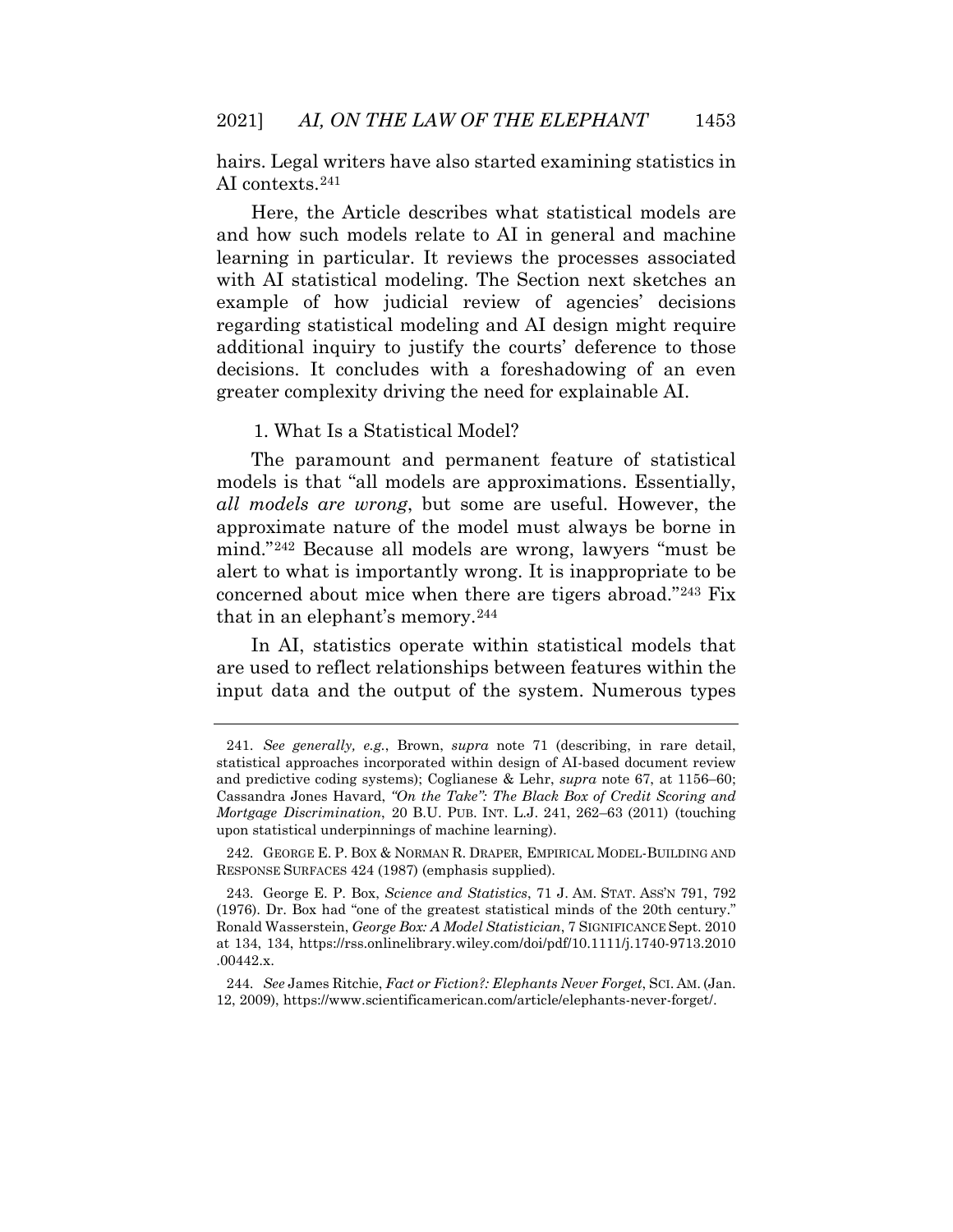hairs. Legal writers have also started examining statistics in AI contexts.[241]

Here, the Article describes what statistical models are and how such models relate to AI in general and machine learning in particular. It reviews the processes associated with AI statistical modeling. The Section next sketches an example of how judicial review of agencies' decisions regarding statistical modeling and AI design might require additional inquiry to justify the courts' deference to those decisions. It concludes with a foreshadowing of an even greater complexity driving the need for explainable AI.

### 1. What Is a Statistical Model?

The paramount and permanent feature of statistical models is that "all models are approximations. Essentially, *all models are wrong*, but some are useful. However, the approximate nature of the model must always be borne in mind."[242] Because all models are wrong, lawyers "must be alert to what is importantly wrong. It is inappropriate to be concerned about mice when there are tigers abroad."[243] Fix that in an elephant's memory.[244]

In AI, statistics operate within statistical models that are used to reflect relationships between features within the input data and the output of the system. Numerous types

---

241. *See generally, e.g.*, Brown, *supra* note 71 (describing, in rare detail, statistical approaches incorporated within design of AI-based document review and predictive coding systems); Coglianese & Lehr, *supra* note 67, at 1156–60; Cassandra Jones Havard, *"On the Take": The Black Box of Credit Scoring and Mortgage Discrimination*, 20 B.U. PUB. INT. L.J. 241, 262–63 (2011) (touching upon statistical underpinnings of machine learning).

242. GEORGE E. P. BOX & NORMAN R. DRAPER, EMPIRICAL MODEL-BUILDING AND RESPONSE SURFACES 424 (1987) (emphasis supplied).

243. George E. P. Box, *Science and Statistics*, 71 J. AM. STAT. ASS'N 791, 792 (1976). Dr. Box had "one of the greatest statistical minds of the 20th century." Ronald Wasserstein, *George Box: A Model Statistician*, 7 SIGNIFICANCE Sept. 2010 at 134, 134, https://rss.onlinelibrary.wiley.com/doi/pdf/10.1111/j.1740-9713.2010.00442.x.

244. *See* James Ritchie, *Fact or Fiction?: Elephants Never Forget*, SCI. AM. (Jan. 12, 2009), https://www.scientificamerican.com/article/elephants-never-forget/.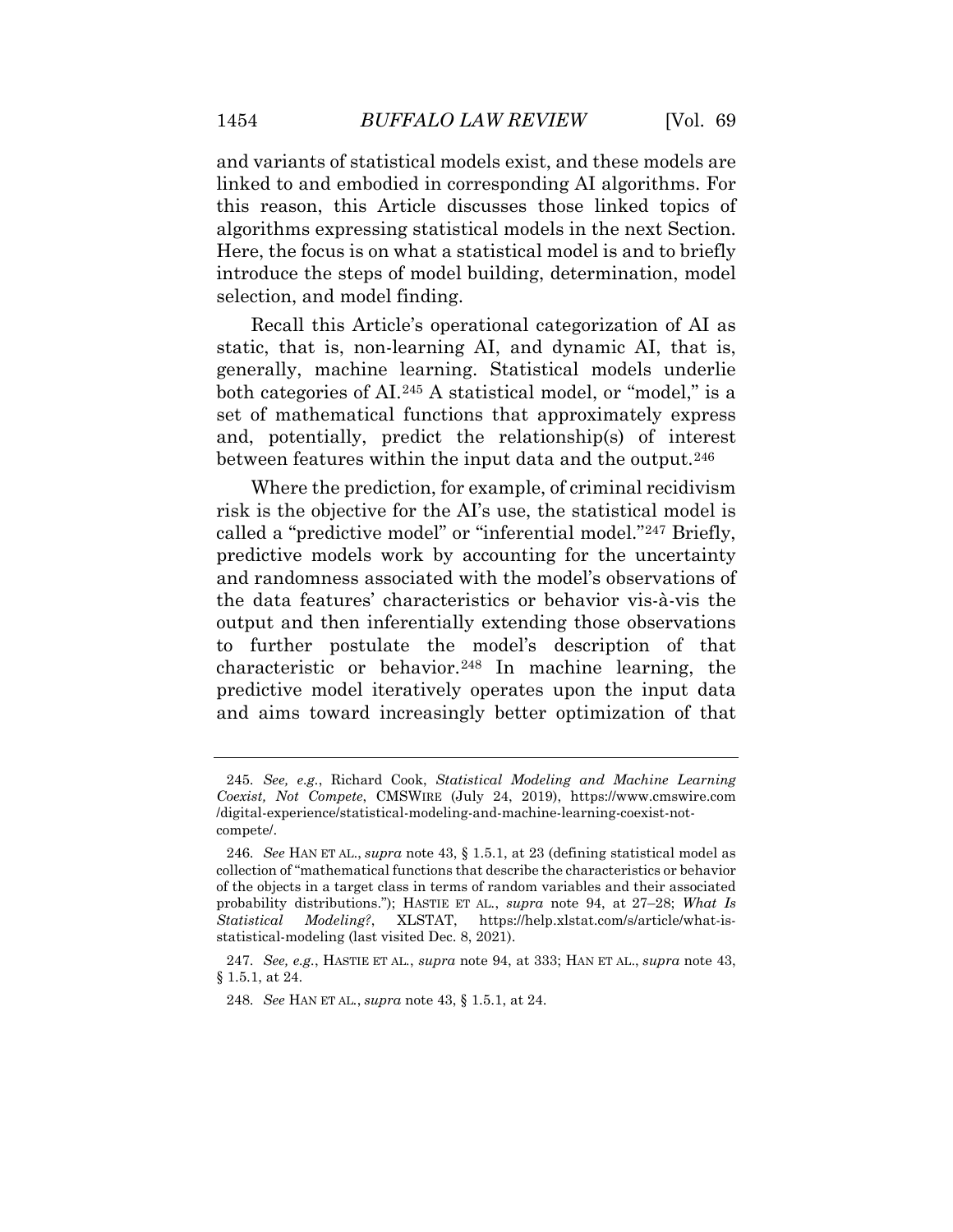and variants of statistical models exist, and these models are linked to and embodied in corresponding AI algorithms. For this reason, this Article discusses those linked topics of algorithms expressing statistical models in the next Section. Here, the focus is on what a statistical model is and to briefly introduce the steps of model building, determination, model selection, and model finding.

Recall this Article's operational categorization of AI as static, that is, non-learning AI, and dynamic AI, that is, generally, machine learning. Statistical models underlie both categories of AI.[245] A statistical model, or "model," is a set of mathematical functions that approximately express and, potentially, predict the relationship(s) of interest between features within the input data and the output.[246]

Where the prediction, for example, of criminal recidivism risk is the objective for the AI's use, the statistical model is called a "predictive model" or "inferential model."[247] Briefly, predictive models work by accounting for the uncertainty and randomness associated with the model's observations of the data features' characteristics or behavior vis-à-vis the output and then inferentially extending those observations to further postulate the model's description of that characteristic or behavior.[248] In machine learning, the predictive model iteratively operates upon the input data and aims toward increasingly better optimization of that

---

245. *See, e.g.*, Richard Cook, *Statistical Modeling and Machine Learning Coexist, Not Compete*, CMSWIRE (July 24, 2019), https://www.cmswire.com/digital-experience/statistical-modeling-and-machine-learning-coexist-not-compete/.

246. *See* HAN ET AL., *supra* note 43, § 1.5.1, at 23 (defining statistical model as collection of "mathematical functions that describe the characteristics or behavior of the objects in a target class in terms of random variables and their associated probability distributions."); HASTIE ET AL., *supra* note 94, at 27–28; *What Is Statistical Modeling?*, XLSTAT, https://help.xlstat.com/s/article/what-is-statistical-modeling (last visited Dec. 8, 2021).

247. *See, e.g.*, HASTIE ET AL., *supra* note 94, at 333; HAN ET AL., *supra* note 43, § 1.5.1, at 24.

248. *See* HAN ET AL., *supra* note 43, § 1.5.1, at 24.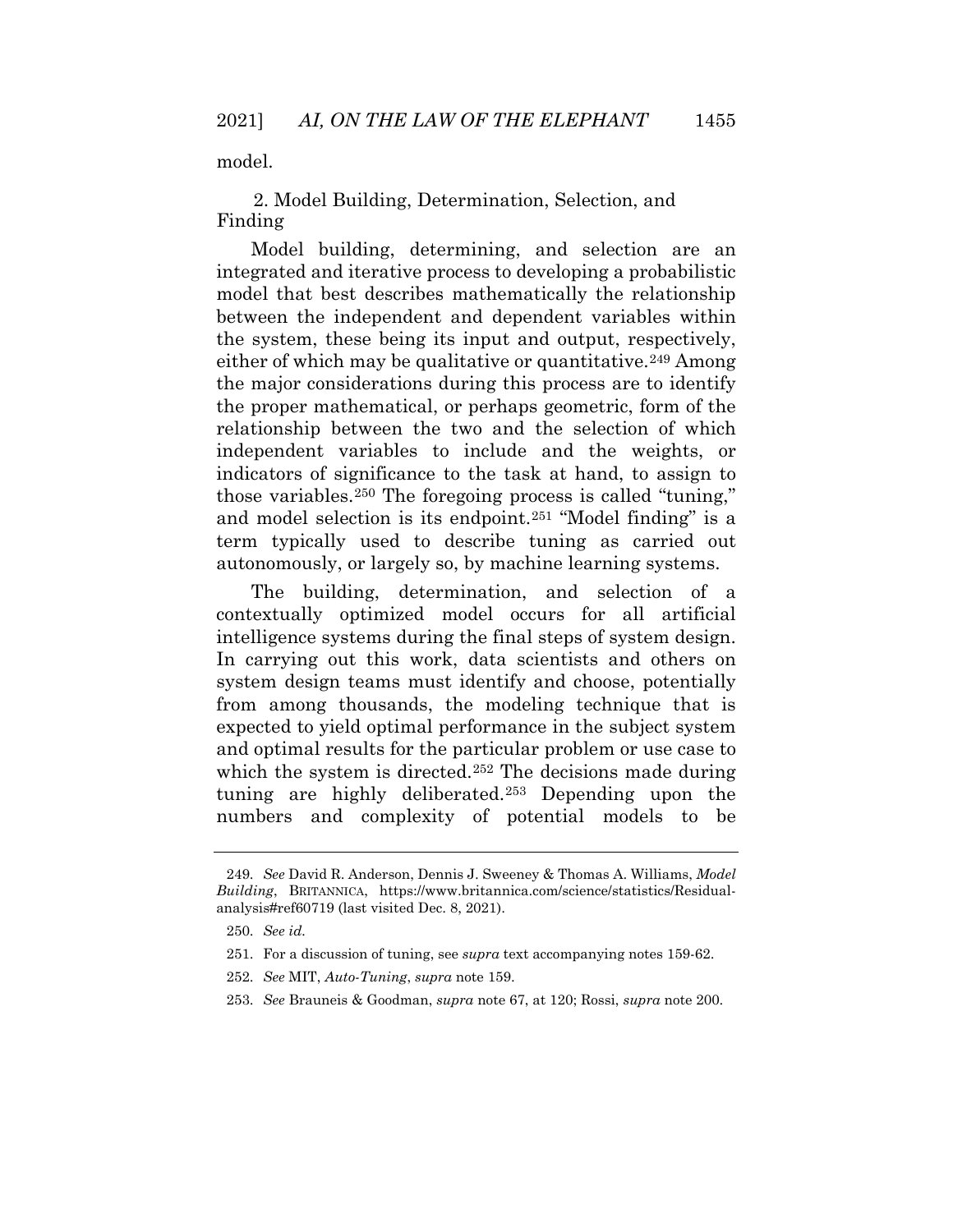model.

### 2. Model Building, Determination, Selection, and Finding

Model building, determining, and selection are an integrated and iterative process to developing a probabilistic model that best describes mathematically the relationship between the independent and dependent variables within the system, these being its input and output, respectively, either of which may be qualitative or quantitative.[249] Among the major considerations during this process are to identify the proper mathematical, or perhaps geometric, form of the relationship between the two and the selection of which independent variables to include and the weights, or indicators of significance to the task at hand, to assign to those variables.[250] The foregoing process is called "tuning," and model selection is its endpoint.[251] "Model finding" is a term typically used to describe tuning as carried out autonomously, or largely so, by machine learning systems.

The building, determination, and selection of a contextually optimized model occurs for all artificial intelligence systems during the final steps of system design. In carrying out this work, data scientists and others on system design teams must identify and choose, potentially from among thousands, the modeling technique that is expected to yield optimal performance in the subject system and optimal results for the particular problem or use case to which the system is directed.[252] The decisions made during tuning are highly deliberated.[253] Depending upon the numbers and complexity of potential models to be

---

249. *See* David R. Anderson, Dennis J. Sweeney & Thomas A. Williams, *Model Building*, BRITANNICA, https://www.britannica.com/science/statistics/Residual-analysis#ref60719 (last visited Dec. 8, 2021).

250. *See id.*

251. For a discussion of tuning, see *supra* text accompanying notes 159-62.

252. *See* MIT, *Auto-Tuning*, *supra* note 159.

253. *See* Brauneis & Goodman, *supra* note 67, at 120; Rossi, *supra* note 200.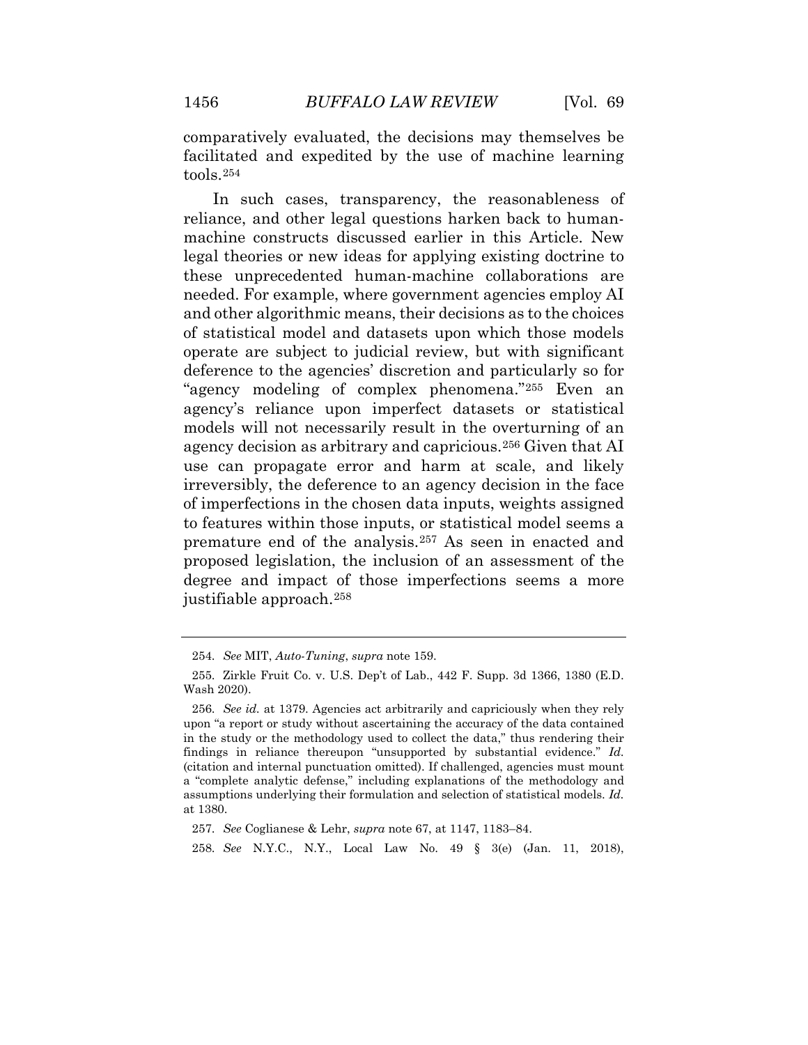comparatively evaluated, the decisions may themselves be facilitated and expedited by the use of machine learning tools.[254]

In such cases, transparency, the reasonableness of reliance, and other legal questions harken back to human-machine constructs discussed earlier in this Article. New legal theories or new ideas for applying existing doctrine to these unprecedented human-machine collaborations are needed. For example, where government agencies employ AI and other algorithmic means, their decisions as to the choices of statistical model and datasets upon which those models operate are subject to judicial review, but with significant deference to the agencies' discretion and particularly so for "agency modeling of complex phenomena."[255] Even an agency's reliance upon imperfect datasets or statistical models will not necessarily result in the overturning of an agency decision as arbitrary and capricious.[256] Given that AI use can propagate error and harm at scale, and likely irreversibly, the deference to an agency decision in the face of imperfections in the chosen data inputs, weights assigned to features within those inputs, or statistical model seems a premature end of the analysis.[257] As seen in enacted and proposed legislation, the inclusion of an assessment of the degree and impact of those imperfections seems a more justifiable approach.[258]

---

254. *See* MIT, *Auto-Tuning*, *supra* note 159.

255. Zirkle Fruit Co. v. U.S. Dep't of Lab., 442 F. Supp. 3d 1366, 1380 (E.D. Wash 2020).

256. *See id.* at 1379. Agencies act arbitrarily and capriciously when they rely upon "a report or study without ascertaining the accuracy of the data contained in the study or the methodology used to collect the data," thus rendering their findings in reliance thereupon "unsupported by substantial evidence." *Id.* (citation and internal punctuation omitted). If challenged, agencies must mount a "complete analytic defense," including explanations of the methodology and assumptions underlying their formulation and selection of statistical models. *Id.* at 1380.

257. *See* Coglianese & Lehr, *supra* note 67, at 1147, 1183–84.

258. *See* N.Y.C., N.Y., Local Law No. 49 § 3(e) (Jan. 11, 2018),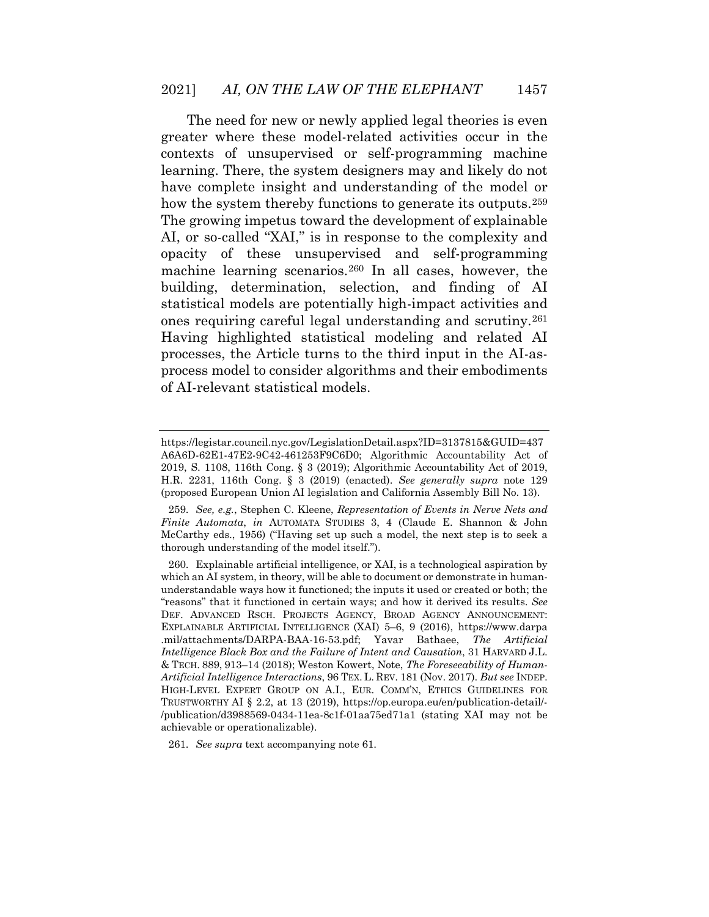The need for new or newly applied legal theories is even greater where these model-related activities occur in the contexts of unsupervised or self-programming machine learning. There, the system designers may and likely do not have complete insight and understanding of the model or how the system thereby functions to generate its outputs.[259] The growing impetus toward the development of explainable AI, or so-called "XAI," is in response to the complexity and opacity of these unsupervised and self-programming machine learning scenarios.[260] In all cases, however, the building, determination, selection, and finding of AI statistical models are potentially high-impact activities and ones requiring careful legal understanding and scrutiny.[261] Having highlighted statistical modeling and related AI processes, the Article turns to the third input in the AI-as-process model to consider algorithms and their embodiments of AI-relevant statistical models.

---

https://legistar.council.nyc.gov/LegislationDetail.aspx?ID=3137815&GUID=437A6A6D-62E1-47E2-9C42-461253F9C6D0; Algorithmic Accountability Act of 2019, S. 1108, 116th Cong. § 3 (2019); Algorithmic Accountability Act of 2019, H.R. 2231, 116th Cong. § 3 (2019) (enacted). *See generally supra* note 129 (proposed European Union AI legislation and California Assembly Bill No. 13).

259. *See, e.g.*, Stephen C. Kleene, *Representation of Events in Nerve Nets and Finite Automata*, *in* AUTOMATA STUDIES 3, 4 (Claude E. Shannon & John McCarthy eds., 1956) ("Having set up such a model, the next step is to seek a thorough understanding of the model itself.").

260. Explainable artificial intelligence, or XAI, is a technological aspiration by which an AI system, in theory, will be able to document or demonstrate in human-understandable ways how it functioned; the inputs it used or created or both; the "reasons" that it functioned in certain ways; and how it derived its results. *See* DEF. ADVANCED RSCH. PROJECTS AGENCY, BROAD AGENCY ANNOUNCEMENT: EXPLAINABLE ARTIFICIAL INTELLIGENCE (XAI) 5–6, 9 (2016), https://www.darpa.mil/attachments/DARPA-BAA-16-53.pdf; Yavar Bathaee, *The Artificial Intelligence Black Box and the Failure of Intent and Causation*, 31 HARVARD J.L. & TECH. 889, 913–14 (2018); Weston Kowert, Note, *The Foreseeability of Human-Artificial Intelligence Interactions*, 96 TEX. L. REV. 181 (Nov. 2017). *But see* INDEP. HIGH-LEVEL EXPERT GROUP ON A.I., EUR. COMM'N, ETHICS GUIDELINES FOR TRUSTWORTHY AI § 2.2, at 13 (2019), https://op.europa.eu/en/publication-detail/-/publication/d3988569-0434-11ea-8c1f-01aa75ed71a1 (stating XAI may not be achievable or operationalizable).

261. *See supra* text accompanying note 61.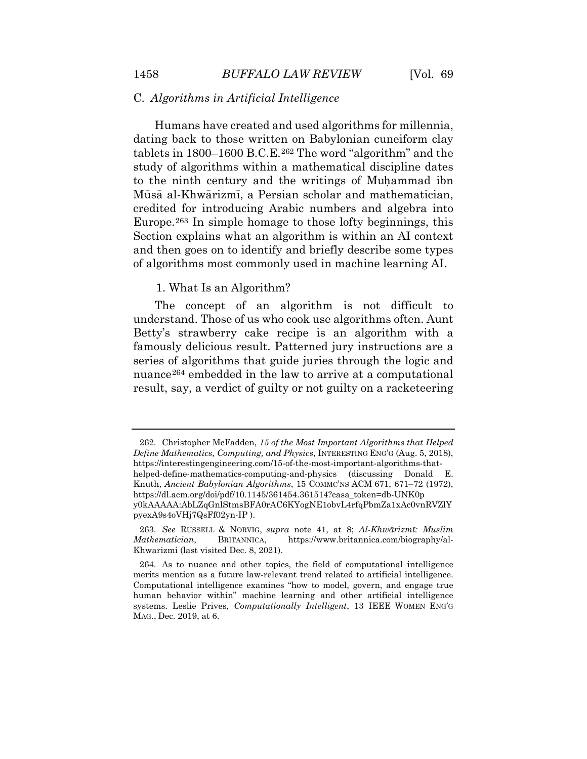### C. *Algorithms in Artificial Intelligence*

Humans have created and used algorithms for millennia, dating back to those written on Babylonian cuneiform clay tablets in 1800–1600 B.C.E.[262] The word "algorithm" and the study of algorithms within a mathematical discipline dates to the ninth century and the writings of Muḥammad ibn Mūsā al-Khwārizmī, a Persian scholar and mathematician, credited for introducing Arabic numbers and algebra into Europe.[263] In simple homage to those lofty beginnings, this Section explains what an algorithm is within an AI context and then goes on to identify and briefly describe some types of algorithms most commonly used in machine learning AI.

#### 1. What Is an Algorithm?

The concept of an algorithm is not difficult to understand. Those of us who cook use algorithms often. Aunt Betty's strawberry cake recipe is an algorithm with a famously delicious result. Patterned jury instructions are a series of algorithms that guide juries through the logic and nuance[264] embedded in the law to arrive at a computational result, say, a verdict of guilty or not guilty on a racketeering

---

262. Christopher McFadden, *15 of the Most Important Algorithms that Helped Define Mathematics, Computing, and Physics*, INTERESTING ENG'G (Aug. 5, 2018), https://interestingengineering.com/15-of-the-most-important-algorithms-that-helped-define-mathematics-computing-and-physics (discussing Donald E. Knuth, *Ancient Babylonian Algorithms*, 15 COMMC'NS ACM 671, 671–72 (1972), https://dl.acm.org/doi/pdf/10.1145/361454.361514?casa_token=db-UNK0py0kAAAAA:AbLZqGnlStmsBFA0rAC6KYogNE1obvL4rfqPbmZa1xAc0vnRVZlYpyexA9s4oVHj7QsFf02yn-IP ).

263. *See* RUSSELL & NORVIG, *supra* note 41, at 8; *Al-Khwārizmī: Muslim Mathematician*, BRITANNICA, https://www.britannica.com/biography/al-Khwarizmi (last visited Dec. 8, 2021).

264. As to nuance and other topics, the field of computational intelligence merits mention as a future law-relevant trend related to artificial intelligence. Computational intelligence examines "how to model, govern, and engage true human behavior within" machine learning and other artificial intelligence systems. Leslie Prives, *Computationally Intelligent*, 13 IEEE WOMEN ENG'G MAG., Dec. 2019, at 6.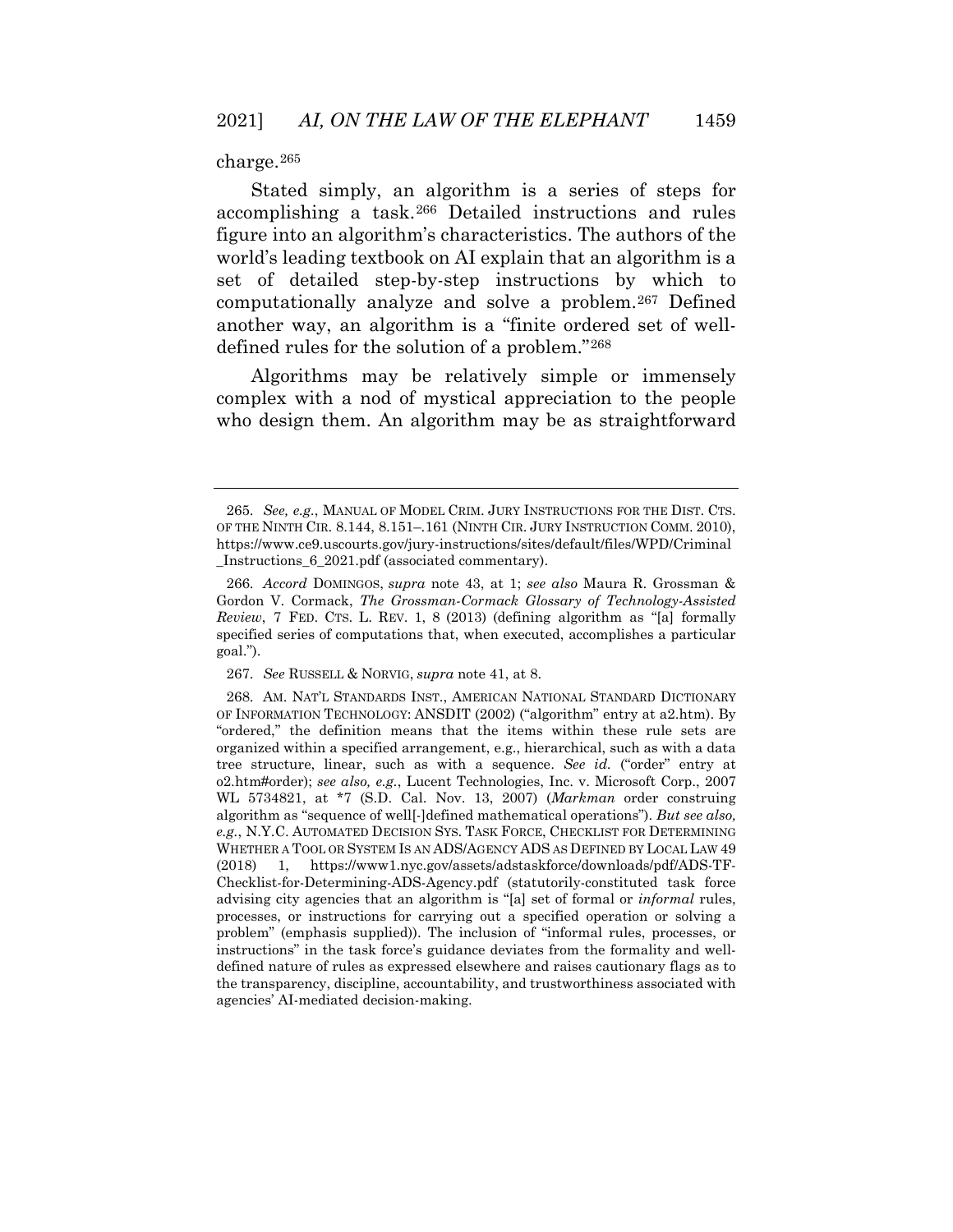charge.[265]

Stated simply, an algorithm is a series of steps for accomplishing a task.[266] Detailed instructions and rules figure into an algorithm's characteristics. The authors of the world's leading textbook on AI explain that an algorithm is a set of detailed step-by-step instructions by which to computationally analyze and solve a problem.[267] Defined another way, an algorithm is a "finite ordered set of well-defined rules for the solution of a problem."[268]

Algorithms may be relatively simple or immensely complex with a nod of mystical appreciation to the people who design them. An algorithm may be as straightforward

---

265. *See, e.g.*, MANUAL OF MODEL CRIM. JURY INSTRUCTIONS FOR THE DIST. CTS. OF THE NINTH CIR. 8.144, 8.151–.161 (NINTH CIR. JURY INSTRUCTION COMM. 2010), https://www.ce9.uscourts.gov/jury-instructions/sites/default/files/WPD/Criminal_Instructions_6_2021.pdf (associated commentary).

266. *Accord* DOMINGOS, *supra* note 43, at 1; *see also* Maura R. Grossman & Gordon V. Cormack, *The Grossman-Cormack Glossary of Technology-Assisted Review*, 7 FED. CTS. L. REV. 1, 8 (2013) (defining algorithm as "[a] formally specified series of computations that, when executed, accomplishes a particular goal.").

267. *See* RUSSELL & NORVIG, *supra* note 41, at 8.

268. AM. NAT'L STANDARDS INST., AMERICAN NATIONAL STANDARD DICTIONARY OF INFORMATION TECHNOLOGY: ANSDIT (2002) ("algorithm" entry at a2.htm). By "ordered," the definition means that the items within these rule sets are organized within a specified arrangement, e.g., hierarchical, such as with a data tree structure, linear, such as with a sequence. *See id.* ("order" entry at o2.htm#order); *see also, e.g.*, Lucent Technologies, Inc. v. Microsoft Corp., 2007 WL 5734821, at *7 (S.D. Cal. Nov. 13, 2007) (*Markman* order construing algorithm as "sequence of well[-]defined mathematical operations"). *But see also, e.g.*, N.Y.C. AUTOMATED DECISION SYS. TASK FORCE, CHECKLIST FOR DETERMINING WHETHER A TOOL OR SYSTEM IS AN ADS/AGENCY ADS AS DEFINED BY LOCAL LAW 49 (2018) 1, https://www1.nyc.gov/assets/adstaskforce/downloads/pdf/ADS-TF-Checklist-for-Determining-ADS-Agency.pdf (statutorily-constituted task force advising city agencies that an algorithm is "[a] set of formal or *informal* rules, processes, or instructions for carrying out a specified operation or solving a problem" (emphasis supplied)). The inclusion of "informal rules, processes, or instructions" in the task force's guidance deviates from the formality and well-defined nature of rules as expressed elsewhere and raises cautionary flags as to the transparency, discipline, accountability, and trustworthiness associated with agencies' AI-mediated decision-making.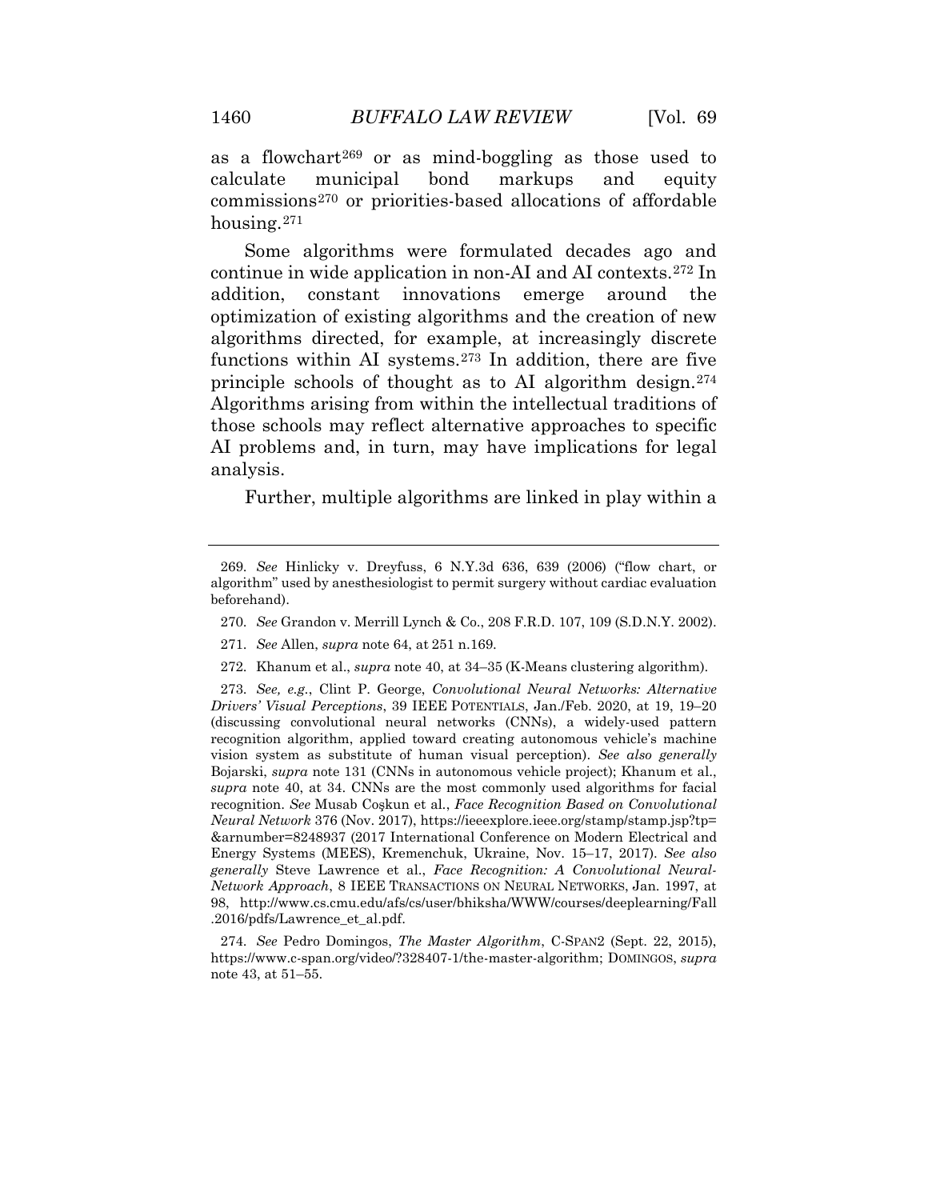as a flowchart[269] or as mind-boggling as those used to calculate municipal bond markups and equity commissions[270] or priorities-based allocations of affordable housing.[271]

Some algorithms were formulated decades ago and continue in wide application in non-AI and AI contexts.[272] In addition, constant innovations emerge around the optimization of existing algorithms and the creation of new algorithms directed, for example, at increasingly discrete functions within AI systems.[273] In addition, there are five principle schools of thought as to AI algorithm design.[274] Algorithms arising from within the intellectual traditions of those schools may reflect alternative approaches to specific AI problems and, in turn, may have implications for legal analysis.

Further, multiple algorithms are linked in play within a

---

269. *See* Hinlicky v. Dreyfuss, 6 N.Y.3d 636, 639 (2006) ("flow chart, or algorithm" used by anesthesiologist to permit surgery without cardiac evaluation beforehand).

270. *See* Grandon v. Merrill Lynch & Co., 208 F.R.D. 107, 109 (S.D.N.Y. 2002).

271. *See* Allen, *supra* note 64, at 251 n.169.

272. Khanum et al., *supra* note 40, at 34–35 (K-Means clustering algorithm).

273. *See, e.g.*, Clint P. George, *Convolutional Neural Networks: Alternative Drivers' Visual Perceptions*, 39 IEEE POTENTIALS, Jan./Feb. 2020, at 19, 19–20 (discussing convolutional neural networks (CNNs), a widely-used pattern recognition algorithm, applied toward creating autonomous vehicle's machine vision system as substitute of human visual perception). *See also generally* Bojarski, *supra* note 131 (CNNs in autonomous vehicle project); Khanum et al., *supra* note 40, at 34. CNNs are the most commonly used algorithms for facial recognition. *See* Musab Coşkun et al., *Face Recognition Based on Convolutional Neural Network* 376 (Nov. 2017), https://ieeexplore.ieee.org/stamp/stamp.jsp?tp=&arnumber=8248937 (2017 International Conference on Modern Electrical and Energy Systems (MEES), Kremenchuk, Ukraine, Nov. 15–17, 2017). *See also generally* Steve Lawrence et al., *Face Recognition: A Convolutional Neural-Network Approach*, 8 IEEE TRANSACTIONS ON NEURAL NETWORKS, Jan. 1997, at 98, http://www.cs.cmu.edu/afs/cs/user/bhiksha/WWW/courses/deeplearning/Fall.2016/pdfs/Lawrence_et_al.pdf.

274. *See* Pedro Domingos, *The Master Algorithm*, C-SPAN2 (Sept. 22, 2015), https://www.c-span.org/video/?328407-1/the-master-algorithm; DOMINGOS, *supra* note 43, at 51–55.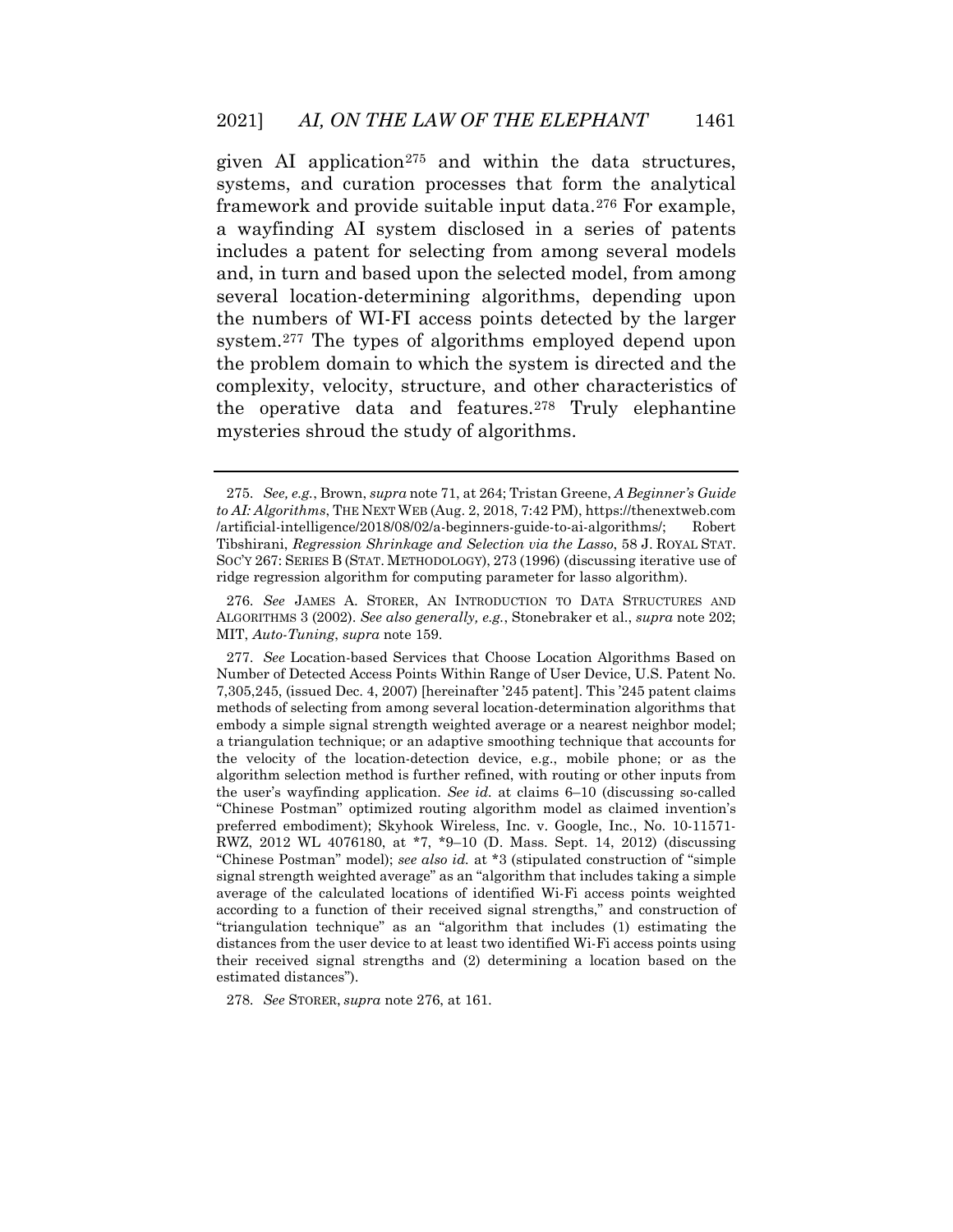given AI application[275] and within the data structures, systems, and curation processes that form the analytical framework and provide suitable input data.[276] For example, a wayfinding AI system disclosed in a series of patents includes a patent for selecting from among several models and, in turn and based upon the selected model, from among several location-determining algorithms, depending upon the numbers of WI-FI access points detected by the larger system.[277] The types of algorithms employed depend upon the problem domain to which the system is directed and the complexity, velocity, structure, and other characteristics of the operative data and features.[278] Truly elephantine mysteries shroud the study of algorithms.

---

275. *See, e.g.*, Brown, *supra* note 71, at 264; Tristan Greene, *A Beginner's Guide to AI: Algorithms*, THE NEXT WEB (Aug. 2, 2018, 7:42 PM), https://thenextweb.com/artificial-intelligence/2018/08/02/a-beginners-guide-to-ai-algorithms/; Robert Tibshirani, *Regression Shrinkage and Selection via the Lasso*, 58 J. ROYAL STAT. SOC'Y 267: SERIES B (STAT. METHODOLOGY), 273 (1996) (discussing iterative use of ridge regression algorithm for computing parameter for lasso algorithm).

276. *See* JAMES A. STORER, AN INTRODUCTION TO DATA STRUCTURES AND ALGORITHMS 3 (2002). *See also generally, e.g.*, Stonebraker et al., *supra* note 202; MIT, *Auto-Tuning*, *supra* note 159.

277. *See* Location-based Services that Choose Location Algorithms Based on Number of Detected Access Points Within Range of User Device, U.S. Patent No. 7,305,245, (issued Dec. 4, 2007) [hereinafter '245 patent]. This '245 patent claims methods of selecting from among several location-determination algorithms that embody a simple signal strength weighted average or a nearest neighbor model; a triangulation technique; or an adaptive smoothing technique that accounts for the velocity of the location-detection device, e.g., mobile phone; or as the algorithm selection method is further refined, with routing or other inputs from the user's wayfinding application. *See id.* at claims 6–10 (discussing so-called "Chinese Postman" optimized routing algorithm model as claimed invention's preferred embodiment); Skyhook Wireless, Inc. v. Google, Inc., No. 10-11571-RWZ, 2012 WL 4076180, at \*7, \*9–10 (D. Mass. Sept. 14, 2012) (discussing "Chinese Postman" model); *see also id.* at \*3 (stipulated construction of "simple signal strength weighted average" as an "algorithm that includes taking a simple average of the calculated locations of identified Wi-Fi access points weighted according to a function of their received signal strengths," and construction of "triangulation technique" as an "algorithm that includes (1) estimating the distances from the user device to at least two identified Wi-Fi access points using their received signal strengths and (2) determining a location based on the estimated distances").

278. *See* STORER, *supra* note 276, at 161.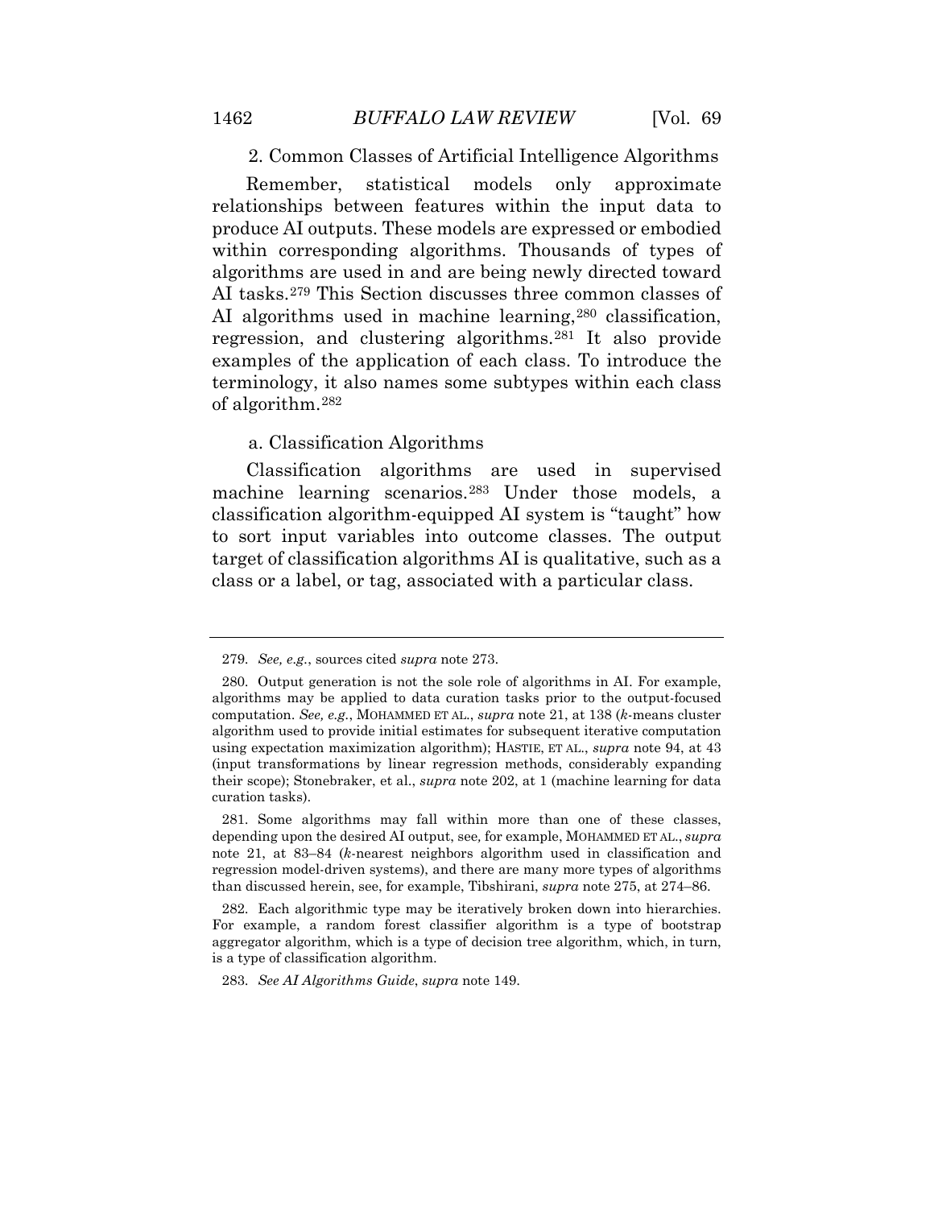### 2. Common Classes of Artificial Intelligence Algorithms

Remember, statistical models only approximate relationships between features within the input data to produce AI outputs. These models are expressed or embodied within corresponding algorithms. Thousands of types of algorithms are used in and are being newly directed toward AI tasks.[279] This Section discusses three common classes of AI algorithms used in machine learning,[280] classification, regression, and clustering algorithms.[281] It also provide examples of the application of each class. To introduce the terminology, it also names some subtypes within each class of algorithm.[282]

#### a. Classification Algorithms

Classification algorithms are used in supervised machine learning scenarios.[283] Under those models, a classification algorithm-equipped AI system is "taught" how to sort input variables into outcome classes. The output target of classification algorithms AI is qualitative, such as a class or a label, or tag, associated with a particular class.

---

279. *See, e.g.*, sources cited *supra* note 273.

280. Output generation is not the sole role of algorithms in AI. For example, algorithms may be applied to data curation tasks prior to the output-focused computation. *See, e.g.*, MOHAMMED ET AL., *supra* note 21, at 138 (*k*-means cluster algorithm used to provide initial estimates for subsequent iterative computation using expectation maximization algorithm); HASTIE, ET AL., *supra* note 94, at 43 (input transformations by linear regression methods, considerably expanding their scope); Stonebraker, et al., *supra* note 202, at 1 (machine learning for data curation tasks).

281. Some algorithms may fall within more than one of these classes, depending upon the desired AI output, see, for example, MOHAMMED ET AL., *supra* note 21, at 83–84 (*k*-nearest neighbors algorithm used in classification and regression model-driven systems), and there are many more types of algorithms than discussed herein, see, for example, Tibshirani, *supra* note 275, at 274–86.

282. Each algorithmic type may be iteratively broken down into hierarchies. For example, a random forest classifier algorithm is a type of bootstrap aggregator algorithm, which is a type of decision tree algorithm, which, in turn, is a type of classification algorithm.

283. *See AI Algorithms Guide*, *supra* note 149.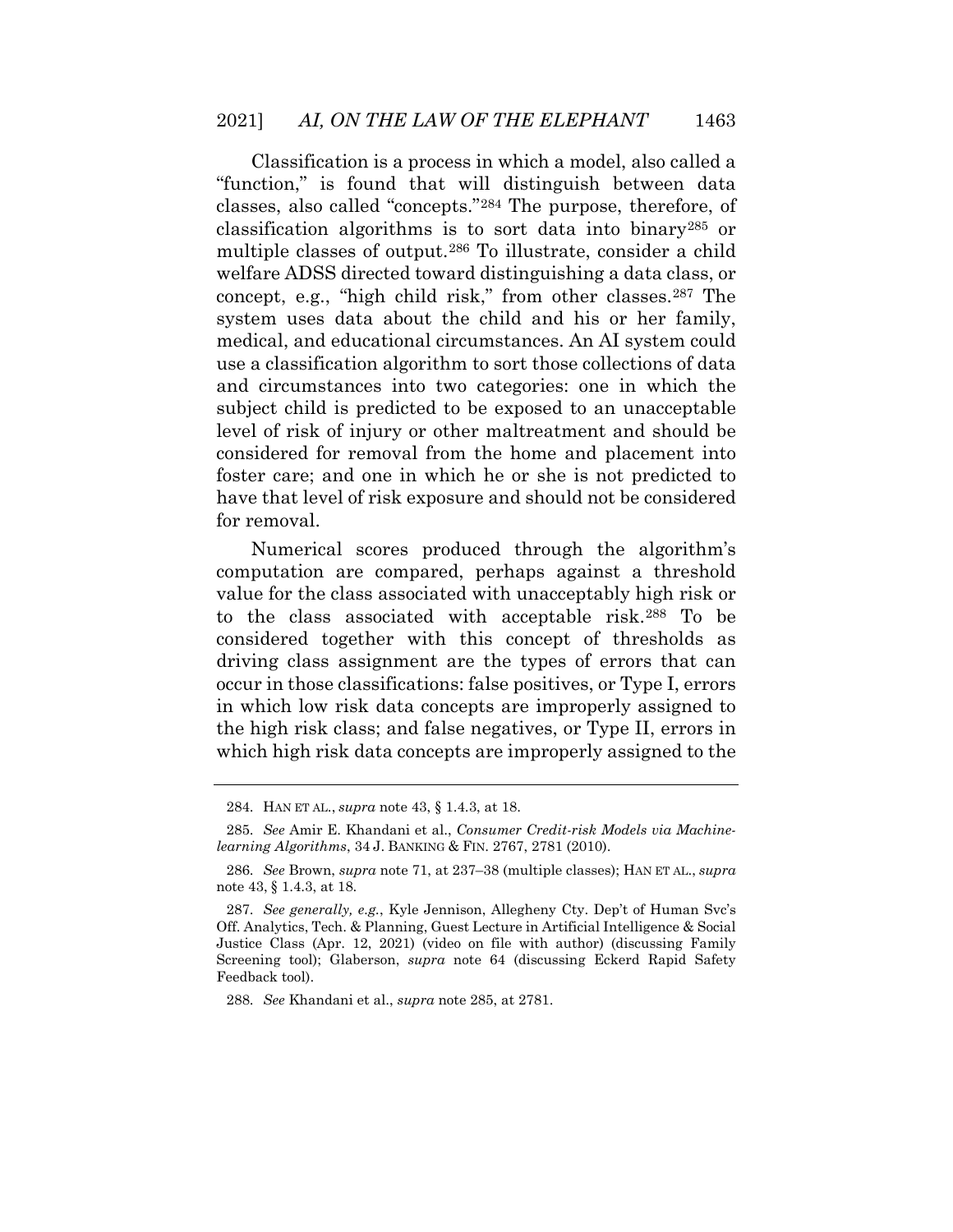Classification is a process in which a model, also called a "function," is found that will distinguish between data classes, also called "concepts."[284] The purpose, therefore, of classification algorithms is to sort data into binary[285] or multiple classes of output.[286] To illustrate, consider a child welfare ADSS directed toward distinguishing a data class, or concept, e.g., "high child risk," from other classes.[287] The system uses data about the child and his or her family, medical, and educational circumstances. An AI system could use a classification algorithm to sort those collections of data and circumstances into two categories: one in which the subject child is predicted to be exposed to an unacceptable level of risk of injury or other maltreatment and should be considered for removal from the home and placement into foster care; and one in which he or she is not predicted to have that level of risk exposure and should not be considered for removal.

Numerical scores produced through the algorithm's computation are compared, perhaps against a threshold value for the class associated with unacceptably high risk or to the class associated with acceptable risk.[288] To be considered together with this concept of thresholds as driving class assignment are the types of errors that can occur in those classifications: false positives, or Type I, errors in which low risk data concepts are improperly assigned to the high risk class; and false negatives, or Type II, errors in which high risk data concepts are improperly assigned to the

---

284. HAN ET AL., *supra* note 43, § 1.4.3, at 18.

285. *See* Amir E. Khandani et al., *Consumer Credit-risk Models via Machine-learning Algorithms*, 34 J. BANKING & FIN. 2767, 2781 (2010).

286. *See* Brown, *supra* note 71, at 237–38 (multiple classes); HAN ET AL., *supra* note 43, § 1.4.3, at 18.

287. *See generally, e.g.*, Kyle Jennison, Allegheny Cty. Dep't of Human Svc's Off. Analytics, Tech. & Planning, Guest Lecture in Artificial Intelligence & Social Justice Class (Apr. 12, 2021) (video on file with author) (discussing Family Screening tool); Glaberson, *supra* note 64 (discussing Eckerd Rapid Safety Feedback tool).

288. *See* Khandani et al., *supra* note 285, at 2781.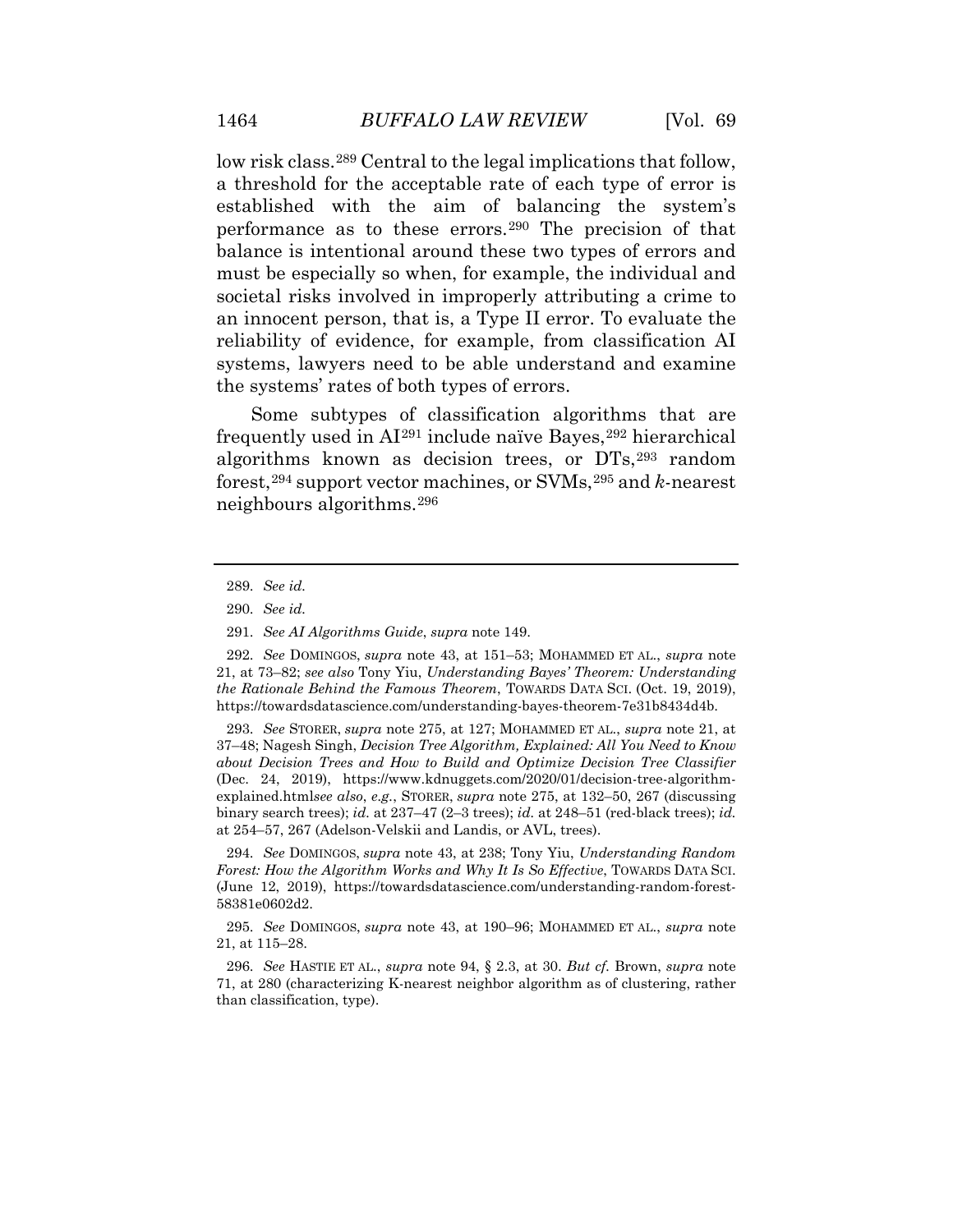low risk class.[289] Central to the legal implications that follow, a threshold for the acceptable rate of each type of error is established with the aim of balancing the system's performance as to these errors.[290] The precision of that balance is intentional around these two types of errors and must be especially so when, for example, the individual and societal risks involved in improperly attributing a crime to an innocent person, that is, a Type II error. To evaluate the reliability of evidence, for example, from classification AI systems, lawyers need to be able understand and examine the systems' rates of both types of errors.

Some subtypes of classification algorithms that are frequently used in AI[291] include naïve Bayes,[292] hierarchical algorithms known as decision trees, or DTs,[293] random forest,[294] support vector machines, or SVMs,[295] and *k*-nearest neighbours algorithms.[296]

---

289. *See id.*

290. *See id.*

291. *See AI Algorithms Guide*, *supra* note 149.

292. *See* DOMINGOS, *supra* note 43, at 151–53; MOHAMMED ET AL., *supra* note 21, at 73–82; *see also* Tony Yiu, *Understanding Bayes' Theorem: Understanding the Rationale Behind the Famous Theorem*, TOWARDS DATA SCI. (Oct. 19, 2019), https://towardsdatascience.com/understanding-bayes-theorem-7e31b8434d4b.

293. *See* STORER, *supra* note 275, at 127; MOHAMMED ET AL., *supra* note 21, at 37–48; Nagesh Singh, *Decision Tree Algorithm, Explained: All You Need to Know about Decision Trees and How to Build and Optimize Decision Tree Classifier* (Dec. 24, 2019), https://www.kdnuggets.com/2020/01/decision-tree-algorithm-explained.html*see also*, *e.g.*, STORER, *supra* note 275, at 132–50, 267 (discussing binary search trees); *id.* at 237–47 (2–3 trees); *id.* at 248–51 (red-black trees); *id.* at 254–57, 267 (Adelson-Velskii and Landis, or AVL, trees).

294. *See* DOMINGOS, *supra* note 43, at 238; Tony Yiu, *Understanding Random Forest: How the Algorithm Works and Why It Is So Effective*, TOWARDS DATA SCI. (June 12, 2019), https://towardsdatascience.com/understanding-random-forest-58381e0602d2.

295. *See* DOMINGOS, *supra* note 43, at 190–96; MOHAMMED ET AL., *supra* note 21, at 115–28.

296. *See* HASTIE ET AL., *supra* note 94, § 2.3, at 30. *But cf.* Brown, *supra* note 71, at 280 (characterizing K-nearest neighbor algorithm as of clustering, rather than classification, type).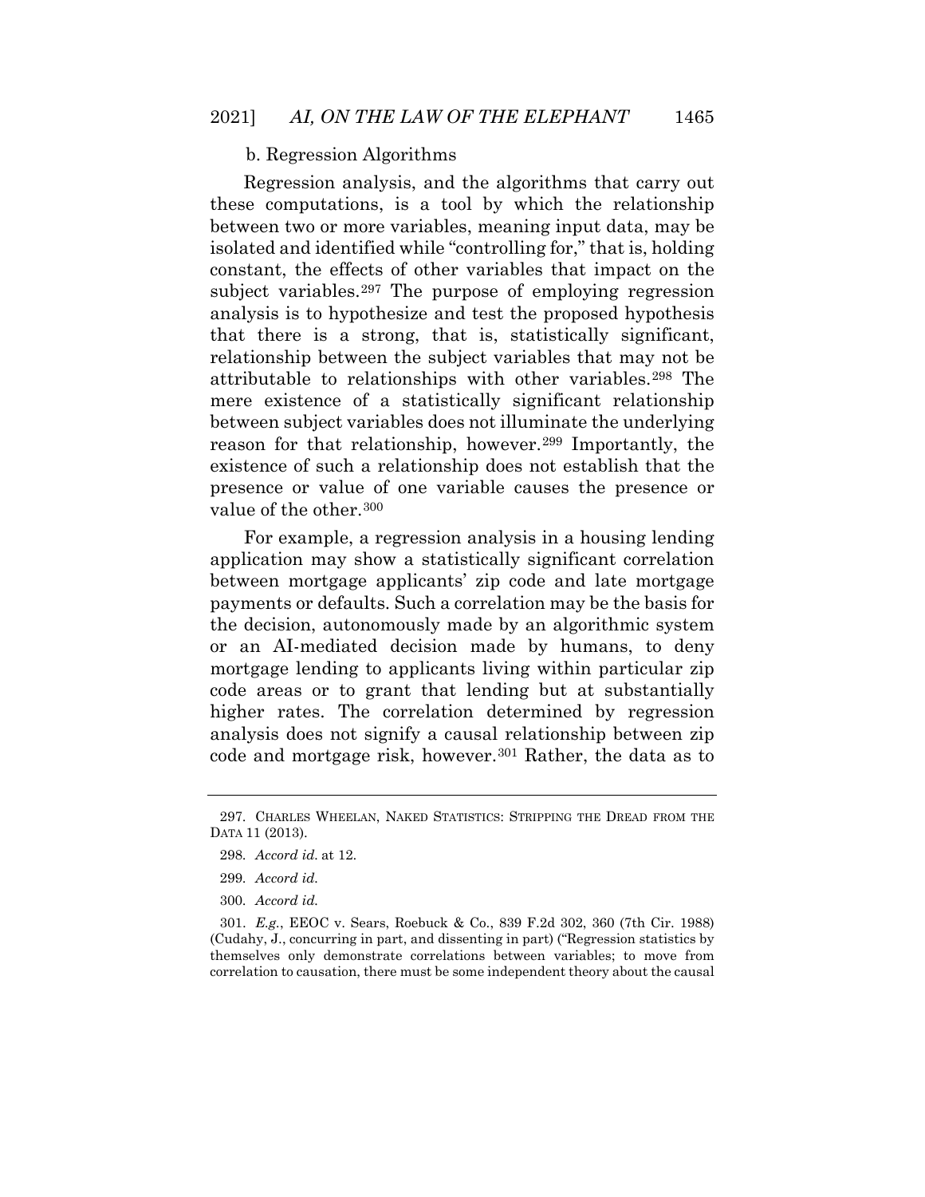### b. Regression Algorithms

Regression analysis, and the algorithms that carry out these computations, is a tool by which the relationship between two or more variables, meaning input data, may be isolated and identified while "controlling for," that is, holding constant, the effects of other variables that impact on the subject variables.[297] The purpose of employing regression analysis is to hypothesize and test the proposed hypothesis that there is a strong, that is, statistically significant, relationship between the subject variables that may not be attributable to relationships with other variables.[298] The mere existence of a statistically significant relationship between subject variables does not illuminate the underlying reason for that relationship, however.[299] Importantly, the existence of such a relationship does not establish that the presence or value of one variable causes the presence or value of the other.[300]

For example, a regression analysis in a housing lending application may show a statistically significant correlation between mortgage applicants' zip code and late mortgage payments or defaults. Such a correlation may be the basis for the decision, autonomously made by an algorithmic system or an AI-mediated decision made by humans, to deny mortgage lending to applicants living within particular zip code areas or to grant that lending but at substantially higher rates. The correlation determined by regression analysis does not signify a causal relationship between zip code and mortgage risk, however.[301] Rather, the data as to

---

297. CHARLES WHEELAN, NAKED STATISTICS: STRIPPING THE DREAD FROM THE DATA 11 (2013).

298. *Accord id.* at 12.

299. *Accord id.*

300. *Accord id.*

301. *E.g.*, EEOC v. Sears, Roebuck & Co., 839 F.2d 302, 360 (7th Cir. 1988) (Cudahy, J., concurring in part, and dissenting in part) ("Regression statistics by themselves only demonstrate correlations between variables; to move from correlation to causation, there must be some independent theory about the causal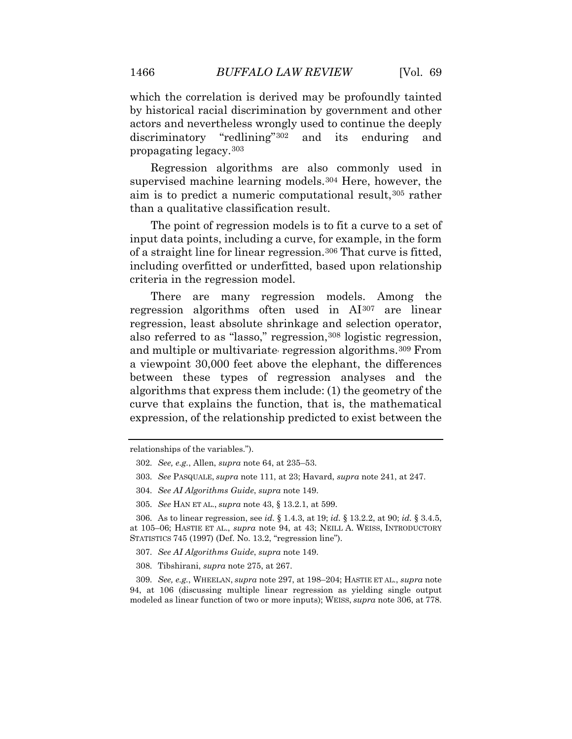which the correlation is derived may be profoundly tainted by historical racial discrimination by government and other actors and nevertheless wrongly used to continue the deeply discriminatory "redlining"[302] and its enduring and propagating legacy.[303]

Regression algorithms are also commonly used in supervised machine learning models.[304] Here, however, the aim is to predict a numeric computational result,[305] rather than a qualitative classification result.

The point of regression models is to fit a curve to a set of input data points, including a curve, for example, in the form of a straight line for linear regression.[306] That curve is fitted, including overfitted or underfitted, based upon relationship criteria in the regression model.

There are many regression models. Among the regression algorithms often used in AI[307] are linear regression, least absolute shrinkage and selection operator, also referred to as "lasso," regression,[308] logistic regression, and multiple or multivariate regression algorithms.[309] From a viewpoint 30,000 feet above the elephant, the differences between these types of regression analyses and the algorithms that express them include: (1) the geometry of the curve that explains the function, that is, the mathematical expression, of the relationship predicted to exist between the

---

relationships of the variables.").

302. *See, e.g.*, Allen, *supra* note 64, at 235–53.

303. *See* PASQUALE, *supra* note 111, at 23; Havard, *supra* note 241, at 247.

304. *See AI Algorithms Guide*, *supra* note 149.

305. *See* HAN ET AL., *supra* note 43, § 13.2.1, at 599.

306. As to linear regression, see *id.* § 1.4.3, at 19; *id.* § 13.2.2, at 90; *id.* § 3.4.5, at 105–06; HASTIE ET AL., *supra* note 94, at 43; NEILL A. WEISS, INTRODUCTORY STATISTICS 745 (1997) (Def. No. 13.2, "regression line").

307. *See AI Algorithms Guide*, *supra* note 149.

308. Tibshirani, *supra* note 275, at 267.

309. *See, e.g.*, WHEELAN, *supra* note 297, at 198–204; HASTIE ET AL., *supra* note 94, at 106 (discussing multiple linear regression as yielding single output modeled as linear function of two or more inputs); WEISS, *supra* note 306, at 778.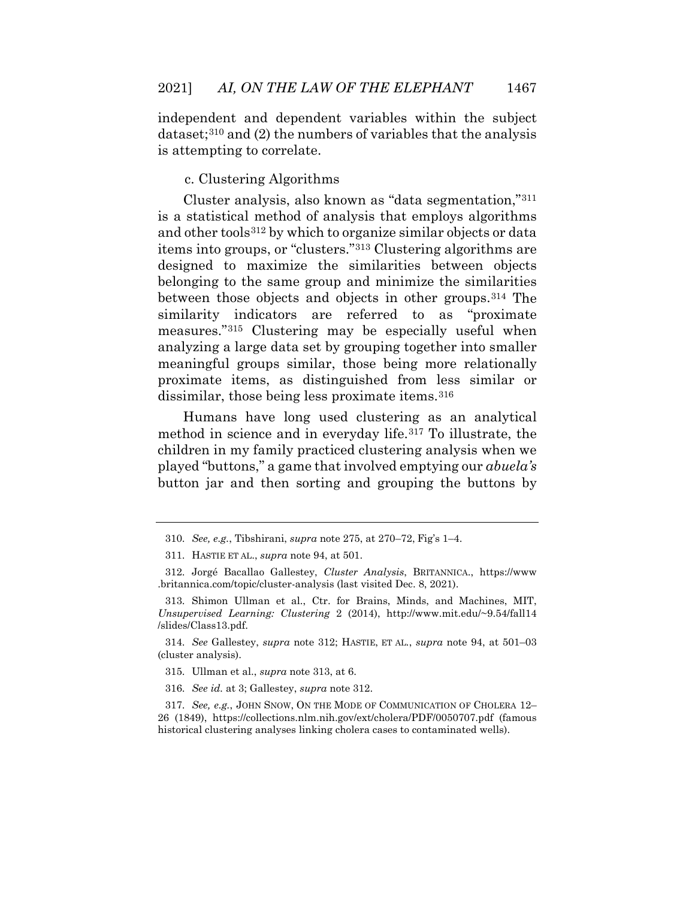independent and dependent variables within the subject dataset;[310] and (2) the numbers of variables that the analysis is attempting to correlate.

c. Clustering Algorithms

Cluster analysis, also known as "data segmentation,"[311] is a statistical method of analysis that employs algorithms and other tools[312] by which to organize similar objects or data items into groups, or "clusters."[313] Clustering algorithms are designed to maximize the similarities between objects belonging to the same group and minimize the similarities between those objects and objects in other groups.[314] The similarity indicators are referred to as "proximate measures."[315] Clustering may be especially useful when analyzing a large data set by grouping together into smaller meaningful groups similar, those being more relationally proximate items, as distinguished from less similar or dissimilar, those being less proximate items.[316]

Humans have long used clustering as an analytical method in science and in everyday life.[317] To illustrate, the children in my family practiced clustering analysis when we played "buttons," a game that involved emptying our *abuela's* button jar and then sorting and grouping the buttons by

---

310. *See, e.g.*, Tibshirani, *supra* note 275, at 270–72, Fig's 1–4.

311. HASTIE ET AL., *supra* note 94, at 501.

312. Jorgé Bacallao Gallestey, *Cluster Analysis*, BRITANNICA., https://www.britannica.com/topic/cluster-analysis (last visited Dec. 8, 2021).

313. Shimon Ullman et al., Ctr. for Brains, Minds, and Machines, MIT, *Unsupervised Learning: Clustering* 2 (2014), http://www.mit.edu/~9.54/fall14/slides/Class13.pdf.

314. *See* Gallestey, *supra* note 312; HASTIE, ET AL., *supra* note 94, at 501–03 (cluster analysis).

315. Ullman et al., *supra* note 313, at 6.

316. *See id.* at 3; Gallestey, *supra* note 312.

317. *See, e.g.*, JOHN SNOW, ON THE MODE OF COMMUNICATION OF CHOLERA 12–26 (1849), https://collections.nlm.nih.gov/ext/cholera/PDF/0050707.pdf (famous historical clustering analyses linking cholera cases to contaminated wells).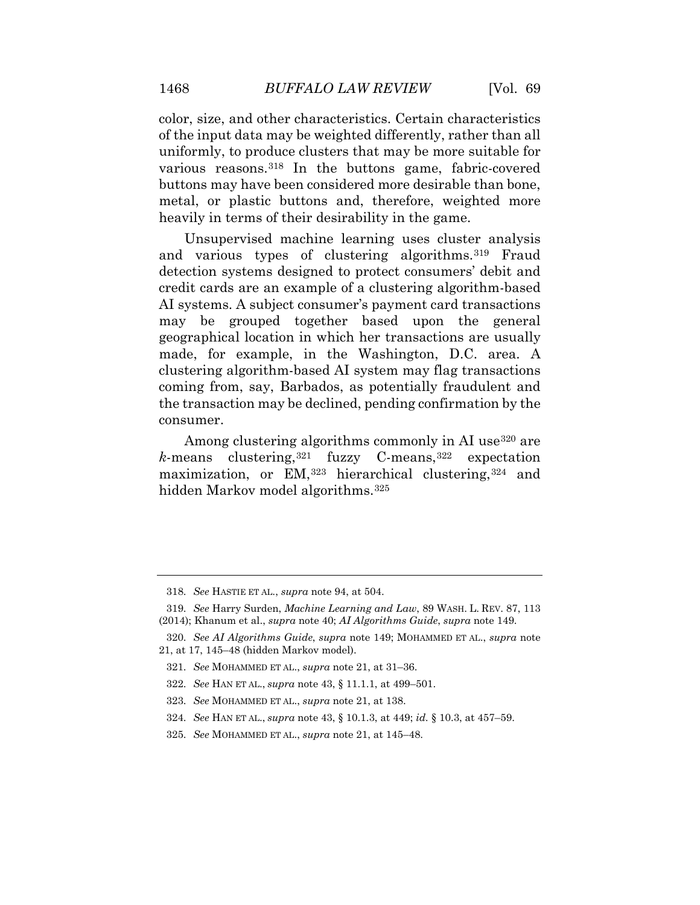color, size, and other characteristics. Certain characteristics of the input data may be weighted differently, rather than all uniformly, to produce clusters that may be more suitable for various reasons.[318] In the buttons game, fabric-covered buttons may have been considered more desirable than bone, metal, or plastic buttons and, therefore, weighted more heavily in terms of their desirability in the game.

Unsupervised machine learning uses cluster analysis and various types of clustering algorithms.[319] Fraud detection systems designed to protect consumers' debit and credit cards are an example of a clustering algorithm-based AI systems. A subject consumer's payment card transactions may be grouped together based upon the general geographical location in which her transactions are usually made, for example, in the Washington, D.C. area. A clustering algorithm-based AI system may flag transactions coming from, say, Barbados, as potentially fraudulent and the transaction may be declined, pending confirmation by the consumer.

Among clustering algorithms commonly in AI use[320] are *k*-means clustering,[321] fuzzy C-means,[322] expectation maximization, or EM,[323] hierarchical clustering,[324] and hidden Markov model algorithms.[325]

---

318. *See* HASTIE ET AL., *supra* note 94, at 504.

319. *See* Harry Surden, *Machine Learning and Law*, 89 WASH. L. REV. 87, 113 (2014); Khanum et al., *supra* note 40; *AI Algorithms Guide*, *supra* note 149.

320. *See AI Algorithms Guide*, *supra* note 149; MOHAMMED ET AL., *supra* note 21, at 17, 145–48 (hidden Markov model).

321. *See* MOHAMMED ET AL., *supra* note 21, at 31–36.

322. *See* HAN ET AL., *supra* note 43, § 11.1.1, at 499–501.

323. *See* MOHAMMED ET AL., *supra* note 21, at 138.

324. *See* HAN ET AL., *supra* note 43, § 10.1.3, at 449; *id.* § 10.3, at 457–59.

325. *See* MOHAMMED ET AL., *supra* note 21, at 145–48.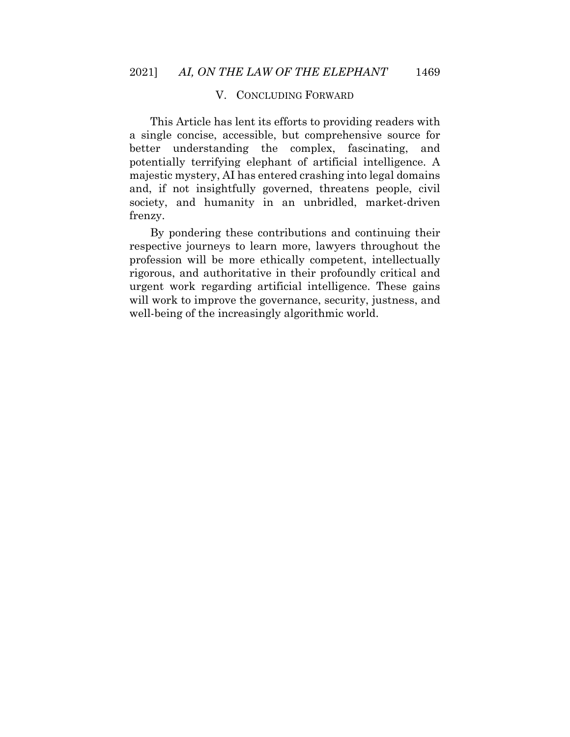## V. CONCLUDING FORWARD

This Article has lent its efforts to providing readers with a single concise, accessible, but comprehensive source for better understanding the complex, fascinating, and potentially terrifying elephant of artificial intelligence. A majestic mystery, AI has entered crashing into legal domains and, if not insightfully governed, threatens people, civil society, and humanity in an unbridled, market-driven frenzy.

By pondering these contributions and continuing their respective journeys to learn more, lawyers throughout the profession will be more ethically competent, intellectually rigorous, and authoritative in their profoundly critical and urgent work regarding artificial intelligence. These gains will work to improve the governance, security, justness, and well-being of the increasingly algorithmic world.